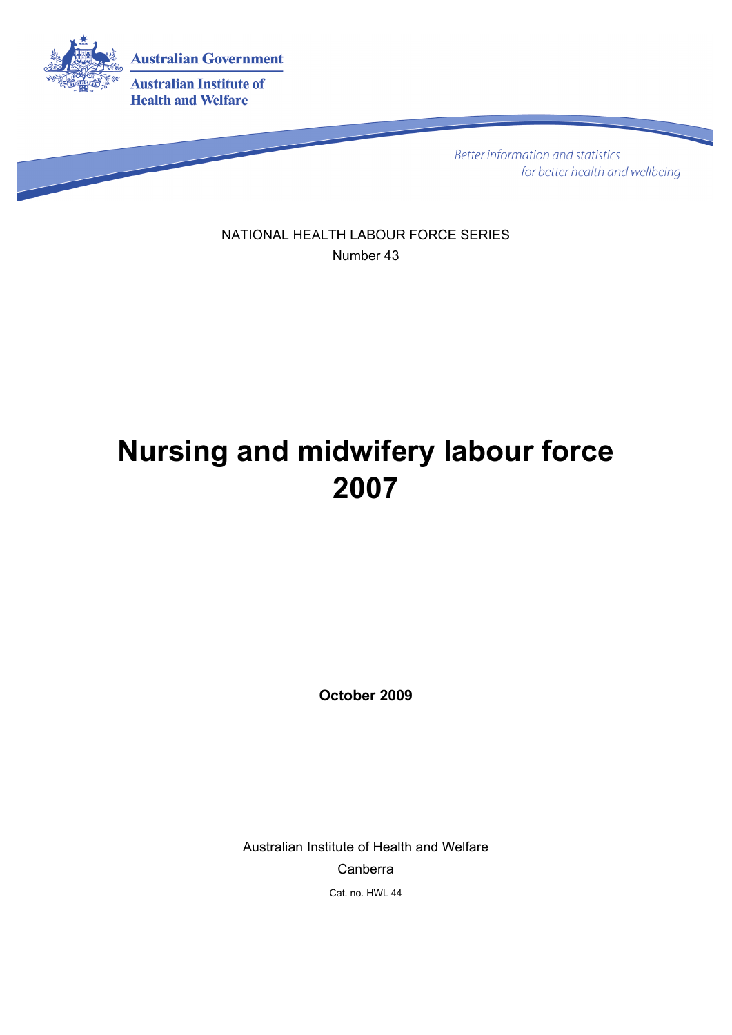Australian Government

Australian Institute of Health and Welfare

*Better information and statistics for better health and wellbeing*

NATIONAL HEALTH LABOUR FORCE SERIES

Number 43

# Nursing and midwifery labour force 2007

**October 2009**

Australian Institute of Health and Welfare

Canberra

Cat. no. HWL 44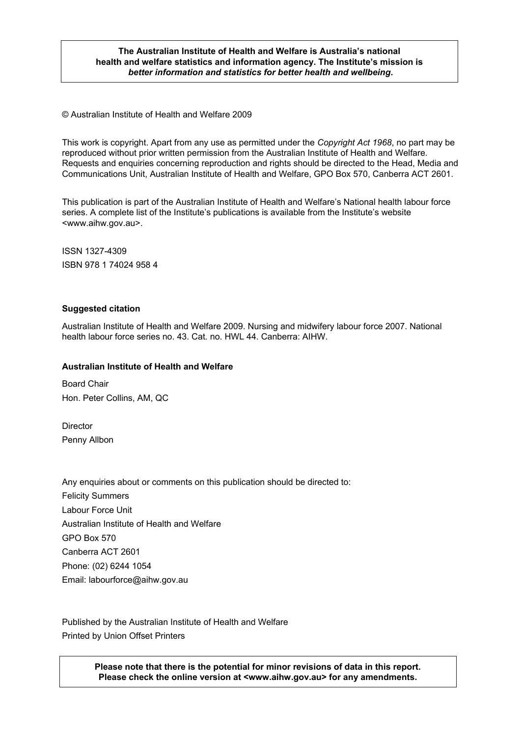**The Australian Institute of Health and Welfare is Australia's national health and welfare statistics and information agency. The Institute's mission is *better information and statistics for better health and wellbeing*.**

© Australian Institute of Health and Welfare 2009

This work is copyright. Apart from any use as permitted under the *Copyright Act 1968*, no part may be reproduced without prior written permission from the Australian Institute of Health and Welfare. Requests and enquiries concerning reproduction and rights should be directed to the Head, Media and Communications Unit, Australian Institute of Health and Welfare, GPO Box 570, Canberra ACT 2601.

This publication is part of the Australian Institute of Health and Welfare's National health labour force series. A complete list of the Institute's publications is available from the Institute's website <www.aihw.gov.au>.

ISSN 1327-4309

ISBN 978 1 74024 958 4

**Suggested citation**

Australian Institute of Health and Welfare 2009. Nursing and midwifery labour force 2007. National health labour force series no. 43. Cat. no. HWL 44. Canberra: AIHW.

**Australian Institute of Health and Welfare**

Board Chair

Hon. Peter Collins, AM, QC

Director

Penny Allbon

Any enquiries about or comments on this publication should be directed to:

Felicity Summers

Labour Force Unit

Australian Institute of Health and Welfare

GPO Box 570

Canberra ACT 2601

Phone: (02) 6244 1054

Email: labourforce@aihw.gov.au

Published by the Australian Institute of Health and Welfare

Printed by Union Offset Printers

**Please note that there is the potential for minor revisions of data in this report. Please check the online version at <www.aihw.gov.au> for any amendments.**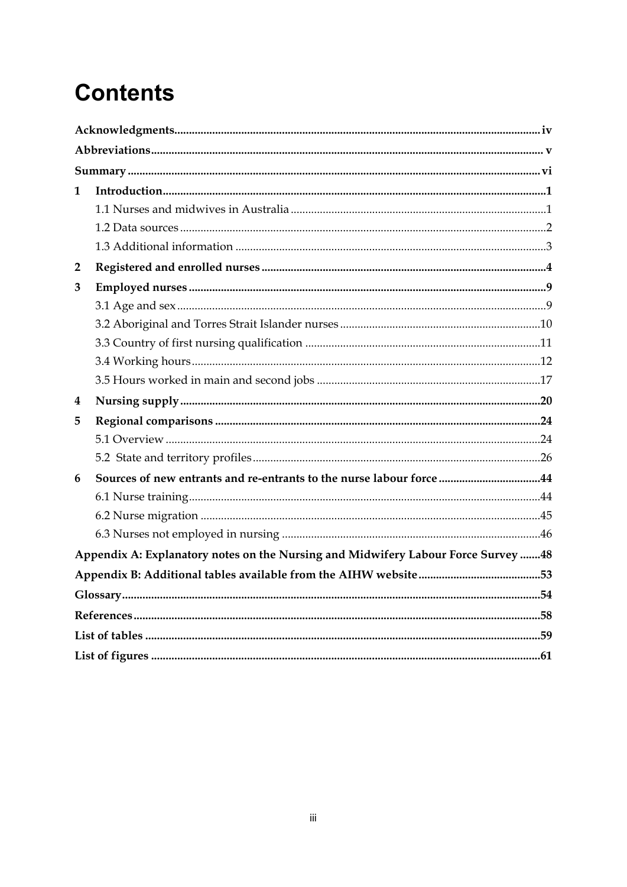# Contents

**Acknowledgments** ..... iv

**Abbreviations** ..... v

**Summary** ..... vi

**1 Introduction** ..... 1

- 1.1 Nurses and midwives in Australia ..... 1
- 1.2 Data sources ..... 2
- 1.3 Additional information ..... 3

**2 Registered and enrolled nurses** ..... 4

**3 Employed nurses** ..... 9

- 3.1 Age and sex ..... 9
- 3.2 Aboriginal and Torres Strait Islander nurses ..... 10
- 3.3 Country of first nursing qualification ..... 11
- 3.4 Working hours ..... 12
- 3.5 Hours worked in main and second jobs ..... 17

**4 Nursing supply** ..... 20

**5 Regional comparisons** ..... 24

- 5.1 Overview ..... 24
- 5.2 State and territory profiles ..... 26

**6 Sources of new entrants and re-entrants to the nurse labour force** ..... 44

- 6.1 Nurse training ..... 44
- 6.2 Nurse migration ..... 45
- 6.3 Nurses not employed in nursing ..... 46

**Appendix A: Explanatory notes on the Nursing and Midwifery Labour Force Survey** ..... 48

**Appendix B: Additional tables available from the AIHW website** ..... 53

**Glossary** ..... 54

**References** ..... 58

**List of tables** ..... 59

**List of figures** ..... 61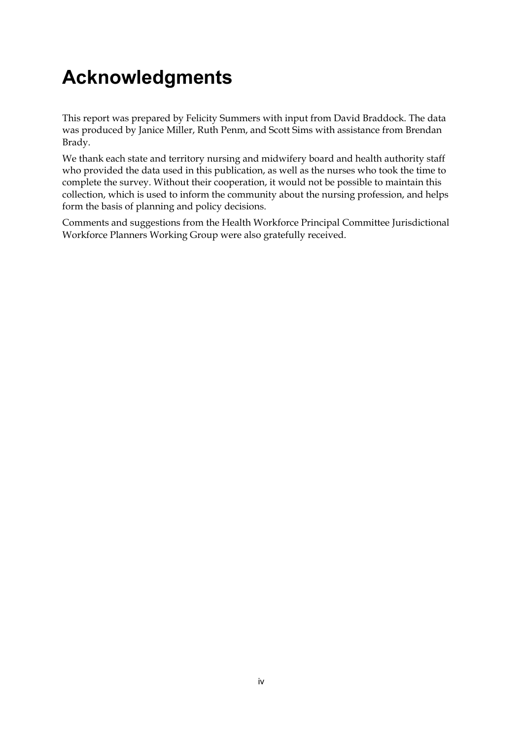# Acknowledgments

This report was prepared by Felicity Summers with input from David Braddock. The data was produced by Janice Miller, Ruth Penm, and Scott Sims with assistance from Brendan Brady.

We thank each state and territory nursing and midwifery board and health authority staff who provided the data used in this publication, as well as the nurses who took the time to complete the survey. Without their cooperation, it would not be possible to maintain this collection, which is used to inform the community about the nursing profession, and helps form the basis of planning and policy decisions.

Comments and suggestions from the Health Workforce Principal Committee Jurisdictional Workforce Planners Working Group were also gratefully received.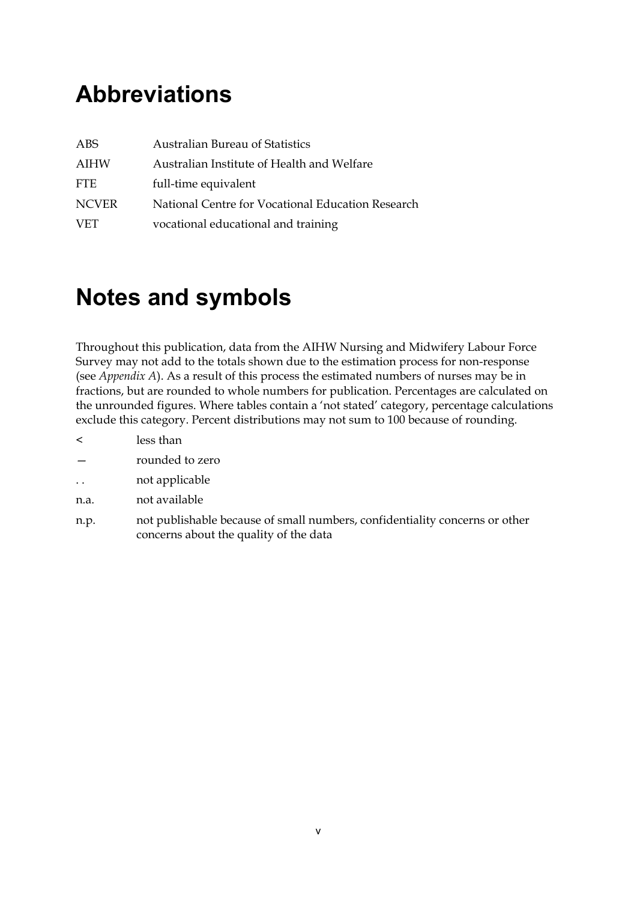# Abbreviations

| | |
|---|---|
| ABS | Australian Bureau of Statistics |
| AIHW | Australian Institute of Health and Welfare |
| FTE | full-time equivalent |
| NCVER | National Centre for Vocational Education Research |
| VET | vocational educational and training |

# Notes and symbols

Throughout this publication, data from the AIHW Nursing and Midwifery Labour Force Survey may not add to the totals shown due to the estimation process for non-response (see *Appendix A*). As a result of this process the estimated numbers of nurses may be in fractions, but are rounded to whole numbers for publication. Percentages are calculated on the unrounded figures. Where tables contain a 'not stated' category, percentage calculations exclude this category. Percent distributions may not sum to 100 because of rounding.

| | |
|---|---|
| < | less than |
| — | rounded to zero |
| . . | not applicable |
| n.a. | not available |
| n.p. | not publishable because of small numbers, confidentiality concerns or other concerns about the quality of the data |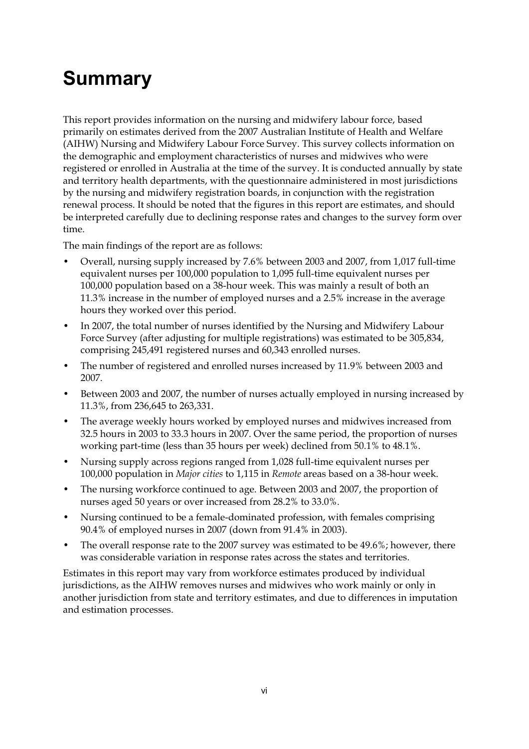# Summary

This report provides information on the nursing and midwifery labour force, based primarily on estimates derived from the 2007 Australian Institute of Health and Welfare (AIHW) Nursing and Midwifery Labour Force Survey. This survey collects information on the demographic and employment characteristics of nurses and midwives who were registered or enrolled in Australia at the time of the survey. It is conducted annually by state and territory health departments, with the questionnaire administered in most jurisdictions by the nursing and midwifery registration boards, in conjunction with the registration renewal process. It should be noted that the figures in this report are estimates, and should be interpreted carefully due to declining response rates and changes to the survey form over time.

The main findings of the report are as follows:

- Overall, nursing supply increased by 7.6% between 2003 and 2007, from 1,017 full-time equivalent nurses per 100,000 population to 1,095 full-time equivalent nurses per 100,000 population based on a 38-hour week. This was mainly a result of both an 11.3% increase in the number of employed nurses and a 2.5% increase in the average hours they worked over this period.
- In 2007, the total number of nurses identified by the Nursing and Midwifery Labour Force Survey (after adjusting for multiple registrations) was estimated to be 305,834, comprising 245,491 registered nurses and 60,343 enrolled nurses.
- The number of registered and enrolled nurses increased by 11.9% between 2003 and 2007.
- Between 2003 and 2007, the number of nurses actually employed in nursing increased by 11.3%, from 236,645 to 263,331.
- The average weekly hours worked by employed nurses and midwives increased from 32.5 hours in 2003 to 33.3 hours in 2007. Over the same period, the proportion of nurses working part-time (less than 35 hours per week) declined from 50.1% to 48.1%.
- Nursing supply across regions ranged from 1,028 full-time equivalent nurses per 100,000 population in *Major cities* to 1,115 in *Remote* areas based on a 38-hour week.
- The nursing workforce continued to age. Between 2003 and 2007, the proportion of nurses aged 50 years or over increased from 28.2% to 33.0%.
- Nursing continued to be a female-dominated profession, with females comprising 90.4% of employed nurses in 2007 (down from 91.4% in 2003).
- The overall response rate to the 2007 survey was estimated to be 49.6%; however, there was considerable variation in response rates across the states and territories.

Estimates in this report may vary from workforce estimates produced by individual jurisdictions, as the AIHW removes nurses and midwives who work mainly or only in another jurisdiction from state and territory estimates, and due to differences in imputation and estimation processes.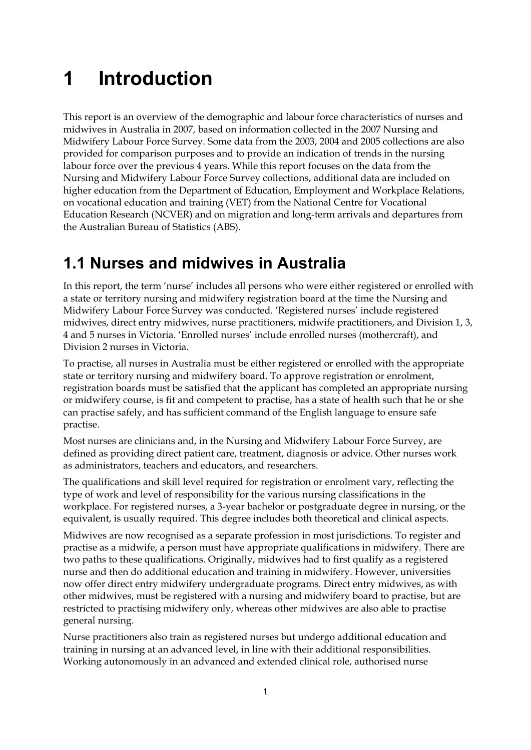# 1 Introduction

This report is an overview of the demographic and labour force characteristics of nurses and midwives in Australia in 2007, based on information collected in the 2007 Nursing and Midwifery Labour Force Survey. Some data from the 2003, 2004 and 2005 collections are also provided for comparison purposes and to provide an indication of trends in the nursing labour force over the previous 4 years. While this report focuses on the data from the Nursing and Midwifery Labour Force Survey collections, additional data are included on higher education from the Department of Education, Employment and Workplace Relations, on vocational education and training (VET) from the National Centre for Vocational Education Research (NCVER) and on migration and long-term arrivals and departures from the Australian Bureau of Statistics (ABS).

## 1.1 Nurses and midwives in Australia

In this report, the term 'nurse' includes all persons who were either registered or enrolled with a state or territory nursing and midwifery registration board at the time the Nursing and Midwifery Labour Force Survey was conducted. 'Registered nurses' include registered midwives, direct entry midwives, nurse practitioners, midwife practitioners, and Division 1, 3, 4 and 5 nurses in Victoria. 'Enrolled nurses' include enrolled nurses (mothercraft), and Division 2 nurses in Victoria.

To practise, all nurses in Australia must be either registered or enrolled with the appropriate state or territory nursing and midwifery board. To approve registration or enrolment, registration boards must be satisfied that the applicant has completed an appropriate nursing or midwifery course, is fit and competent to practise, has a state of health such that he or she can practise safely, and has sufficient command of the English language to ensure safe practise.

Most nurses are clinicians and, in the Nursing and Midwifery Labour Force Survey, are defined as providing direct patient care, treatment, diagnosis or advice. Other nurses work as administrators, teachers and educators, and researchers.

The qualifications and skill level required for registration or enrolment vary, reflecting the type of work and level of responsibility for the various nursing classifications in the workplace. For registered nurses, a 3-year bachelor or postgraduate degree in nursing, or the equivalent, is usually required. This degree includes both theoretical and clinical aspects.

Midwives are now recognised as a separate profession in most jurisdictions. To register and practise as a midwife, a person must have appropriate qualifications in midwifery. There are two paths to these qualifications. Originally, midwives had to first qualify as a registered nurse and then do additional education and training in midwifery. However, universities now offer direct entry midwifery undergraduate programs. Direct entry midwives, as with other midwives, must be registered with a nursing and midwifery board to practise, but are restricted to practising midwifery only, whereas other midwives are also able to practise general nursing.

Nurse practitioners also train as registered nurses but undergo additional education and training in nursing at an advanced level, in line with their additional responsibilities. Working autonomously in an advanced and extended clinical role, authorised nurse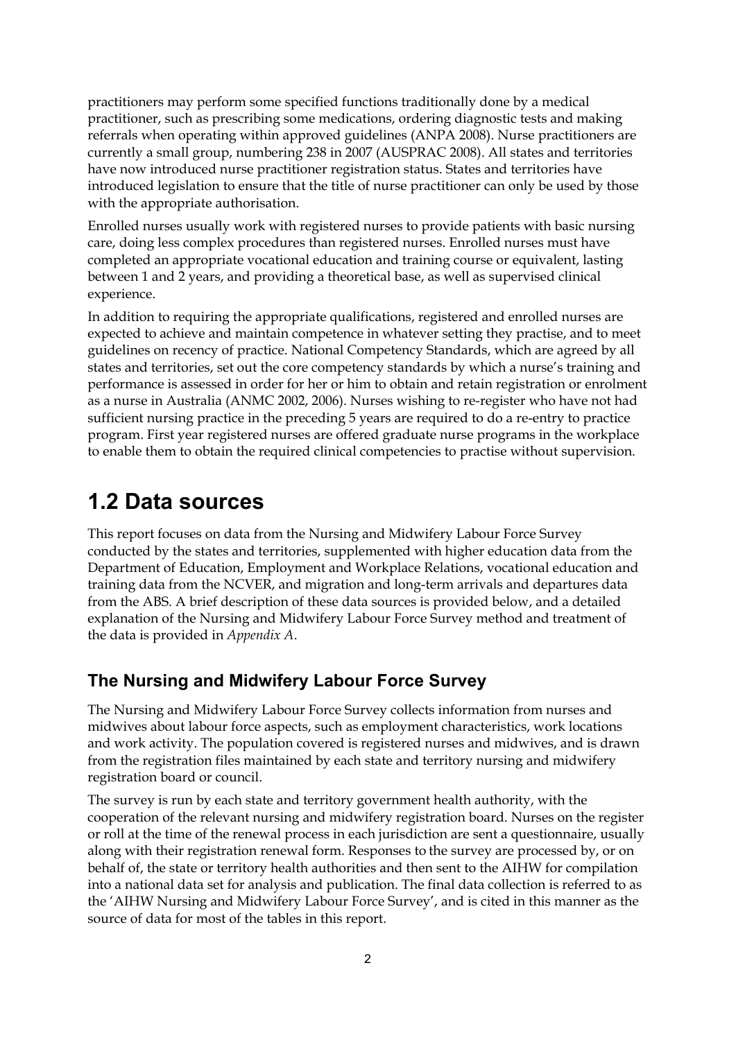practitioners may perform some specified functions traditionally done by a medical practitioner, such as prescribing some medications, ordering diagnostic tests and making referrals when operating within approved guidelines (ANPA 2008). Nurse practitioners are currently a small group, numbering 238 in 2007 (AUSPRAC 2008). All states and territories have now introduced nurse practitioner registration status. States and territories have introduced legislation to ensure that the title of nurse practitioner can only be used by those with the appropriate authorisation.

Enrolled nurses usually work with registered nurses to provide patients with basic nursing care, doing less complex procedures than registered nurses. Enrolled nurses must have completed an appropriate vocational education and training course or equivalent, lasting between 1 and 2 years, and providing a theoretical base, as well as supervised clinical experience.

In addition to requiring the appropriate qualifications, registered and enrolled nurses are expected to achieve and maintain competence in whatever setting they practise, and to meet guidelines on recency of practice. National Competency Standards, which are agreed by all states and territories, set out the core competency standards by which a nurse's training and performance is assessed in order for her or him to obtain and retain registration or enrolment as a nurse in Australia (ANMC 2002, 2006). Nurses wishing to re-register who have not had sufficient nursing practice in the preceding 5 years are required to do a re-entry to practice program. First year registered nurses are offered graduate nurse programs in the workplace to enable them to obtain the required clinical competencies to practise without supervision.

# 1.2 Data sources

This report focuses on data from the Nursing and Midwifery Labour Force Survey conducted by the states and territories, supplemented with higher education data from the Department of Education, Employment and Workplace Relations, vocational education and training data from the NCVER, and migration and long-term arrivals and departures data from the ABS. A brief description of these data sources is provided below, and a detailed explanation of the Nursing and Midwifery Labour Force Survey method and treatment of the data is provided in *Appendix A*.

## The Nursing and Midwifery Labour Force Survey

The Nursing and Midwifery Labour Force Survey collects information from nurses and midwives about labour force aspects, such as employment characteristics, work locations and work activity. The population covered is registered nurses and midwives, and is drawn from the registration files maintained by each state and territory nursing and midwifery registration board or council.

The survey is run by each state and territory government health authority, with the cooperation of the relevant nursing and midwifery registration board. Nurses on the register or roll at the time of the renewal process in each jurisdiction are sent a questionnaire, usually along with their registration renewal form. Responses to the survey are processed by, or on behalf of, the state or territory health authorities and then sent to the AIHW for compilation into a national data set for analysis and publication. The final data collection is referred to as the 'AIHW Nursing and Midwifery Labour Force Survey', and is cited in this manner as the source of data for most of the tables in this report.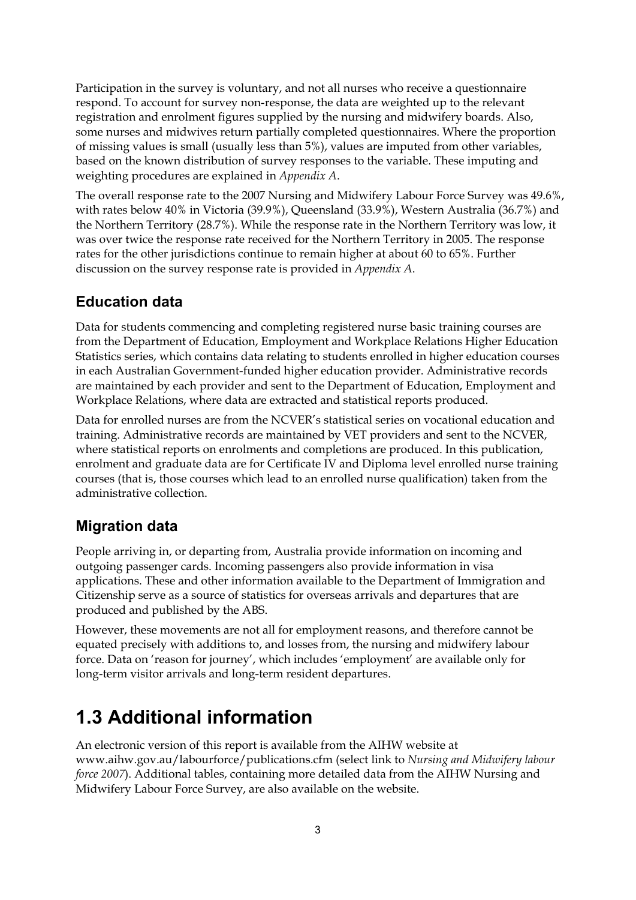Participation in the survey is voluntary, and not all nurses who receive a questionnaire respond. To account for survey non-response, the data are weighted up to the relevant registration and enrolment figures supplied by the nursing and midwifery boards. Also, some nurses and midwives return partially completed questionnaires. Where the proportion of missing values is small (usually less than 5%), values are imputed from other variables, based on the known distribution of survey responses to the variable. These imputing and weighting procedures are explained in *Appendix A*.

The overall response rate to the 2007 Nursing and Midwifery Labour Force Survey was 49.6%, with rates below 40% in Victoria (39.9%), Queensland (33.9%), Western Australia (36.7%) and the Northern Territory (28.7%). While the response rate in the Northern Territory was low, it was over twice the response rate received for the Northern Territory in 2005. The response rates for the other jurisdictions continue to remain higher at about 60 to 65%. Further discussion on the survey response rate is provided in *Appendix A*.

### Education data

Data for students commencing and completing registered nurse basic training courses are from the Department of Education, Employment and Workplace Relations Higher Education Statistics series, which contains data relating to students enrolled in higher education courses in each Australian Government-funded higher education provider. Administrative records are maintained by each provider and sent to the Department of Education, Employment and Workplace Relations, where data are extracted and statistical reports produced.

Data for enrolled nurses are from the NCVER's statistical series on vocational education and training. Administrative records are maintained by VET providers and sent to the NCVER, where statistical reports on enrolments and completions are produced. In this publication, enrolment and graduate data are for Certificate IV and Diploma level enrolled nurse training courses (that is, those courses which lead to an enrolled nurse qualification) taken from the administrative collection.

### Migration data

People arriving in, or departing from, Australia provide information on incoming and outgoing passenger cards. Incoming passengers also provide information in visa applications. These and other information available to the Department of Immigration and Citizenship serve as a source of statistics for overseas arrivals and departures that are produced and published by the ABS.

However, these movements are not all for employment reasons, and therefore cannot be equated precisely with additions to, and losses from, the nursing and midwifery labour force. Data on 'reason for journey', which includes 'employment' are available only for long-term visitor arrivals and long-term resident departures.

## 1.3 Additional information

An electronic version of this report is available from the AIHW website at www.aihw.gov.au/labourforce/publications.cfm (select link to *Nursing and Midwifery labour force 2007*). Additional tables, containing more detailed data from the AIHW Nursing and Midwifery Labour Force Survey, are also available on the website.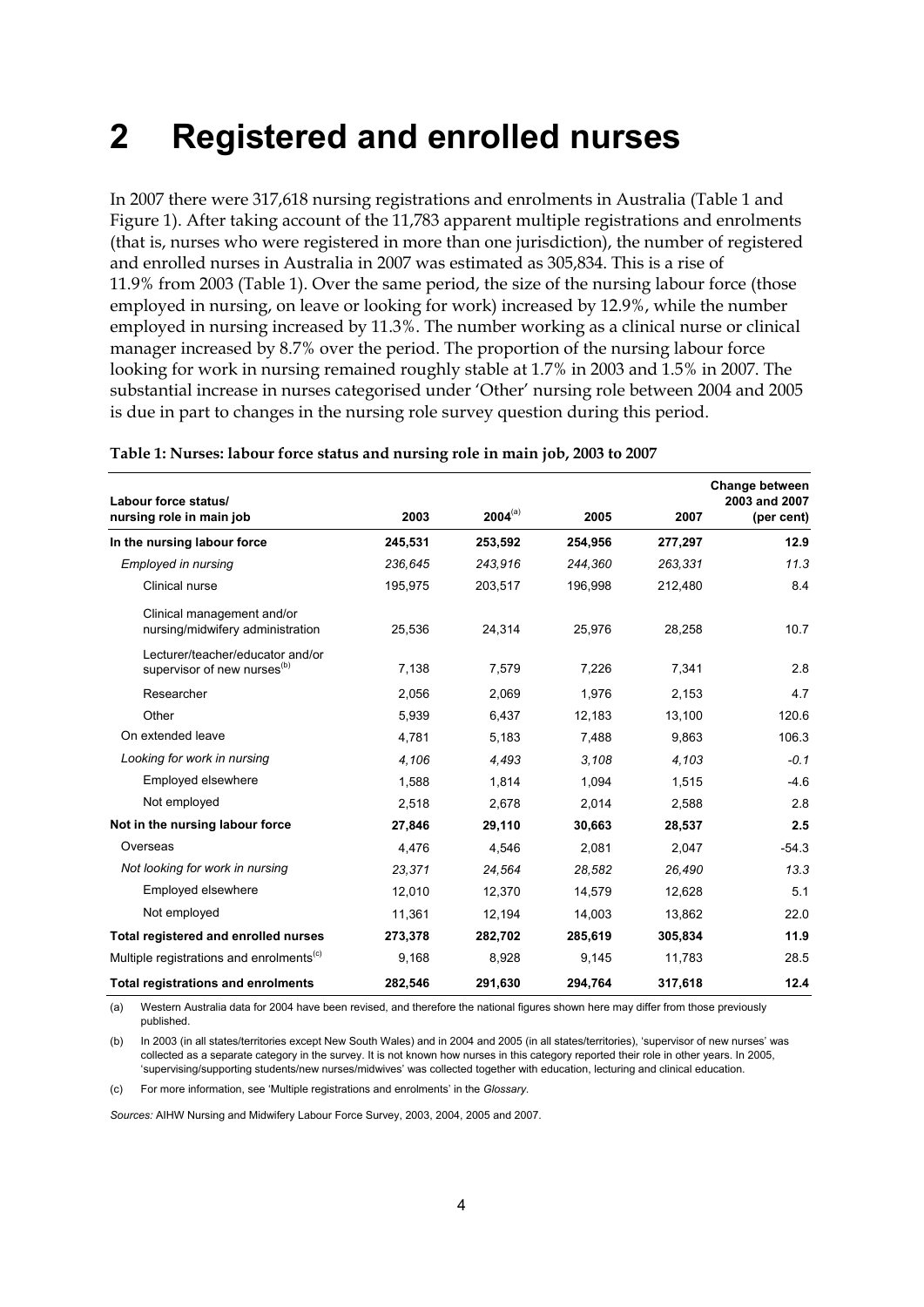# 2 Registered and enrolled nurses

In 2007 there were 317,618 nursing registrations and enrolments in Australia (Table 1 and Figure 1). After taking account of the 11,783 apparent multiple registrations and enrolments (that is, nurses who were registered in more than one jurisdiction), the number of registered and enrolled nurses in Australia in 2007 was estimated as 305,834. This is a rise of 11.9% from 2003 (Table 1). Over the same period, the size of the nursing labour force (those employed in nursing, on leave or looking for work) increased by 12.9%, while the number employed in nursing increased by 11.3%. The number working as a clinical nurse or clinical manager increased by 8.7% over the period. The proportion of the nursing labour force looking for work in nursing remained roughly stable at 1.7% in 2003 and 1.5% in 2007. The substantial increase in nurses categorised under 'Other' nursing role between 2004 and 2005 is due in part to changes in the nursing role survey question during this period.

**Table 1: Nurses: labour force status and nursing role in main job, 2003 to 2007**

| Labour force status/ nursing role in main job | 2003 | 2004[(a)] | 2005 | 2007 | Change between 2003 and 2007 (per cent) |
|---|---|---|---|---|---|
| **In the nursing labour force** | **245,531** | **253,592** | **254,956** | **277,297** | **12.9** |
| *Employed in nursing* | *236,645* | *243,916* | *244,360* | *263,331* | *11.3* |
| Clinical nurse | 195,975 | 203,517 | 196,998 | 212,480 | 8.4 |
| Clinical management and/or nursing/midwifery administration | 25,536 | 24,314 | 25,976 | 28,258 | 10.7 |
| Lecturer/teacher/educator and/or supervisor of new nurses[(b)] | 7,138 | 7,579 | 7,226 | 7,341 | 2.8 |
| Researcher | 2,056 | 2,069 | 1,976 | 2,153 | 4.7 |
| Other | 5,939 | 6,437 | 12,183 | 13,100 | 120.6 |
| On extended leave | 4,781 | 5,183 | 7,488 | 9,863 | 106.3 |
| *Looking for work in nursing* | *4,106* | *4,493* | *3,108* | *4,103* | *-0.1* |
| Employed elsewhere | 1,588 | 1,814 | 1,094 | 1,515 | -4.6 |
| Not employed | 2,518 | 2,678 | 2,014 | 2,588 | 2.8 |
| **Not in the nursing labour force** | **27,846** | **29,110** | **30,663** | **28,537** | **2.5** |
| Overseas | 4,476 | 4,546 | 2,081 | 2,047 | -54.3 |
| *Not looking for work in nursing* | *23,371* | *24,564* | *28,582* | *26,490* | *13.3* |
| Employed elsewhere | 12,010 | 12,370 | 14,579 | 12,628 | 5.1 |
| Not employed | 11,361 | 12,194 | 14,003 | 13,862 | 22.0 |
| **Total registered and enrolled nurses** | **273,378** | **282,702** | **285,619** | **305,834** | **11.9** |
| Multiple registrations and enrolments[(c)] | 9,168 | 8,928 | 9,145 | 11,783 | 28.5 |
| **Total registrations and enrolments** | **282,546** | **291,630** | **294,764** | **317,618** | **12.4** |

(a) Western Australia data for 2004 have been revised, and therefore the national figures shown here may differ from those previously published.

(b) In 2003 (in all states/territories except New South Wales) and in 2004 and 2005 (in all states/territories), 'supervisor of new nurses' was collected as a separate category in the survey. It is not known how nurses in this category reported their role in other years. In 2005, 'supervising/supporting students/new nurses/midwives' was collected together with education, lecturing and clinical education.

(c) For more information, see 'Multiple registrations and enrolments' in the *Glossary*.

*Sources:* AIHW Nursing and Midwifery Labour Force Survey, 2003, 2004, 2005 and 2007.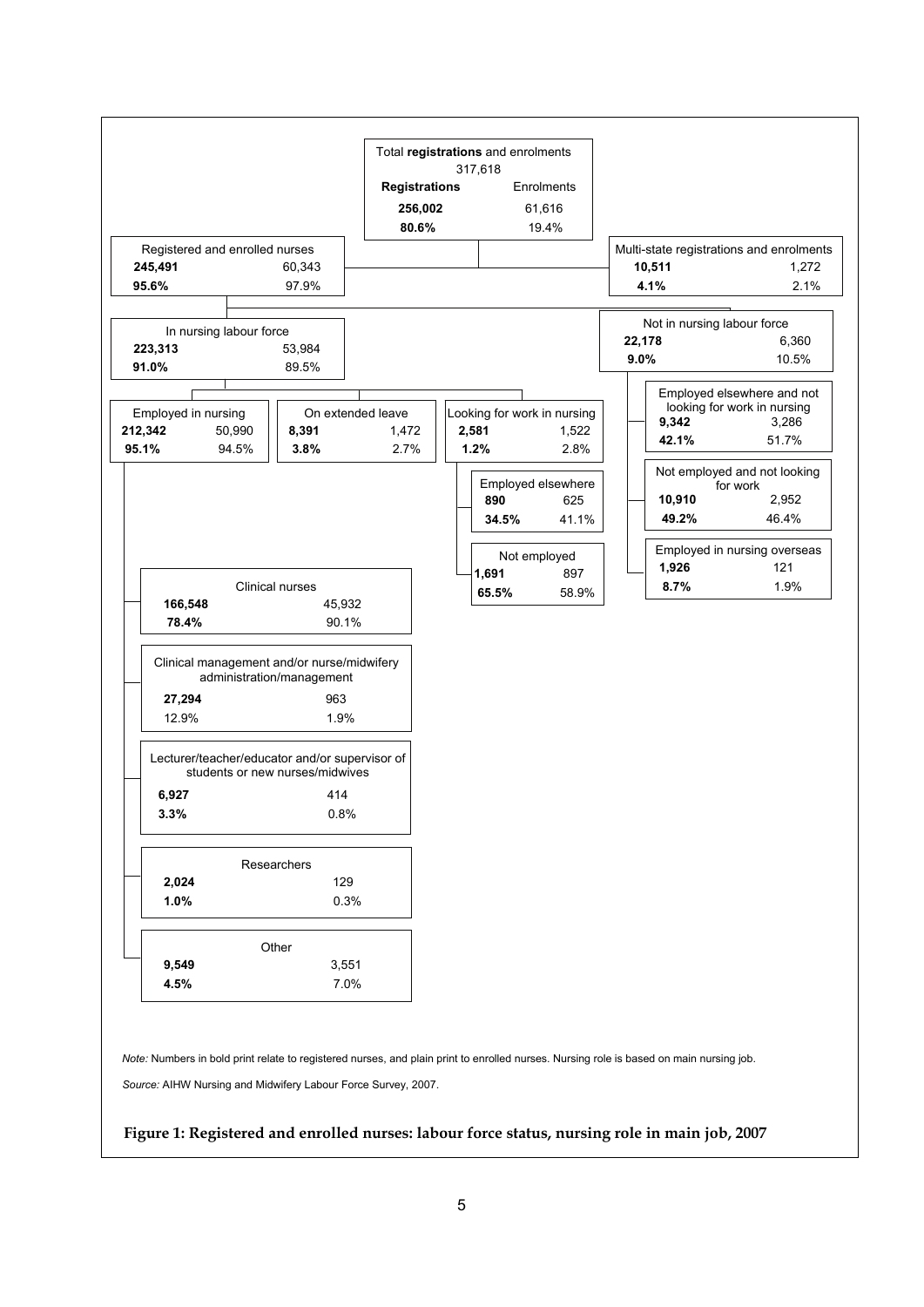Total **registrations** and enrolments 317,618

| | **Registrations** | Enrolments |
|---|---|---|
| Total registrations and enrolments | **256,002** | 61,616 |
| | **80.6%** | 19.4% |

- Registered and enrolled nurses: **245,491** / 60,343; **95.6%** / 97.9%
  - In nursing labour force: **223,313** / 53,984; **91.0%** / 89.5%
    - Employed in nursing: **212,342** / 50,990; **95.1%** / 94.5%
      - Clinical nurses: **166,548** / 45,932; **78.4%** / 90.1%
      - Clinical management and/or nurse/midwifery administration/management: **27,294** / 963; 12.9% / 1.9%
      - Lecturer/teacher/educator and/or supervisor of students or new nurses/midwives: **6,927** / 414; **3.3%** / 0.8%
      - Researchers: **2,024** / 129; **1.0%** / 0.3%
      - Other: **9,549** / 3,551; **4.5%** / 7.0%
    - On extended leave: **8,391** / 1,472; **3.8%** / 2.7%
    - Looking for work in nursing: **2,581** / 1,522; **1.2%** / 2.8%
      - Employed elsewhere: **890** / 625; **34.5%** / 41.1%
      - Not employed: **1,691** / 897; **65.5%** / 58.9%
  - Not in nursing labour force: **22,178** / 6,360; **9.0%** / 10.5%
    - Employed elsewhere and not looking for work in nursing: **9,342** / 3,286; **42.1%** / 51.7%
    - Not employed and not looking for work: **10,910** / 2,952; **49.2%** / 46.4%
    - Employed in nursing overseas: **1,926** / 121; **8.7%** / 1.9%
- Multi-state registrations and enrolments: **10,511** / 1,272; **4.1%** / 2.1%

*Note:* Numbers in bold print relate to registered nurses, and plain print to enrolled nurses. Nursing role is based on main nursing job.

*Source:* AIHW Nursing and Midwifery Labour Force Survey, 2007.

**Figure 1: Registered and enrolled nurses: labour force status, nursing role in main job, 2007**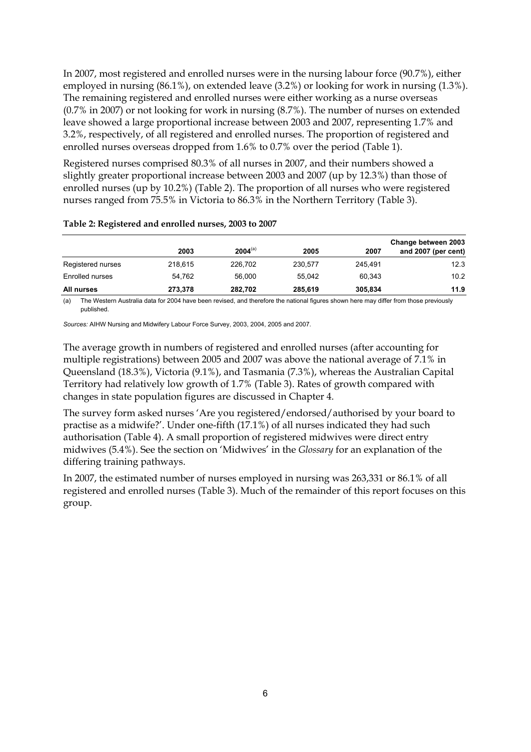In 2007, most registered and enrolled nurses were in the nursing labour force (90.7%), either employed in nursing (86.1%), on extended leave (3.2%) or looking for work in nursing (1.3%). The remaining registered and enrolled nurses were either working as a nurse overseas (0.7% in 2007) or not looking for work in nursing (8.7%). The number of nurses on extended leave showed a large proportional increase between 2003 and 2007, representing 1.7% and 3.2%, respectively, of all registered and enrolled nurses. The proportion of registered and enrolled nurses overseas dropped from 1.6% to 0.7% over the period (Table 1).

Registered nurses comprised 80.3% of all nurses in 2007, and their numbers showed a slightly greater proportional increase between 2003 and 2007 (up by 12.3%) than those of enrolled nurses (up by 10.2%) (Table 2). The proportion of all nurses who were registered nurses ranged from 75.5% in Victoria to 86.3% in the Northern Territory (Table 3).

**Table 2: Registered and enrolled nurses, 2003 to 2007**

| | 2003 | 2004[(a)] | 2005 | 2007 | Change between 2003 and 2007 (per cent) |
|---|---|---|---|---|---|
| Registered nurses | 218,615 | 226,702 | 230,577 | 245,491 | 12.3 |
| Enrolled nurses | 54,762 | 56,000 | 55,042 | 60,343 | 10.2 |
| **All nurses** | **273,378** | **282,702** | **285,619** | **305,834** | **11.9** |

(a) The Western Australia data for 2004 have been revised, and therefore the national figures shown here may differ from those previously published.

*Sources:* AIHW Nursing and Midwifery Labour Force Survey, 2003, 2004, 2005 and 2007.

The average growth in numbers of registered and enrolled nurses (after accounting for multiple registrations) between 2005 and 2007 was above the national average of 7.1% in Queensland (18.3%), Victoria (9.1%), and Tasmania (7.3%), whereas the Australian Capital Territory had relatively low growth of 1.7% (Table 3). Rates of growth compared with changes in state population figures are discussed in Chapter 4.

The survey form asked nurses 'Are you registered/endorsed/authorised by your board to practise as a midwife?'. Under one-fifth (17.1%) of all nurses indicated they had such authorisation (Table 4). A small proportion of registered midwives were direct entry midwives (5.4%). See the section on 'Midwives' in the *Glossary* for an explanation of the differing training pathways.

In 2007, the estimated number of nurses employed in nursing was 263,331 or 86.1% of all registered and enrolled nurses (Table 3). Much of the remainder of this report focuses on this group.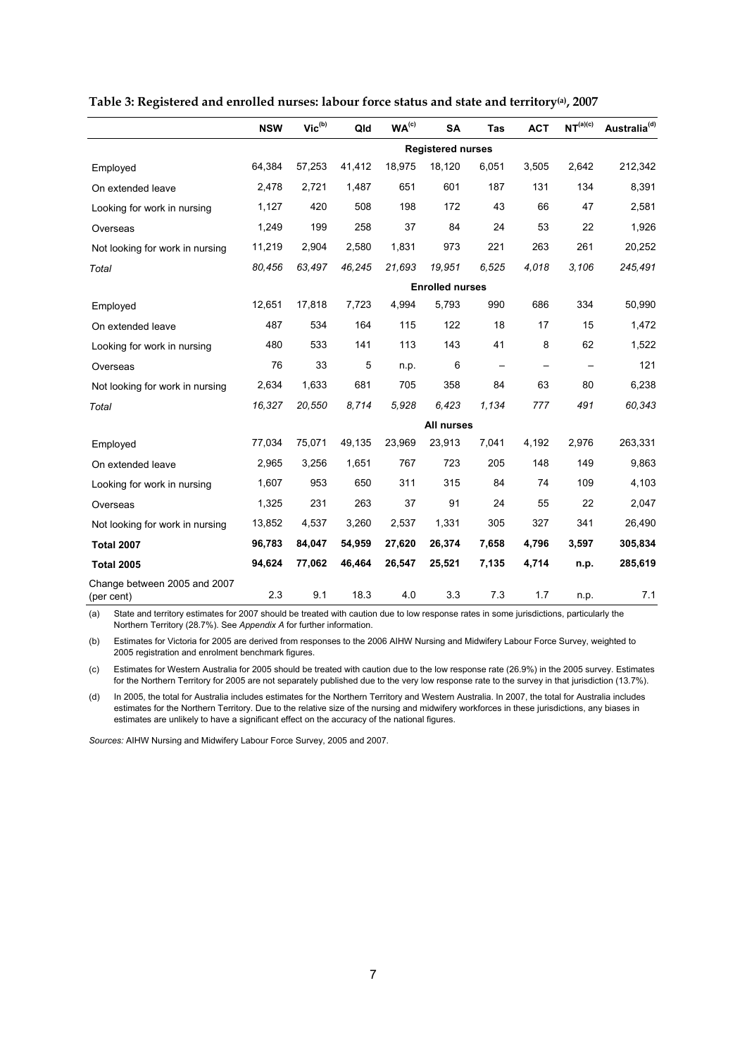**Table 3: Registered and enrolled nurses: labour force status and state and territory[(a)], 2007**

| | NSW | Vic[(b)] | Qld | WA[(c)] | SA | Tas | ACT | NT[(a)(c)] | Australia[(d)] |
|---|---|---|---|---|---|---|---|---|---|
| | | | | | **Registered nurses** | | | | |
| Employed | 64,384 | 57,253 | 41,412 | 18,975 | 18,120 | 6,051 | 3,505 | 2,642 | 212,342 |
| On extended leave | 2,478 | 2,721 | 1,487 | 651 | 601 | 187 | 131 | 134 | 8,391 |
| Looking for work in nursing | 1,127 | 420 | 508 | 198 | 172 | 43 | 66 | 47 | 2,581 |
| Overseas | 1,249 | 199 | 258 | 37 | 84 | 24 | 53 | 22 | 1,926 |
| Not looking for work in nursing | 11,219 | 2,904 | 2,580 | 1,831 | 973 | 221 | 263 | 261 | 20,252 |
| *Total* | *80,456* | *63,497* | *46,245* | *21,693* | *19,951* | *6,525* | *4,018* | *3,106* | *245,491* |
| | | | | | **Enrolled nurses** | | | | |
| Employed | 12,651 | 17,818 | 7,723 | 4,994 | 5,793 | 990 | 686 | 334 | 50,990 |
| On extended leave | 487 | 534 | 164 | 115 | 122 | 18 | 17 | 15 | 1,472 |
| Looking for work in nursing | 480 | 533 | 141 | 113 | 143 | 41 | 8 | 62 | 1,522 |
| Overseas | 76 | 33 | 5 | n.p. | 6 | – | – | – | 121 |
| Not looking for work in nursing | 2,634 | 1,633 | 681 | 705 | 358 | 84 | 63 | 80 | 6,238 |
| *Total* | *16,327* | *20,550* | *8,714* | *5,928* | *6,423* | *1,134* | *777* | *491* | *60,343* |
| | | | | | **All nurses** | | | | |
| Employed | 77,034 | 75,071 | 49,135 | 23,969 | 23,913 | 7,041 | 4,192 | 2,976 | 263,331 |
| On extended leave | 2,965 | 3,256 | 1,651 | 767 | 723 | 205 | 148 | 149 | 9,863 |
| Looking for work in nursing | 1,607 | 953 | 650 | 311 | 315 | 84 | 74 | 109 | 4,103 |
| Overseas | 1,325 | 231 | 263 | 37 | 91 | 24 | 55 | 22 | 2,047 |
| Not looking for work in nursing | 13,852 | 4,537 | 3,260 | 2,537 | 1,331 | 305 | 327 | 341 | 26,490 |
| **Total 2007** | **96,783** | **84,047** | **54,959** | **27,620** | **26,374** | **7,658** | **4,796** | **3,597** | **305,834** |
| **Total 2005** | **94,624** | **77,062** | **46,464** | **26,547** | **25,521** | **7,135** | **4,714** | **n.p.** | **285,619** |
| Change between 2005 and 2007 (per cent) | 2.3 | 9.1 | 18.3 | 4.0 | 3.3 | 7.3 | 1.7 | n.p. | 7.1 |

(a) State and territory estimates for 2007 should be treated with caution due to low response rates in some jurisdictions, particularly the Northern Territory (28.7%). See *Appendix A* for further information.

(b) Estimates for Victoria for 2005 are derived from responses to the 2006 AIHW Nursing and Midwifery Labour Force Survey, weighted to 2005 registration and enrolment benchmark figures.

(c) Estimates for Western Australia for 2005 should be treated with caution due to the low response rate (26.9%) in the 2005 survey. Estimates for the Northern Territory for 2005 are not separately published due to the very low response rate to the survey in that jurisdiction (13.7%).

(d) In 2005, the total for Australia includes estimates for the Northern Territory and Western Australia. In 2007, the total for Australia includes estimates for the Northern Territory. Due to the relative size of the nursing and midwifery workforces in these jurisdictions, any biases in estimates are unlikely to have a significant effect on the accuracy of the national figures.

*Sources:* AIHW Nursing and Midwifery Labour Force Survey, 2005 and 2007.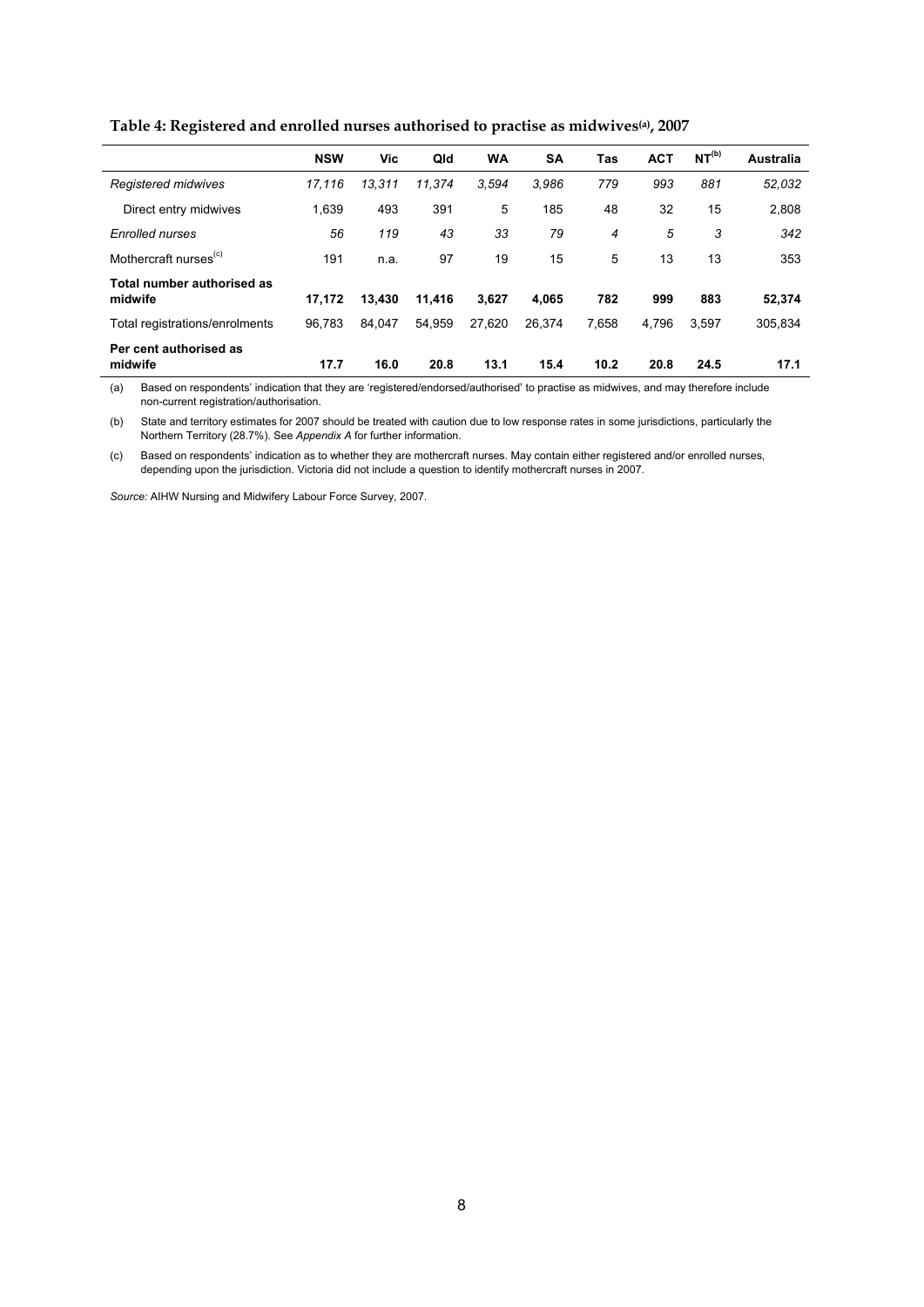**Table 4: Registered and enrolled nurses authorised to practise as midwives[(a)], 2007**

| | NSW | Vic | Qld | WA | SA | Tas | ACT | NT[(b)] | Australia |
|---|---|---|---|---|---|---|---|---|---|
| *Registered midwives* | *17,116* | *13,311* | *11,374* | *3,594* | *3,986* | *779* | *993* | *881* | *52,032* |
| Direct entry midwives | 1,639 | 493 | 391 | 5 | 185 | 48 | 32 | 15 | 2,808 |
| *Enrolled nurses* | *56* | *119* | *43* | *33* | *79* | *4* | *5* | *3* | *342* |
| Mothercraft nurses[(c)] | 191 | n.a. | 97 | 19 | 15 | 5 | 13 | 13 | 353 |
| **Total number authorised as midwife** | **17,172** | **13,430** | **11,416** | **3,627** | **4,065** | **782** | **999** | **883** | **52,374** |
| Total registrations/enrolments | 96,783 | 84,047 | 54,959 | 27,620 | 26,374 | 7,658 | 4,796 | 3,597 | 305,834 |
| **Per cent authorised as midwife** | **17.7** | **16.0** | **20.8** | **13.1** | **15.4** | **10.2** | **20.8** | **24.5** | **17.1** |

(a) Based on respondents' indication that they are 'registered/endorsed/authorised' to practise as midwives, and may therefore include non-current registration/authorisation.

(b) State and territory estimates for 2007 should be treated with caution due to low response rates in some jurisdictions, particularly the Northern Territory (28.7%). See *Appendix A* for further information.

(c) Based on respondents' indication as to whether they are mothercraft nurses. May contain either registered and/or enrolled nurses, depending upon the jurisdiction. Victoria did not include a question to identify mothercraft nurses in 2007.

*Source:* AIHW Nursing and Midwifery Labour Force Survey, 2007.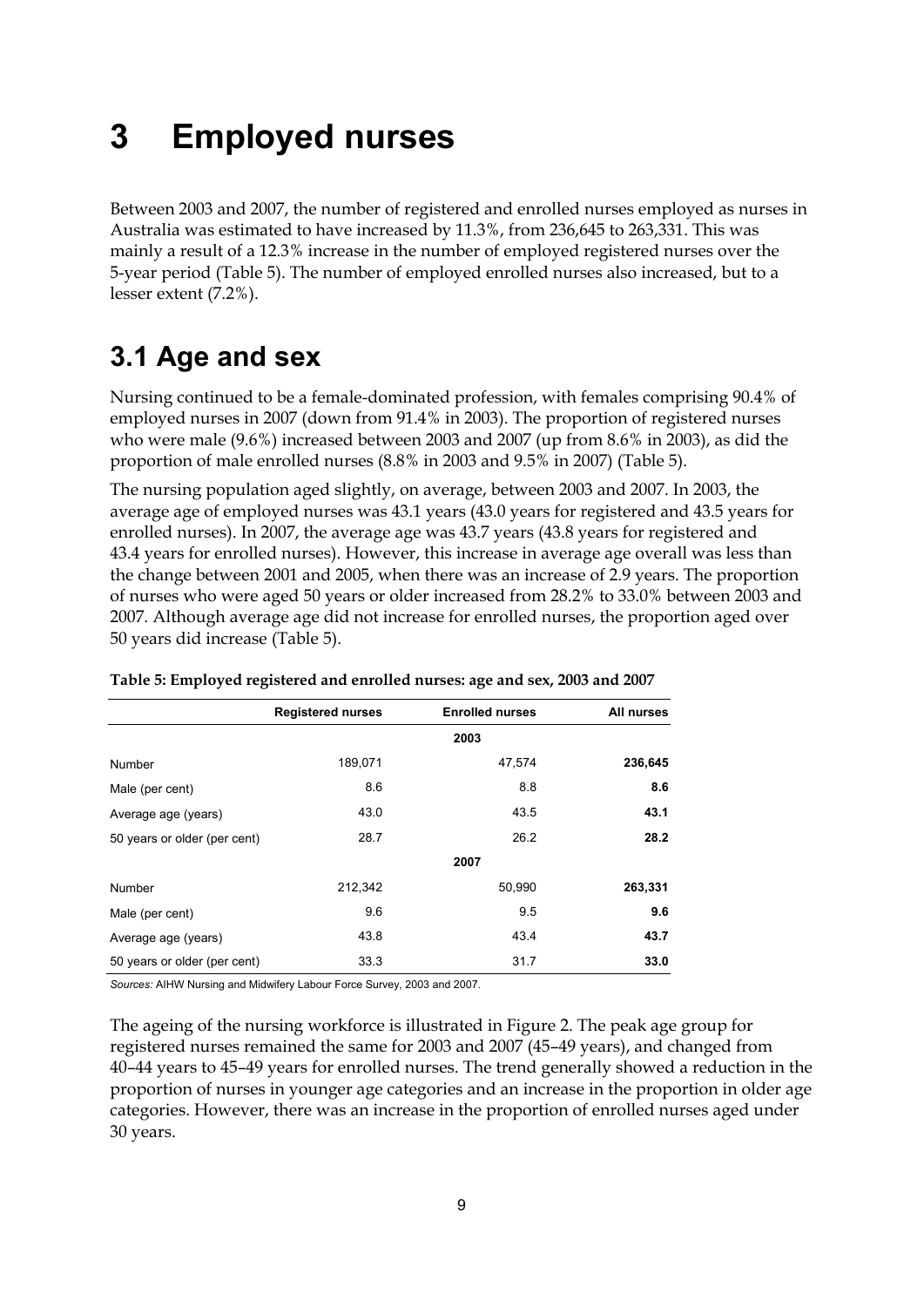# 3 Employed nurses

Between 2003 and 2007, the number of registered and enrolled nurses employed as nurses in Australia was estimated to have increased by 11.3%, from 236,645 to 263,331. This was mainly a result of a 12.3% increase in the number of employed registered nurses over the 5-year period (Table 5). The number of employed enrolled nurses also increased, but to a lesser extent (7.2%).

## 3.1 Age and sex

Nursing continued to be a female-dominated profession, with females comprising 90.4% of employed nurses in 2007 (down from 91.4% in 2003). The proportion of registered nurses who were male (9.6%) increased between 2003 and 2007 (up from 8.6% in 2003), as did the proportion of male enrolled nurses (8.8% in 2003 and 9.5% in 2007) (Table 5).

The nursing population aged slightly, on average, between 2003 and 2007. In 2003, the average age of employed nurses was 43.1 years (43.0 years for registered and 43.5 years for enrolled nurses). In 2007, the average age was 43.7 years (43.8 years for registered and 43.4 years for enrolled nurses). However, this increase in average age overall was less than the change between 2001 and 2005, when there was an increase of 2.9 years. The proportion of nurses who were aged 50 years or older increased from 28.2% to 33.0% between 2003 and 2007. Although average age did not increase for enrolled nurses, the proportion aged over 50 years did increase (Table 5).

**Table 5: Employed registered and enrolled nurses: age and sex, 2003 and 2007**

| | Registered nurses | Enrolled nurses | All nurses |
|---|---|---|---|
| | | **2003** | |
| Number | 189,071 | 47,574 | **236,645** |
| Male (per cent) | 8.6 | 8.8 | **8.6** |
| Average age (years) | 43.0 | 43.5 | **43.1** |
| 50 years or older (per cent) | 28.7 | 26.2 | **28.2** |
| | | **2007** | |
| Number | 212,342 | 50,990 | **263,331** |
| Male (per cent) | 9.6 | 9.5 | **9.6** |
| Average age (years) | 43.8 | 43.4 | **43.7** |
| 50 years or older (per cent) | 33.3 | 31.7 | **33.0** |

*Sources:* AIHW Nursing and Midwifery Labour Force Survey, 2003 and 2007.

The ageing of the nursing workforce is illustrated in Figure 2. The peak age group for registered nurses remained the same for 2003 and 2007 (45–49 years), and changed from 40–44 years to 45–49 years for enrolled nurses. The trend generally showed a reduction in the proportion of nurses in younger age categories and an increase in the proportion in older age categories. However, there was an increase in the proportion of enrolled nurses aged under 30 years.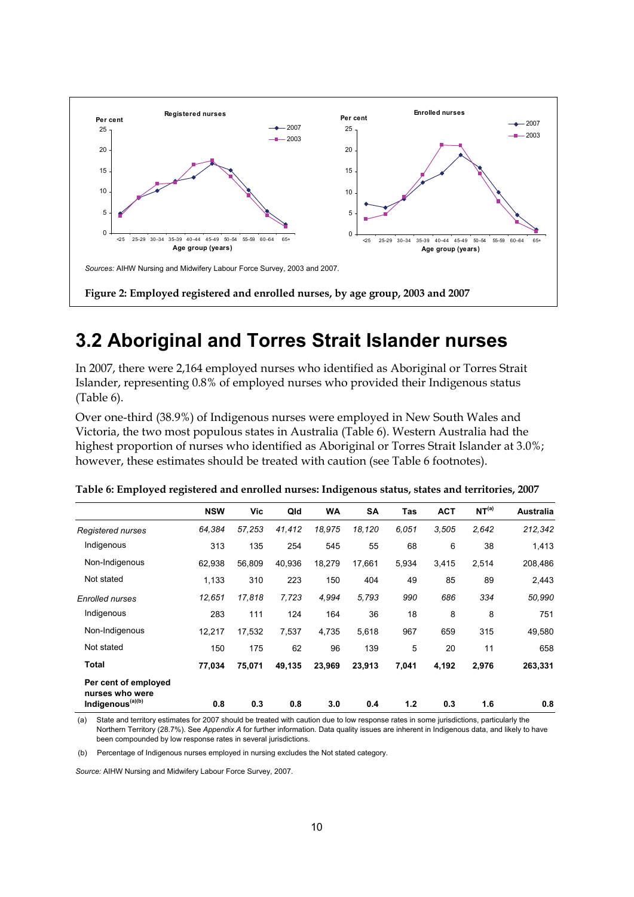Sources: AIHW Nursing and Midwifery Labour Force Survey, 2003 and 2007.

**Figure 2: Employed registered and enrolled nurses, by age group, 2003 and 2007**

## 3.2 Aboriginal and Torres Strait Islander nurses

In 2007, there were 2,164 employed nurses who identified as Aboriginal or Torres Strait Islander, representing 0.8% of employed nurses who provided their Indigenous status (Table 6).

Over one-third (38.9%) of Indigenous nurses were employed in New South Wales and Victoria, the two most populous states in Australia (Table 6). Western Australia had the highest proportion of nurses who identified as Aboriginal or Torres Strait Islander at 3.0%; however, these estimates should be treated with caution (see Table 6 footnotes).

**Table 6: Employed registered and enrolled nurses: Indigenous status, states and territories, 2007**

| | NSW | Vic | Qld | WA | SA | Tas | ACT | NT[(a)] | Australia |
|---|---|---|---|---|---|---|---|---|---|
| *Registered nurses* | *64,384* | *57,253* | *41,412* | *18,975* | *18,120* | *6,051* | *3,505* | *2,642* | *212,342* |
| Indigenous | 313 | 135 | 254 | 545 | 55 | 68 | 6 | 38 | 1,413 |
| Non-Indigenous | 62,938 | 56,809 | 40,936 | 18,279 | 17,661 | 5,934 | 3,415 | 2,514 | 208,486 |
| Not stated | 1,133 | 310 | 223 | 150 | 404 | 49 | 85 | 89 | 2,443 |
| *Enrolled nurses* | *12,651* | *17,818* | *7,723* | *4,994* | *5,793* | *990* | *686* | *334* | *50,990* |
| Indigenous | 283 | 111 | 124 | 164 | 36 | 18 | 8 | 8 | 751 |
| Non-Indigenous | 12,217 | 17,532 | 7,537 | 4,735 | 5,618 | 967 | 659 | 315 | 49,580 |
| Not stated | 150 | 175 | 62 | 96 | 139 | 5 | 20 | 11 | 658 |
| **Total** | **77,034** | **75,071** | **49,135** | **23,969** | **23,913** | **7,041** | **4,192** | **2,976** | **263,331** |
| **Per cent of employed nurses who were Indigenous[(a)(b)]** | **0.8** | **0.3** | **0.8** | **3.0** | **0.4** | **1.2** | **0.3** | **1.6** | **0.8** |

(a) State and territory estimates for 2007 should be treated with caution due to low response rates in some jurisdictions, particularly the Northern Territory (28.7%). See *Appendix A* for further information. Data quality issues are inherent in Indigenous data, and likely to have been compounded by low response rates in several jurisdictions.

(b) Percentage of Indigenous nurses employed in nursing excludes the Not stated category.

*Source:* AIHW Nursing and Midwifery Labour Force Survey, 2007.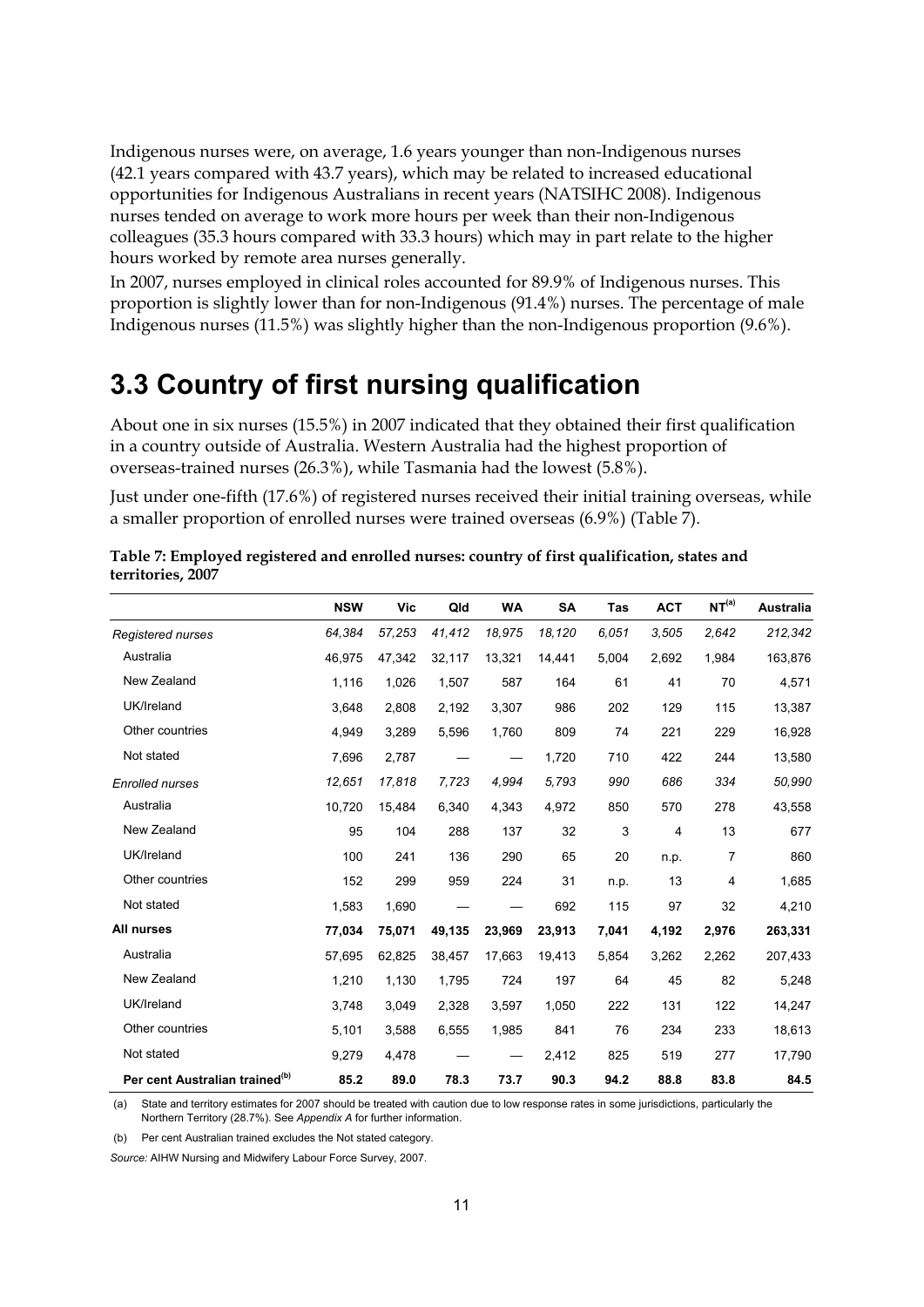Indigenous nurses were, on average, 1.6 years younger than non-Indigenous nurses (42.1 years compared with 43.7 years), which may be related to increased educational opportunities for Indigenous Australians in recent years (NATSIHC 2008). Indigenous nurses tended on average to work more hours per week than their non-Indigenous colleagues (35.3 hours compared with 33.3 hours) which may in part relate to the higher hours worked by remote area nurses generally.

In 2007, nurses employed in clinical roles accounted for 89.9% of Indigenous nurses. This proportion is slightly lower than for non-Indigenous (91.4%) nurses. The percentage of male Indigenous nurses (11.5%) was slightly higher than the non-Indigenous proportion (9.6%).

# 3.3 Country of first nursing qualification

About one in six nurses (15.5%) in 2007 indicated that they obtained their first qualification in a country outside of Australia. Western Australia had the highest proportion of overseas-trained nurses (26.3%), while Tasmania had the lowest (5.8%).

Just under one-fifth (17.6%) of registered nurses received their initial training overseas, while a smaller proportion of enrolled nurses were trained overseas (6.9%) (Table 7).

**Table 7: Employed registered and enrolled nurses: country of first qualification, states and territories, 2007**

| | NSW | Vic | Qld | WA | SA | Tas | ACT | NT[(a)] | Australia |
|---|---|---|---|---|---|---|---|---|---|
| *Registered nurses* | *64,384* | *57,253* | *41,412* | *18,975* | *18,120* | *6,051* | *3,505* | *2,642* | *212,342* |
| Australia | 46,975 | 47,342 | 32,117 | 13,321 | 14,441 | 5,004 | 2,692 | 1,984 | 163,876 |
| New Zealand | 1,116 | 1,026 | 1,507 | 587 | 164 | 61 | 41 | 70 | 4,571 |
| UK/Ireland | 3,648 | 2,808 | 2,192 | 3,307 | 986 | 202 | 129 | 115 | 13,387 |
| Other countries | 4,949 | 3,289 | 5,596 | 1,760 | 809 | 74 | 221 | 229 | 16,928 |
| Not stated | 7,696 | 2,787 | — | — | 1,720 | 710 | 422 | 244 | 13,580 |
| *Enrolled nurses* | *12,651* | *17,818* | *7,723* | *4,994* | *5,793* | *990* | *686* | *334* | *50,990* |
| Australia | 10,720 | 15,484 | 6,340 | 4,343 | 4,972 | 850 | 570 | 278 | 43,558 |
| New Zealand | 95 | 104 | 288 | 137 | 32 | 3 | 4 | 13 | 677 |
| UK/Ireland | 100 | 241 | 136 | 290 | 65 | 20 | n.p. | 7 | 860 |
| Other countries | 152 | 299 | 959 | 224 | 31 | n.p. | 13 | 4 | 1,685 |
| Not stated | 1,583 | 1,690 | — | — | 692 | 115 | 97 | 32 | 4,210 |
| **All nurses** | **77,034** | **75,071** | **49,135** | **23,969** | **23,913** | **7,041** | **4,192** | **2,976** | **263,331** |
| Australia | 57,695 | 62,825 | 38,457 | 17,663 | 19,413 | 5,854 | 3,262 | 2,262 | 207,433 |
| New Zealand | 1,210 | 1,130 | 1,795 | 724 | 197 | 64 | 45 | 82 | 5,248 |
| UK/Ireland | 3,748 | 3,049 | 2,328 | 3,597 | 1,050 | 222 | 131 | 122 | 14,247 |
| Other countries | 5,101 | 3,588 | 6,555 | 1,985 | 841 | 76 | 234 | 233 | 18,613 |
| Not stated | 9,279 | 4,478 | — | — | 2,412 | 825 | 519 | 277 | 17,790 |
| **Per cent Australian trained[(b)]** | **85.2** | **89.0** | **78.3** | **73.7** | **90.3** | **94.2** | **88.8** | **83.8** | **84.5** |

(a) State and territory estimates for 2007 should be treated with caution due to low response rates in some jurisdictions, particularly the Northern Territory (28.7%). See *Appendix A* for further information.

(b) Per cent Australian trained excludes the Not stated category.

*Source:* AIHW Nursing and Midwifery Labour Force Survey, 2007.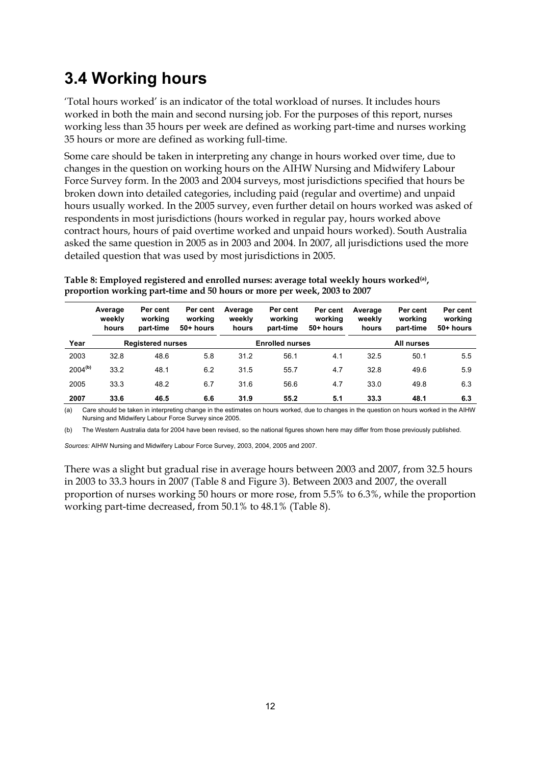# 3.4 Working hours

'Total hours worked' is an indicator of the total workload of nurses. It includes hours worked in both the main and second nursing job. For the purposes of this report, nurses working less than 35 hours per week are defined as working part-time and nurses working 35 hours or more are defined as working full-time.

Some care should be taken in interpreting any change in hours worked over time, due to changes in the question on working hours on the AIHW Nursing and Midwifery Labour Force Survey form. In the 2003 and 2004 surveys, most jurisdictions specified that hours be broken down into detailed categories, including paid (regular and overtime) and unpaid hours usually worked. In the 2005 survey, even further detail on hours worked was asked of respondents in most jurisdictions (hours worked in regular pay, hours worked above contract hours, hours of paid overtime worked and unpaid hours worked). South Australia asked the same question in 2005 as in 2003 and 2004. In 2007, all jurisdictions used the more detailed question that was used by most jurisdictions in 2005.

**Table 8: Employed registered and enrolled nurses: average total weekly hours worked[(a)], proportion working part-time and 50 hours or more per week, 2003 to 2007**

| | Average weekly hours | Per cent working part-time | Per cent working 50+ hours | Average weekly hours | Per cent working part-time | Per cent working 50+ hours | Average weekly hours | Per cent working part-time | Per cent working 50+ hours |
|---|---|---|---|---|---|---|---|---|---|
| **Year** | **Registered nurses** | | | **Enrolled nurses** | | | **All nurses** | | |
| 2003 | 32.8 | 48.6 | 5.8 | 31.2 | 56.1 | 4.1 | 32.5 | 50.1 | 5.5 |
| 2004[(b)] | 33.2 | 48.1 | 6.2 | 31.5 | 55.7 | 4.7 | 32.8 | 49.6 | 5.9 |
| 2005 | 33.3 | 48.2 | 6.7 | 31.6 | 56.6 | 4.7 | 33.0 | 49.8 | 6.3 |
| **2007** | **33.6** | **46.5** | **6.6** | **31.9** | **55.2** | **5.1** | **33.3** | **48.1** | **6.3** |

(a) Care should be taken in interpreting change in the estimates on hours worked, due to changes in the question on hours worked in the AIHW Nursing and Midwifery Labour Force Survey since 2005.

(b) The Western Australia data for 2004 have been revised, so the national figures shown here may differ from those previously published.

*Sources:* AIHW Nursing and Midwifery Labour Force Survey, 2003, 2004, 2005 and 2007.

There was a slight but gradual rise in average hours between 2003 and 2007, from 32.5 hours in 2003 to 33.3 hours in 2007 (Table 8 and Figure 3). Between 2003 and 2007, the overall proportion of nurses working 50 hours or more rose, from 5.5% to 6.3%, while the proportion working part-time decreased, from 50.1% to 48.1% (Table 8).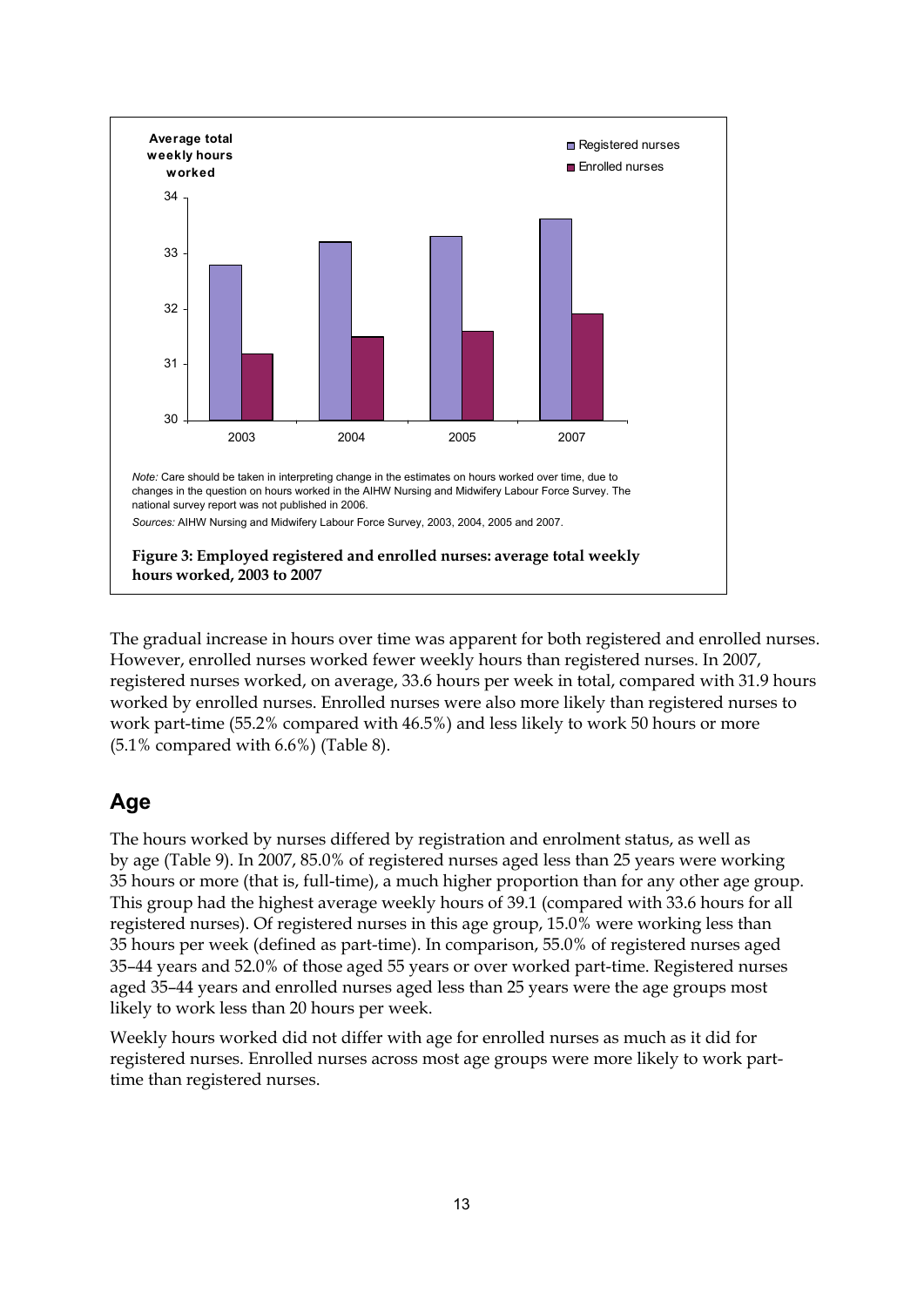Average total weekly hours worked

Registered nurses
Enrolled nurses

34
33
32
31
30

2003 2004 2005 2007

*Note:* Care should be taken in interpreting change in the estimates on hours worked over time, due to changes in the question on hours worked in the AIHW Nursing and Midwifery Labour Force Survey. The national survey report was not published in 2006.

*Sources:* AIHW Nursing and Midwifery Labour Force Survey, 2003, 2004, 2005 and 2007.

**Figure 3: Employed registered and enrolled nurses: average total weekly hours worked, 2003 to 2007**

The gradual increase in hours over time was apparent for both registered and enrolled nurses. However, enrolled nurses worked fewer weekly hours than registered nurses. In 2007, registered nurses worked, on average, 33.6 hours per week in total, compared with 31.9 hours worked by enrolled nurses. Enrolled nurses were also more likely than registered nurses to work part-time (55.2% compared with 46.5%) and less likely to work 50 hours or more (5.1% compared with 6.6%) (Table 8).

## Age

The hours worked by nurses differed by registration and enrolment status, as well as by age (Table 9). In 2007, 85.0% of registered nurses aged less than 25 years were working 35 hours or more (that is, full-time), a much higher proportion than for any other age group. This group had the highest average weekly hours of 39.1 (compared with 33.6 hours for all registered nurses). Of registered nurses in this age group, 15.0% were working less than 35 hours per week (defined as part-time). In comparison, 55.0% of registered nurses aged 35–44 years and 52.0% of those aged 55 years or over worked part-time. Registered nurses aged 35–44 years and enrolled nurses aged less than 25 years were the age groups most likely to work less than 20 hours per week.

Weekly hours worked did not differ with age for enrolled nurses as much as it did for registered nurses. Enrolled nurses across most age groups were more likely to work part-time than registered nurses.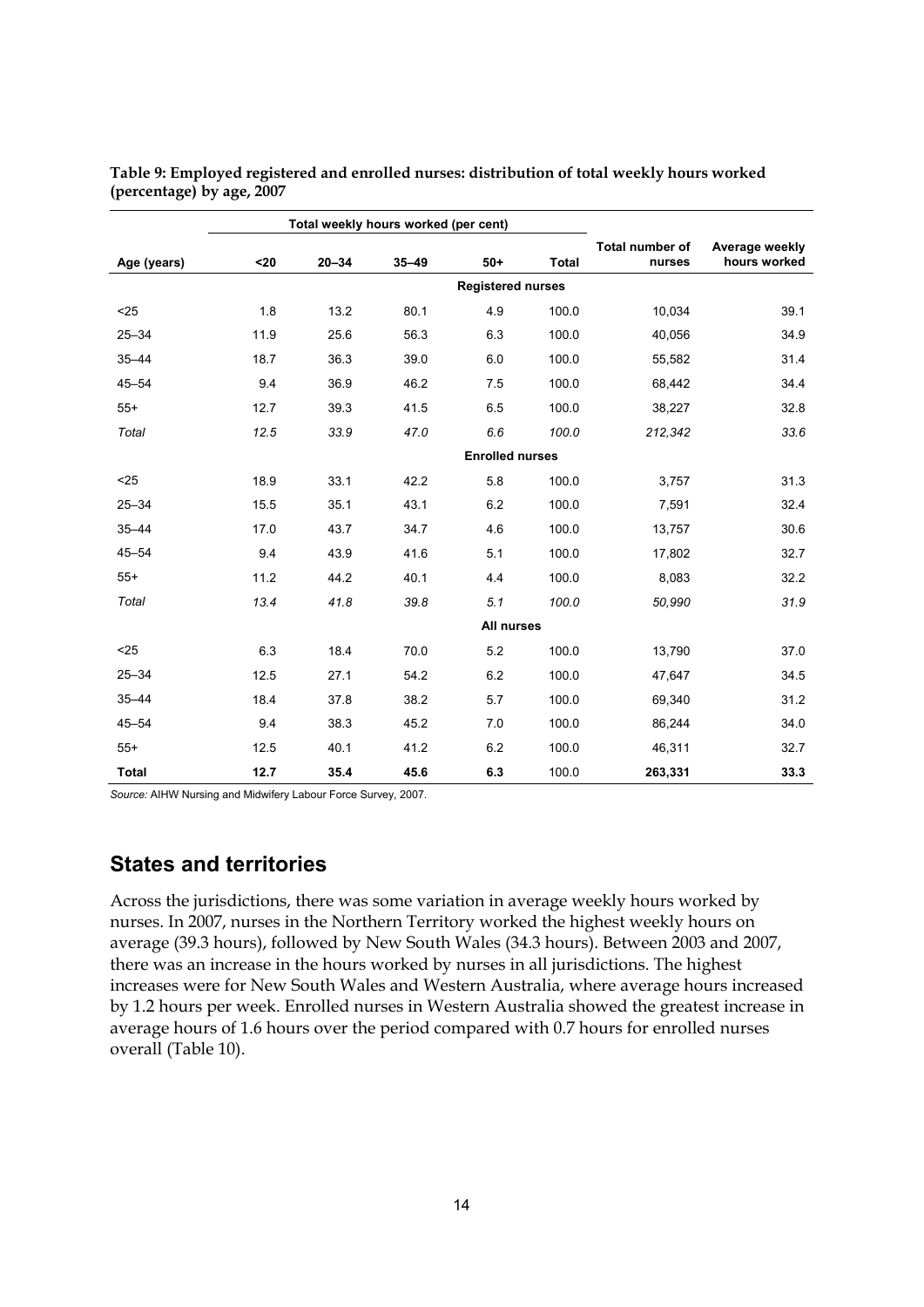**Table 9: Employed registered and enrolled nurses: distribution of total weekly hours worked (percentage) by age, 2007**

| | Total weekly hours worked (per cent) | | | | | | |
|---|---|---|---|---|---|---|---|
| **Age (years)** | **<20** | **20–34** | **35–49** | **50+** | **Total** | **Total number of nurses** | **Average weekly hours worked** |
| | | | | **Registered nurses** | | | |
| <25 | 1.8 | 13.2 | 80.1 | 4.9 | 100.0 | 10,034 | 39.1 |
| 25–34 | 11.9 | 25.6 | 56.3 | 6.3 | 100.0 | 40,056 | 34.9 |
| 35–44 | 18.7 | 36.3 | 39.0 | 6.0 | 100.0 | 55,582 | 31.4 |
| 45–54 | 9.4 | 36.9 | 46.2 | 7.5 | 100.0 | 68,442 | 34.4 |
| 55+ | 12.7 | 39.3 | 41.5 | 6.5 | 100.0 | 38,227 | 32.8 |
| *Total* | *12.5* | *33.9* | *47.0* | *6.6* | *100.0* | *212,342* | *33.6* |
| | | | | **Enrolled nurses** | | | |
| <25 | 18.9 | 33.1 | 42.2 | 5.8 | 100.0 | 3,757 | 31.3 |
| 25–34 | 15.5 | 35.1 | 43.1 | 6.2 | 100.0 | 7,591 | 32.4 |
| 35–44 | 17.0 | 43.7 | 34.7 | 4.6 | 100.0 | 13,757 | 30.6 |
| 45–54 | 9.4 | 43.9 | 41.6 | 5.1 | 100.0 | 17,802 | 32.7 |
| 55+ | 11.2 | 44.2 | 40.1 | 4.4 | 100.0 | 8,083 | 32.2 |
| *Total* | *13.4* | *41.8* | *39.8* | *5.1* | *100.0* | *50,990* | *31.9* |
| | | | | **All nurses** | | | |
| <25 | 6.3 | 18.4 | 70.0 | 5.2 | 100.0 | 13,790 | 37.0 |
| 25–34 | 12.5 | 27.1 | 54.2 | 6.2 | 100.0 | 47,647 | 34.5 |
| 35–44 | 18.4 | 37.8 | 38.2 | 5.7 | 100.0 | 69,340 | 31.2 |
| 45–54 | 9.4 | 38.3 | 45.2 | 7.0 | 100.0 | 86,244 | 34.0 |
| 55+ | 12.5 | 40.1 | 41.2 | 6.2 | 100.0 | 46,311 | 32.7 |
| **Total** | **12.7** | **35.4** | **45.6** | **6.3** | 100.0 | **263,331** | **33.3** |

*Source:* AIHW Nursing and Midwifery Labour Force Survey, 2007.

## States and territories

Across the jurisdictions, there was some variation in average weekly hours worked by nurses. In 2007, nurses in the Northern Territory worked the highest weekly hours on average (39.3 hours), followed by New South Wales (34.3 hours). Between 2003 and 2007, there was an increase in the hours worked by nurses in all jurisdictions. The highest increases were for New South Wales and Western Australia, where average hours increased by 1.2 hours per week. Enrolled nurses in Western Australia showed the greatest increase in average hours of 1.6 hours over the period compared with 0.7 hours for enrolled nurses overall (Table 10).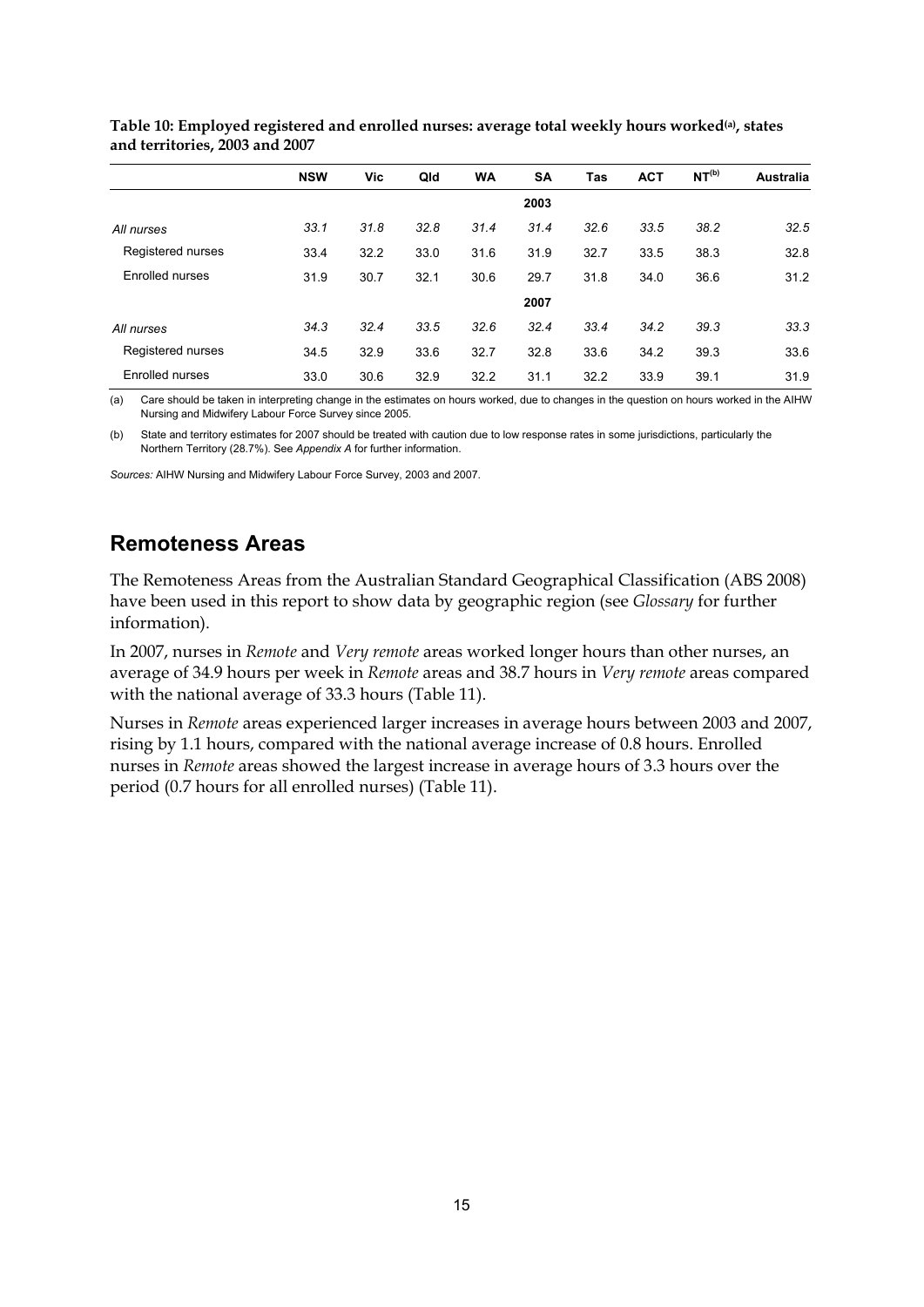**Table 10: Employed registered and enrolled nurses: average total weekly hours worked[(a)], states and territories, 2003 and 2007**

| | NSW | Vic | Qld | WA | SA | Tas | ACT | NT[(b)] | Australia |
|---|---|---|---|---|---|---|---|---|---|
| | | | | | **2003** | | | | |
| *All nurses* | *33.1* | *31.8* | *32.8* | *31.4* | *31.4* | *32.6* | *33.5* | *38.2* | *32.5* |
| Registered nurses | 33.4 | 32.2 | 33.0 | 31.6 | 31.9 | 32.7 | 33.5 | 38.3 | 32.8 |
| Enrolled nurses | 31.9 | 30.7 | 32.1 | 30.6 | 29.7 | 31.8 | 34.0 | 36.6 | 31.2 |
| | | | | | **2007** | | | | |
| *All nurses* | *34.3* | *32.4* | *33.5* | *32.6* | *32.4* | *33.4* | *34.2* | *39.3* | *33.3* |
| Registered nurses | 34.5 | 32.9 | 33.6 | 32.7 | 32.8 | 33.6 | 34.2 | 39.3 | 33.6 |
| Enrolled nurses | 33.0 | 30.6 | 32.9 | 32.2 | 31.1 | 32.2 | 33.9 | 39.1 | 31.9 |

(a) Care should be taken in interpreting change in the estimates on hours worked, due to changes in the question on hours worked in the AIHW Nursing and Midwifery Labour Force Survey since 2005.

(b) State and territory estimates for 2007 should be treated with caution due to low response rates in some jurisdictions, particularly the Northern Territory (28.7%). See *Appendix A* for further information.

*Sources:* AIHW Nursing and Midwifery Labour Force Survey, 2003 and 2007.

## Remoteness Areas

The Remoteness Areas from the Australian Standard Geographical Classification (ABS 2008) have been used in this report to show data by geographic region (see *Glossary* for further information).

In 2007, nurses in *Remote* and *Very remote* areas worked longer hours than other nurses, an average of 34.9 hours per week in *Remote* areas and 38.7 hours in *Very remote* areas compared with the national average of 33.3 hours (Table 11).

Nurses in *Remote* areas experienced larger increases in average hours between 2003 and 2007, rising by 1.1 hours, compared with the national average increase of 0.8 hours. Enrolled nurses in *Remote* areas showed the largest increase in average hours of 3.3 hours over the period (0.7 hours for all enrolled nurses) (Table 11).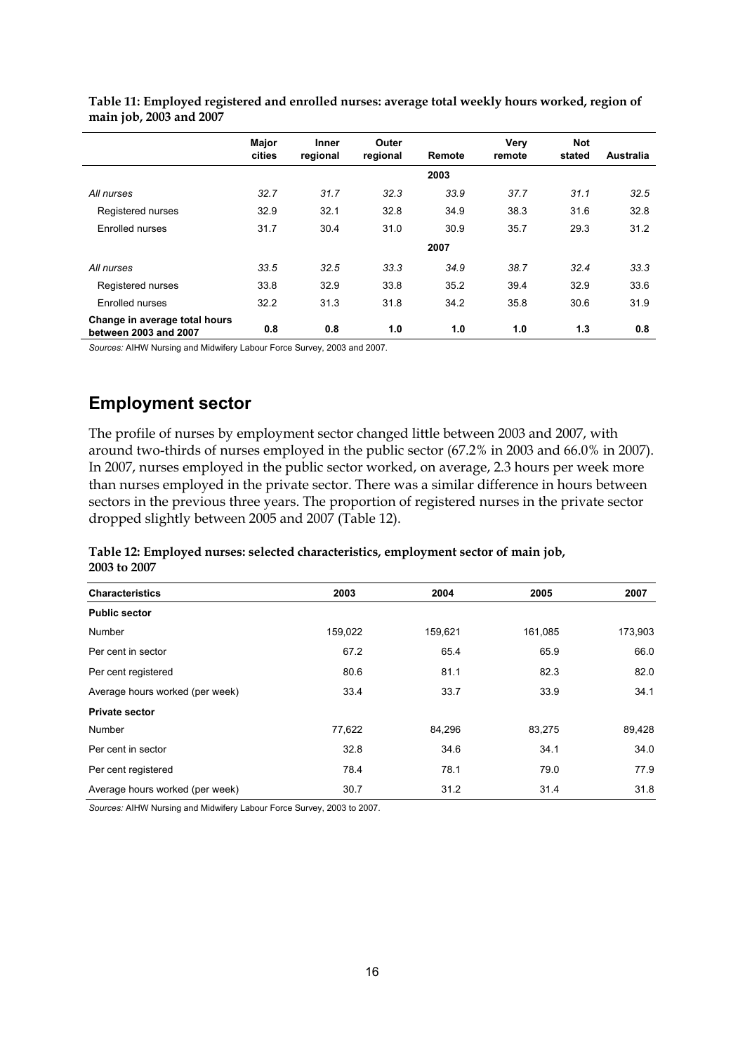**Table 11: Employed registered and enrolled nurses: average total weekly hours worked, region of main job, 2003 and 2007**

| | Major cities | Inner regional | Outer regional | Remote | Very remote | Not stated | Australia |
|---|---|---|---|---|---|---|---|
| | | | | **2003** | | | |
| *All nurses* | *32.7* | *31.7* | *32.3* | *33.9* | *37.7* | *31.1* | *32.5* |
| Registered nurses | 32.9 | 32.1 | 32.8 | 34.9 | 38.3 | 31.6 | 32.8 |
| Enrolled nurses | 31.7 | 30.4 | 31.0 | 30.9 | 35.7 | 29.3 | 31.2 |
| | | | | **2007** | | | |
| *All nurses* | *33.5* | *32.5* | *33.3* | *34.9* | *38.7* | *32.4* | *33.3* |
| Registered nurses | 33.8 | 32.9 | 33.8 | 35.2 | 39.4 | 32.9 | 33.6 |
| Enrolled nurses | 32.2 | 31.3 | 31.8 | 34.2 | 35.8 | 30.6 | 31.9 |
| **Change in average total hours between 2003 and 2007** | **0.8** | **0.8** | **1.0** | **1.0** | **1.0** | **1.3** | **0.8** |

*Sources:* AIHW Nursing and Midwifery Labour Force Survey, 2003 and 2007.

## Employment sector

The profile of nurses by employment sector changed little between 2003 and 2007, with around two-thirds of nurses employed in the public sector (67.2% in 2003 and 66.0% in 2007). In 2007, nurses employed in the public sector worked, on average, 2.3 hours per week more than nurses employed in the private sector. There was a similar difference in hours between sectors in the previous three years. The proportion of registered nurses in the private sector dropped slightly between 2005 and 2007 (Table 12).

**Table 12: Employed nurses: selected characteristics, employment sector of main job, 2003 to 2007**

| Characteristics | 2003 | 2004 | 2005 | 2007 |
|---|---|---|---|---|
| **Public sector** | | | | |
| Number | 159,022 | 159,621 | 161,085 | 173,903 |
| Per cent in sector | 67.2 | 65.4 | 65.9 | 66.0 |
| Per cent registered | 80.6 | 81.1 | 82.3 | 82.0 |
| Average hours worked (per week) | 33.4 | 33.7 | 33.9 | 34.1 |
| **Private sector** | | | | |
| Number | 77,622 | 84,296 | 83,275 | 89,428 |
| Per cent in sector | 32.8 | 34.6 | 34.1 | 34.0 |
| Per cent registered | 78.4 | 78.1 | 79.0 | 77.9 |
| Average hours worked (per week) | 30.7 | 31.2 | 31.4 | 31.8 |

*Sources:* AIHW Nursing and Midwifery Labour Force Survey, 2003 to 2007.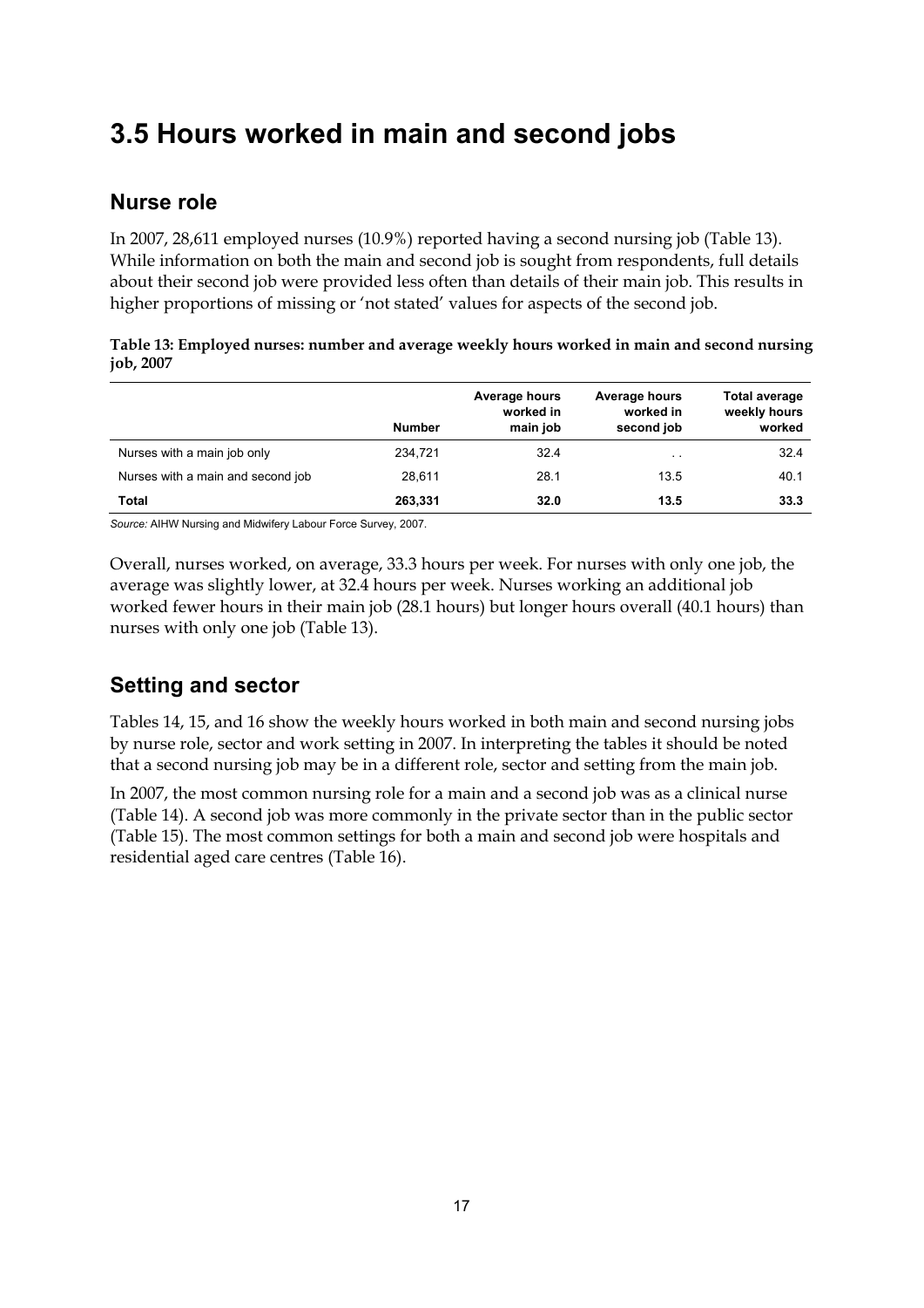# 3.5 Hours worked in main and second jobs

## Nurse role

In 2007, 28,611 employed nurses (10.9%) reported having a second nursing job (Table 13). While information on both the main and second job is sought from respondents, full details about their second job were provided less often than details of their main job. This results in higher proportions of missing or 'not stated' values for aspects of the second job.

**Table 13: Employed nurses: number and average weekly hours worked in main and second nursing job, 2007**

| | Number | Average hours worked in main job | Average hours worked in second job | Total average weekly hours worked |
|---|---|---|---|---|
| Nurses with a main job only | 234,721 | 32.4 | . . | 32.4 |
| Nurses with a main and second job | 28,611 | 28.1 | 13.5 | 40.1 |
| **Total** | **263,331** | **32.0** | **13.5** | **33.3** |

*Source:* AIHW Nursing and Midwifery Labour Force Survey, 2007.

Overall, nurses worked, on average, 33.3 hours per week. For nurses with only one job, the average was slightly lower, at 32.4 hours per week. Nurses working an additional job worked fewer hours in their main job (28.1 hours) but longer hours overall (40.1 hours) than nurses with only one job (Table 13).

## Setting and sector

Tables 14, 15, and 16 show the weekly hours worked in both main and second nursing jobs by nurse role, sector and work setting in 2007. In interpreting the tables it should be noted that a second nursing job may be in a different role, sector and setting from the main job.

In 2007, the most common nursing role for a main and a second job was as a clinical nurse (Table 14). A second job was more commonly in the private sector than in the public sector (Table 15). The most common settings for both a main and second job were hospitals and residential aged care centres (Table 16).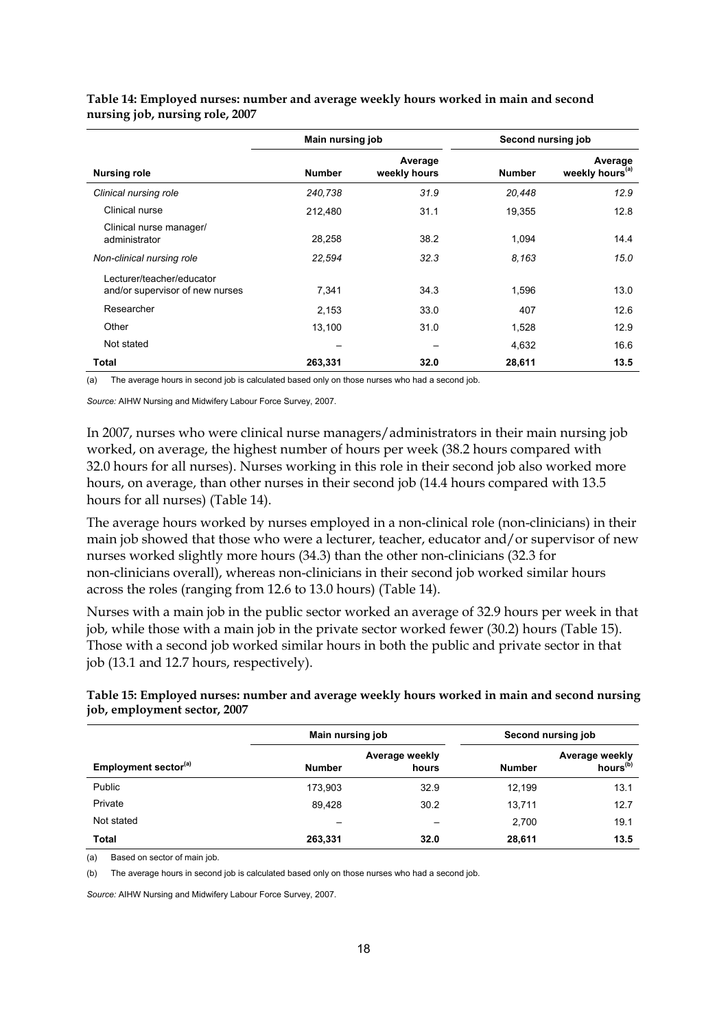**Table 14: Employed nurses: number and average weekly hours worked in main and second nursing job, nursing role, 2007**

| | Main nursing job | | Second nursing job | |
|---|---|---|---|---|
| **Nursing role** | **Number** | **Average weekly hours** | **Number** | **Average weekly hours[(a)]** |
| *Clinical nursing role* | *240,738* | *31.9* | *20,448* | *12.9* |
| Clinical nurse | 212,480 | 31.1 | 19,355 | 12.8 |
| Clinical nurse manager/ administrator | 28,258 | 38.2 | 1,094 | 14.4 |
| *Non-clinical nursing role* | *22,594* | *32.3* | *8,163* | *15.0* |
| Lecturer/teacher/educator and/or supervisor of new nurses | 7,341 | 34.3 | 1,596 | 13.0 |
| Researcher | 2,153 | 33.0 | 407 | 12.6 |
| Other | 13,100 | 31.0 | 1,528 | 12.9 |
| Not stated | – | – | 4,632 | 16.6 |
| **Total** | **263,331** | **32.0** | **28,611** | **13.5** |

(a) The average hours in second job is calculated based only on those nurses who had a second job.

*Source:* AIHW Nursing and Midwifery Labour Force Survey, 2007.

In 2007, nurses who were clinical nurse managers/administrators in their main nursing job worked, on average, the highest number of hours per week (38.2 hours compared with 32.0 hours for all nurses). Nurses working in this role in their second job also worked more hours, on average, than other nurses in their second job (14.4 hours compared with 13.5 hours for all nurses) (Table 14).

The average hours worked by nurses employed in a non-clinical role (non-clinicians) in their main job showed that those who were a lecturer, teacher, educator and/or supervisor of new nurses worked slightly more hours (34.3) than the other non-clinicians (32.3 for non-clinicians overall), whereas non-clinicians in their second job worked similar hours across the roles (ranging from 12.6 to 13.0 hours) (Table 14).

Nurses with a main job in the public sector worked an average of 32.9 hours per week in that job, while those with a main job in the private sector worked fewer (30.2) hours (Table 15). Those with a second job worked similar hours in both the public and private sector in that job (13.1 and 12.7 hours, respectively).

**Table 15: Employed nurses: number and average weekly hours worked in main and second nursing job, employment sector, 2007**

| | Main nursing job | | Second nursing job | |
|---|---|---|---|---|
| **Employment sector[(a)]** | **Number** | **Average weekly hours** | **Number** | **Average weekly hours[(b)]** |
| Public | 173,903 | 32.9 | 12,199 | 13.1 |
| Private | 89,428 | 30.2 | 13,711 | 12.7 |
| Not stated | – | – | 2,700 | 19.1 |
| **Total** | **263,331** | **32.0** | **28,611** | **13.5** |

(a) Based on sector of main job.

(b) The average hours in second job is calculated based only on those nurses who had a second job.

*Source:* AIHW Nursing and Midwifery Labour Force Survey, 2007.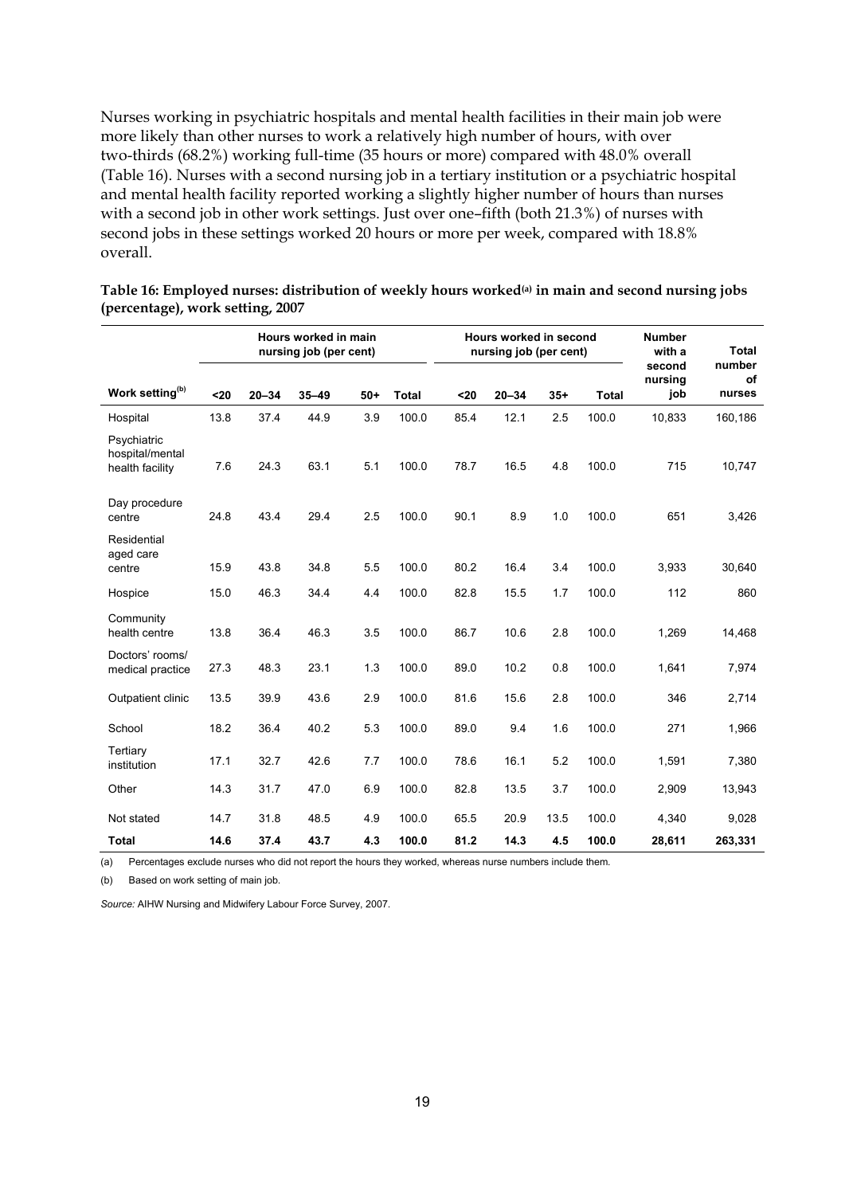Nurses working in psychiatric hospitals and mental health facilities in their main job were more likely than other nurses to work a relatively high number of hours, with over two-thirds (68.2%) working full-time (35 hours or more) compared with 48.0% overall (Table 16). Nurses with a second nursing job in a tertiary institution or a psychiatric hospital and mental health facility reported working a slightly higher number of hours than nurses with a second job in other work settings. Just over one–fifth (both 21.3%) of nurses with second jobs in these settings worked 20 hours or more per week, compared with 18.8% overall.

**Table 16: Employed nurses: distribution of weekly hours worked[(a)] in main and second nursing jobs (percentage), work setting, 2007**

| | Hours worked in main nursing job (per cent) | | | | | Hours worked in second nursing job (per cent) | | | | Number with a second nursing job | Total number of nurses |
|---|---|---|---|---|---|---|---|---|---|---|---|
| Work setting[(b)] | <20 | 20–34 | 35–49 | 50+ | Total | <20 | 20–34 | 35+ | Total | | |
| Hospital | 13.8 | 37.4 | 44.9 | 3.9 | 100.0 | 85.4 | 12.1 | 2.5 | 100.0 | 10,833 | 160,186 |
| Psychiatric hospital/mental health facility | 7.6 | 24.3 | 63.1 | 5.1 | 100.0 | 78.7 | 16.5 | 4.8 | 100.0 | 715 | 10,747 |
| Day procedure centre | 24.8 | 43.4 | 29.4 | 2.5 | 100.0 | 90.1 | 8.9 | 1.0 | 100.0 | 651 | 3,426 |
| Residential aged care centre | 15.9 | 43.8 | 34.8 | 5.5 | 100.0 | 80.2 | 16.4 | 3.4 | 100.0 | 3,933 | 30,640 |
| Hospice | 15.0 | 46.3 | 34.4 | 4.4 | 100.0 | 82.8 | 15.5 | 1.7 | 100.0 | 112 | 860 |
| Community health centre | 13.8 | 36.4 | 46.3 | 3.5 | 100.0 | 86.7 | 10.6 | 2.8 | 100.0 | 1,269 | 14,468 |
| Doctors' rooms/ medical practice | 27.3 | 48.3 | 23.1 | 1.3 | 100.0 | 89.0 | 10.2 | 0.8 | 100.0 | 1,641 | 7,974 |
| Outpatient clinic | 13.5 | 39.9 | 43.6 | 2.9 | 100.0 | 81.6 | 15.6 | 2.8 | 100.0 | 346 | 2,714 |
| School | 18.2 | 36.4 | 40.2 | 5.3 | 100.0 | 89.0 | 9.4 | 1.6 | 100.0 | 271 | 1,966 |
| Tertiary institution | 17.1 | 32.7 | 42.6 | 7.7 | 100.0 | 78.6 | 16.1 | 5.2 | 100.0 | 1,591 | 7,380 |
| Other | 14.3 | 31.7 | 47.0 | 6.9 | 100.0 | 82.8 | 13.5 | 3.7 | 100.0 | 2,909 | 13,943 |
| Not stated | 14.7 | 31.8 | 48.5 | 4.9 | 100.0 | 65.5 | 20.9 | 13.5 | 100.0 | 4,340 | 9,028 |
| **Total** | **14.6** | **37.4** | **43.7** | **4.3** | **100.0** | **81.2** | **14.3** | **4.5** | **100.0** | **28,611** | **263,331** |

(a) Percentages exclude nurses who did not report the hours they worked, whereas nurse numbers include them.

(b) Based on work setting of main job.

*Source:* AIHW Nursing and Midwifery Labour Force Survey, 2007.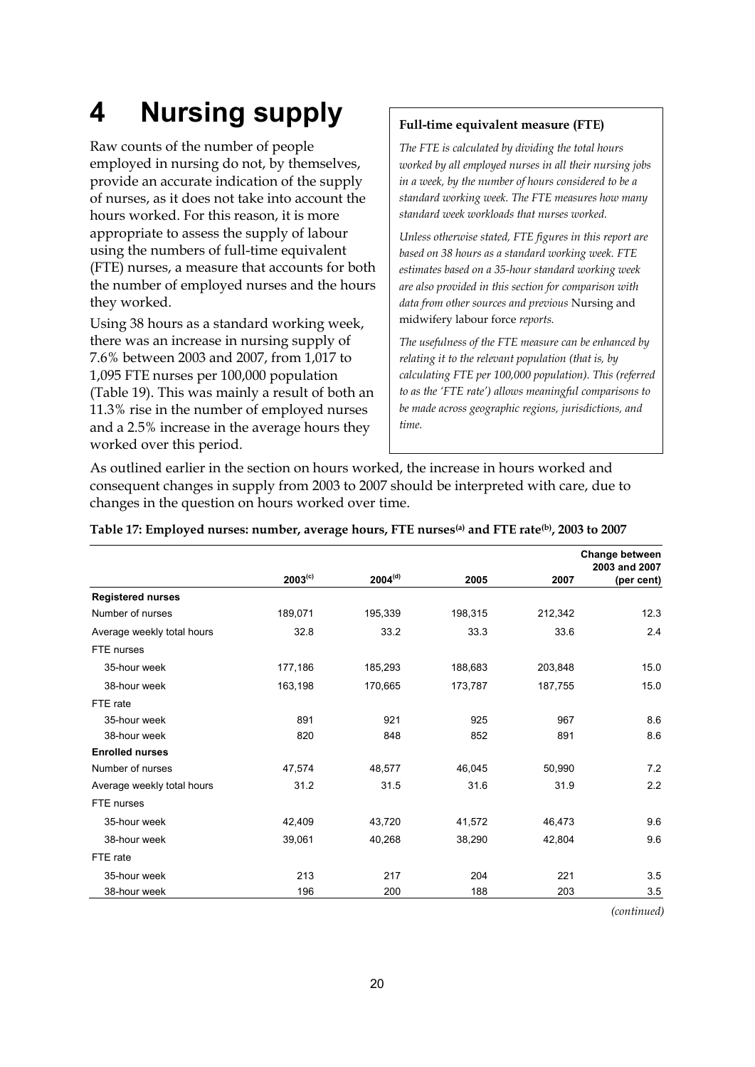# 4 Nursing supply

Raw counts of the number of people employed in nursing do not, by themselves, provide an accurate indication of the supply of nurses, as it does not take into account the hours worked. For this reason, it is more appropriate to assess the supply of labour using the numbers of full-time equivalent (FTE) nurses, a measure that accounts for both the number of employed nurses and the hours they worked.

Using 38 hours as a standard working week, there was an increase in nursing supply of 7.6% between 2003 and 2007, from 1,017 to 1,095 FTE nurses per 100,000 population (Table 19). This was mainly a result of both an 11.3% rise in the number of employed nurses and a 2.5% increase in the average hours they worked over this period.

> **Full-time equivalent measure (FTE)**
>
> *The FTE is calculated by dividing the total hours worked by all employed nurses in all their nursing jobs in a week, by the number of hours considered to be a standard working week. The FTE measures how many standard week workloads that nurses worked.*
>
> *Unless otherwise stated, FTE figures in this report are based on 38 hours as a standard working week. FTE estimates based on a 35-hour standard working week are also provided in this section for comparison with data from other sources and previous* Nursing and midwifery labour force *reports.*
>
> *The usefulness of the FTE measure can be enhanced by relating it to the relevant population (that is, by calculating FTE per 100,000 population). This (referred to as the 'FTE rate') allows meaningful comparisons to be made across geographic regions, jurisdictions, and time.*

As outlined earlier in the section on hours worked, the increase in hours worked and consequent changes in supply from 2003 to 2007 should be interpreted with care, due to changes in the question on hours worked over time.

**Table 17: Employed nurses: number, average hours, FTE nurses[(a)] and FTE rate[(b)], 2003 to 2007**

| | 2003[(c)] | 2004[(d)] | 2005 | 2007 | Change between 2003 and 2007 (per cent) |
|---|---|---|---|---|---|
| **Registered nurses** | | | | | |
| Number of nurses | 189,071 | 195,339 | 198,315 | 212,342 | 12.3 |
| Average weekly total hours | 32.8 | 33.2 | 33.3 | 33.6 | 2.4 |
| FTE nurses | | | | | |
| 35-hour week | 177,186 | 185,293 | 188,683 | 203,848 | 15.0 |
| 38-hour week | 163,198 | 170,665 | 173,787 | 187,755 | 15.0 |
| FTE rate | | | | | |
| 35-hour week | 891 | 921 | 925 | 967 | 8.6 |
| 38-hour week | 820 | 848 | 852 | 891 | 8.6 |
| **Enrolled nurses** | | | | | |
| Number of nurses | 47,574 | 48,577 | 46,045 | 50,990 | 7.2 |
| Average weekly total hours | 31.2 | 31.5 | 31.6 | 31.9 | 2.2 |
| FTE nurses | | | | | |
| 35-hour week | 42,409 | 43,720 | 41,572 | 46,473 | 9.6 |
| 38-hour week | 39,061 | 40,268 | 38,290 | 42,804 | 9.6 |
| FTE rate | | | | | |
| 35-hour week | 213 | 217 | 204 | 221 | 3.5 |
| 38-hour week | 196 | 200 | 188 | 203 | 3.5 |

*(continued)*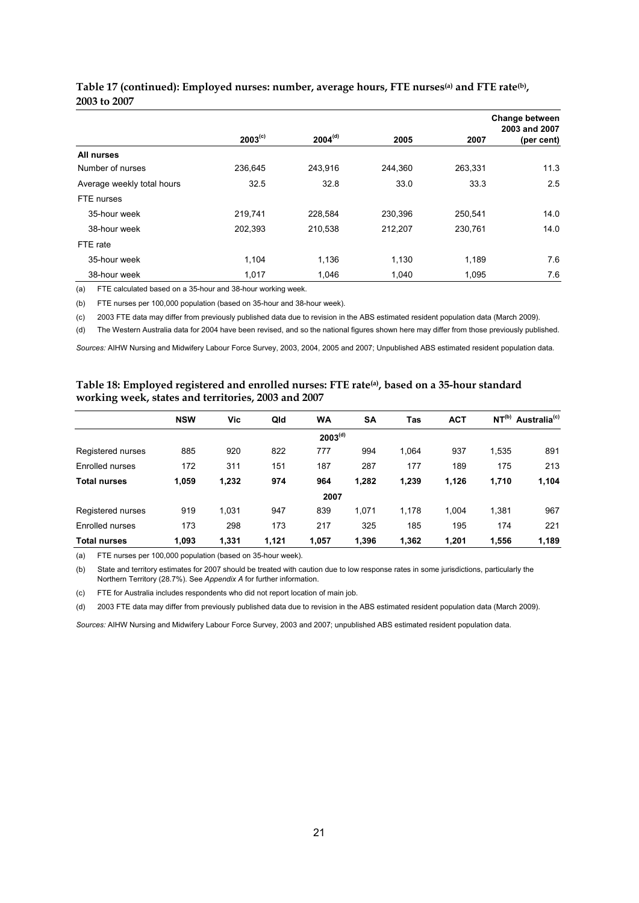**Table 17 (continued): Employed nurses: number, average hours, FTE nurses[(a)] and FTE rate[(b)], 2003 to 2007**

| | 2003[(c)] | 2004[(d)] | 2005 | 2007 | Change between 2003 and 2007 (per cent) |
|---|---|---|---|---|---|
| **All nurses** | | | | | |
| Number of nurses | 236,645 | 243,916 | 244,360 | 263,331 | 11.3 |
| Average weekly total hours | 32.5 | 32.8 | 33.0 | 33.3 | 2.5 |
| FTE nurses | | | | | |
| 35-hour week | 219,741 | 228,584 | 230,396 | 250,541 | 14.0 |
| 38-hour week | 202,393 | 210,538 | 212,207 | 230,761 | 14.0 |
| FTE rate | | | | | |
| 35-hour week | 1,104 | 1,136 | 1,130 | 1,189 | 7.6 |
| 38-hour week | 1,017 | 1,046 | 1,040 | 1,095 | 7.6 |

(a) FTE calculated based on a 35-hour and 38-hour working week.

(b) FTE nurses per 100,000 population (based on 35-hour and 38-hour week).

(c) 2003 FTE data may differ from previously published data due to revision in the ABS estimated resident population data (March 2009).

(d) The Western Australia data for 2004 have been revised, and so the national figures shown here may differ from those previously published.

*Sources:* AIHW Nursing and Midwifery Labour Force Survey, 2003, 2004, 2005 and 2007; Unpublished ABS estimated resident population data.

**Table 18: Employed registered and enrolled nurses: FTE rate[(a)], based on a 35-hour standard working week, states and territories, 2003 and 2007**

| | NSW | Vic | Qld | WA | SA | Tas | ACT | NT[(b)] | Australia[(c)] |
|---|---|---|---|---|---|---|---|---|---|
| | | | | **2003[(d)]** | | | | | |
| Registered nurses | 885 | 920 | 822 | 777 | 994 | 1,064 | 937 | 1,535 | 891 |
| Enrolled nurses | 172 | 311 | 151 | 187 | 287 | 177 | 189 | 175 | 213 |
| **Total nurses** | **1,059** | **1,232** | **974** | **964** | **1,282** | **1,239** | **1,126** | **1,710** | **1,104** |
| | | | | **2007** | | | | | |
| Registered nurses | 919 | 1,031 | 947 | 839 | 1,071 | 1,178 | 1,004 | 1,381 | 967 |
| Enrolled nurses | 173 | 298 | 173 | 217 | 325 | 185 | 195 | 174 | 221 |
| **Total nurses** | **1,093** | **1,331** | **1,121** | **1,057** | **1,396** | **1,362** | **1,201** | **1,556** | **1,189** |

(a) FTE nurses per 100,000 population (based on 35-hour week).

(b) State and territory estimates for 2007 should be treated with caution due to low response rates in some jurisdictions, particularly the Northern Territory (28.7%). See *Appendix A* for further information.

(c) FTE for Australia includes respondents who did not report location of main job.

(d) 2003 FTE data may differ from previously published data due to revision in the ABS estimated resident population data (March 2009).

*Sources:* AIHW Nursing and Midwifery Labour Force Survey, 2003 and 2007; unpublished ABS estimated resident population data.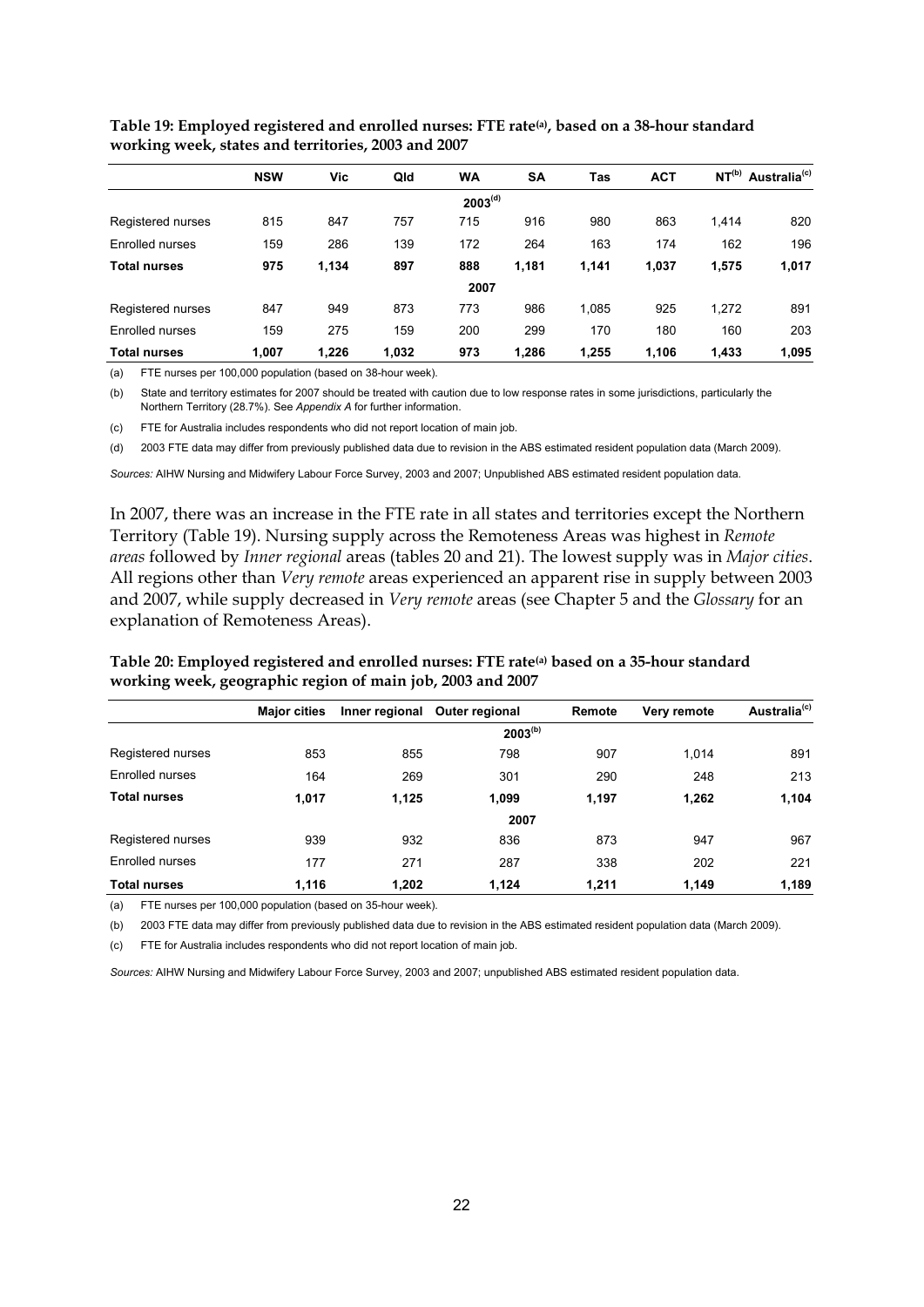**Table 19: Employed registered and enrolled nurses: FTE rate[(a)], based on a 38-hour standard working week, states and territories, 2003 and 2007**

| | NSW | Vic | Qld | WA | SA | Tas | ACT | NT[(b)] | Australia[(c)] |
|---|---|---|---|---|---|---|---|---|---|
| | | | | 2003[(d)] | | | | | |
| Registered nurses | 815 | 847 | 757 | 715 | 916 | 980 | 863 | 1,414 | 820 |
| Enrolled nurses | 159 | 286 | 139 | 172 | 264 | 163 | 174 | 162 | 196 |
| **Total nurses** | **975** | **1,134** | **897** | **888** | **1,181** | **1,141** | **1,037** | **1,575** | **1,017** |
| | | | | 2007 | | | | | |
| Registered nurses | 847 | 949 | 873 | 773 | 986 | 1,085 | 925 | 1,272 | 891 |
| Enrolled nurses | 159 | 275 | 159 | 200 | 299 | 170 | 180 | 160 | 203 |
| **Total nurses** | **1,007** | **1,226** | **1,032** | **973** | **1,286** | **1,255** | **1,106** | **1,433** | **1,095** |

(a) FTE nurses per 100,000 population (based on 38-hour week).

(b) State and territory estimates for 2007 should be treated with caution due to low response rates in some jurisdictions, particularly the Northern Territory (28.7%). See *Appendix A* for further information.

(c) FTE for Australia includes respondents who did not report location of main job.

(d) 2003 FTE data may differ from previously published data due to revision in the ABS estimated resident population data (March 2009).

*Sources:* AIHW Nursing and Midwifery Labour Force Survey, 2003 and 2007; Unpublished ABS estimated resident population data.

In 2007, there was an increase in the FTE rate in all states and territories except the Northern Territory (Table 19). Nursing supply across the Remoteness Areas was highest in *Remote areas* followed by *Inner regional* areas (tables 20 and 21). The lowest supply was in *Major cities*. All regions other than *Very remote* areas experienced an apparent rise in supply between 2003 and 2007, while supply decreased in *Very remote* areas (see Chapter 5 and the *Glossary* for an explanation of Remoteness Areas).

**Table 20: Employed registered and enrolled nurses: FTE rate[(a)] based on a 35-hour standard working week, geographic region of main job, 2003 and 2007**

| | Major cities | Inner regional | Outer regional | Remote | Very remote | Australia[(c)] |
|---|---|---|---|---|---|---|
| | | | 2003[(b)] | | | |
| Registered nurses | 853 | 855 | 798 | 907 | 1,014 | 891 |
| Enrolled nurses | 164 | 269 | 301 | 290 | 248 | 213 |
| **Total nurses** | **1,017** | **1,125** | **1,099** | **1,197** | **1,262** | **1,104** |
| | | | 2007 | | | |
| Registered nurses | 939 | 932 | 836 | 873 | 947 | 967 |
| Enrolled nurses | 177 | 271 | 287 | 338 | 202 | 221 |
| **Total nurses** | **1,116** | **1,202** | **1,124** | **1,211** | **1,149** | **1,189** |

(a) FTE nurses per 100,000 population (based on 35-hour week).

(b) 2003 FTE data may differ from previously published data due to revision in the ABS estimated resident population data (March 2009).

(c) FTE for Australia includes respondents who did not report location of main job.

*Sources:* AIHW Nursing and Midwifery Labour Force Survey, 2003 and 2007; unpublished ABS estimated resident population data.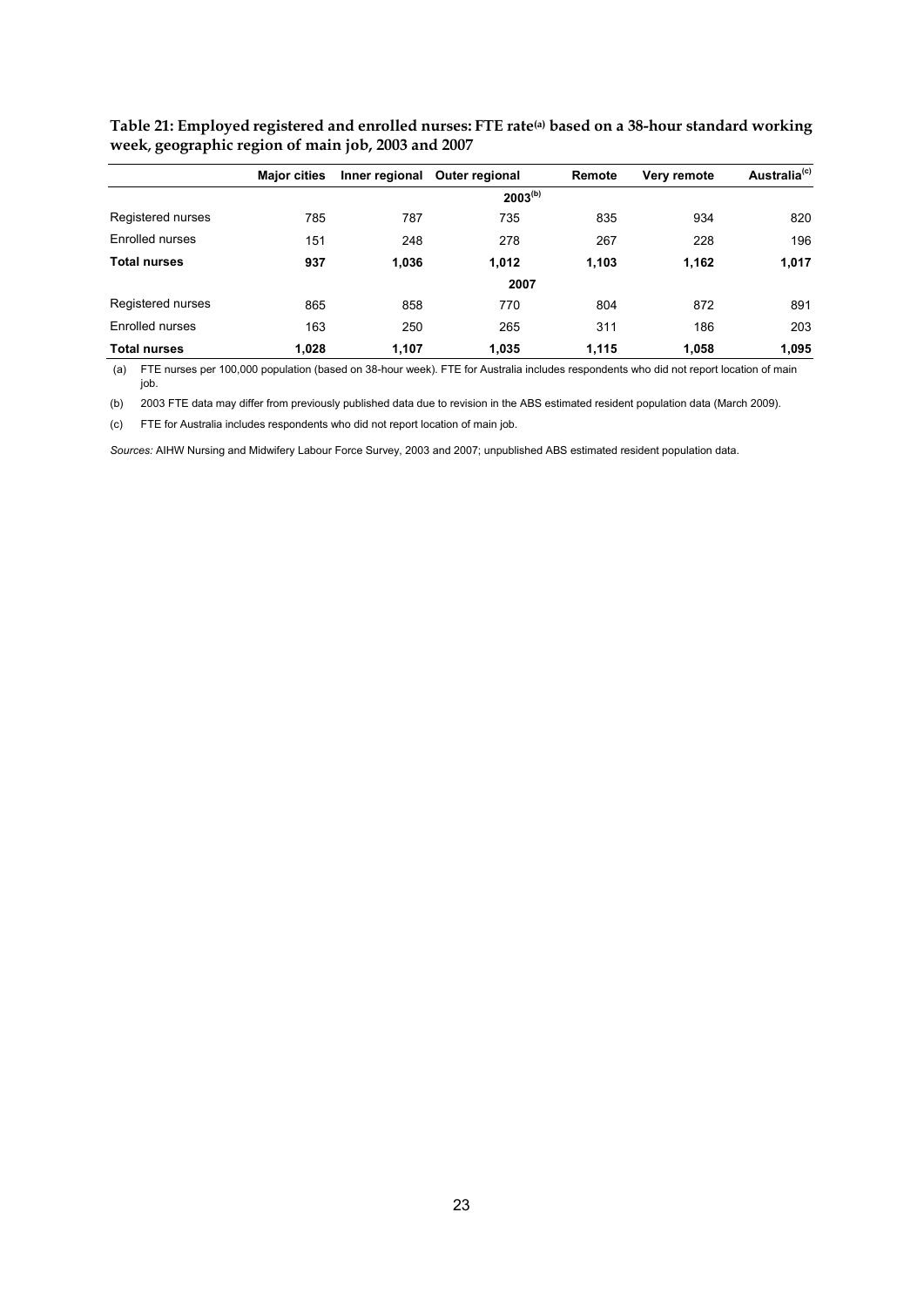**Table 21: Employed registered and enrolled nurses: FTE rate[(a)] based on a 38-hour standard working week, geographic region of main job, 2003 and 2007**

| | Major cities | Inner regional | Outer regional | Remote | Very remote | Australia[(c)] |
|---|---|---|---|---|---|---|
| | | | 2003[(b)] | | | |
| Registered nurses | 785 | 787 | 735 | 835 | 934 | 820 |
| Enrolled nurses | 151 | 248 | 278 | 267 | 228 | 196 |
| **Total nurses** | **937** | **1,036** | **1,012** | **1,103** | **1,162** | **1,017** |
| | | | 2007 | | | |
| Registered nurses | 865 | 858 | 770 | 804 | 872 | 891 |
| Enrolled nurses | 163 | 250 | 265 | 311 | 186 | 203 |
| **Total nurses** | **1,028** | **1,107** | **1,035** | **1,115** | **1,058** | **1,095** |

(a) FTE nurses per 100,000 population (based on 38-hour week). FTE for Australia includes respondents who did not report location of main job.

(b) 2003 FTE data may differ from previously published data due to revision in the ABS estimated resident population data (March 2009).

(c) FTE for Australia includes respondents who did not report location of main job.

*Sources:* AIHW Nursing and Midwifery Labour Force Survey, 2003 and 2007; unpublished ABS estimated resident population data.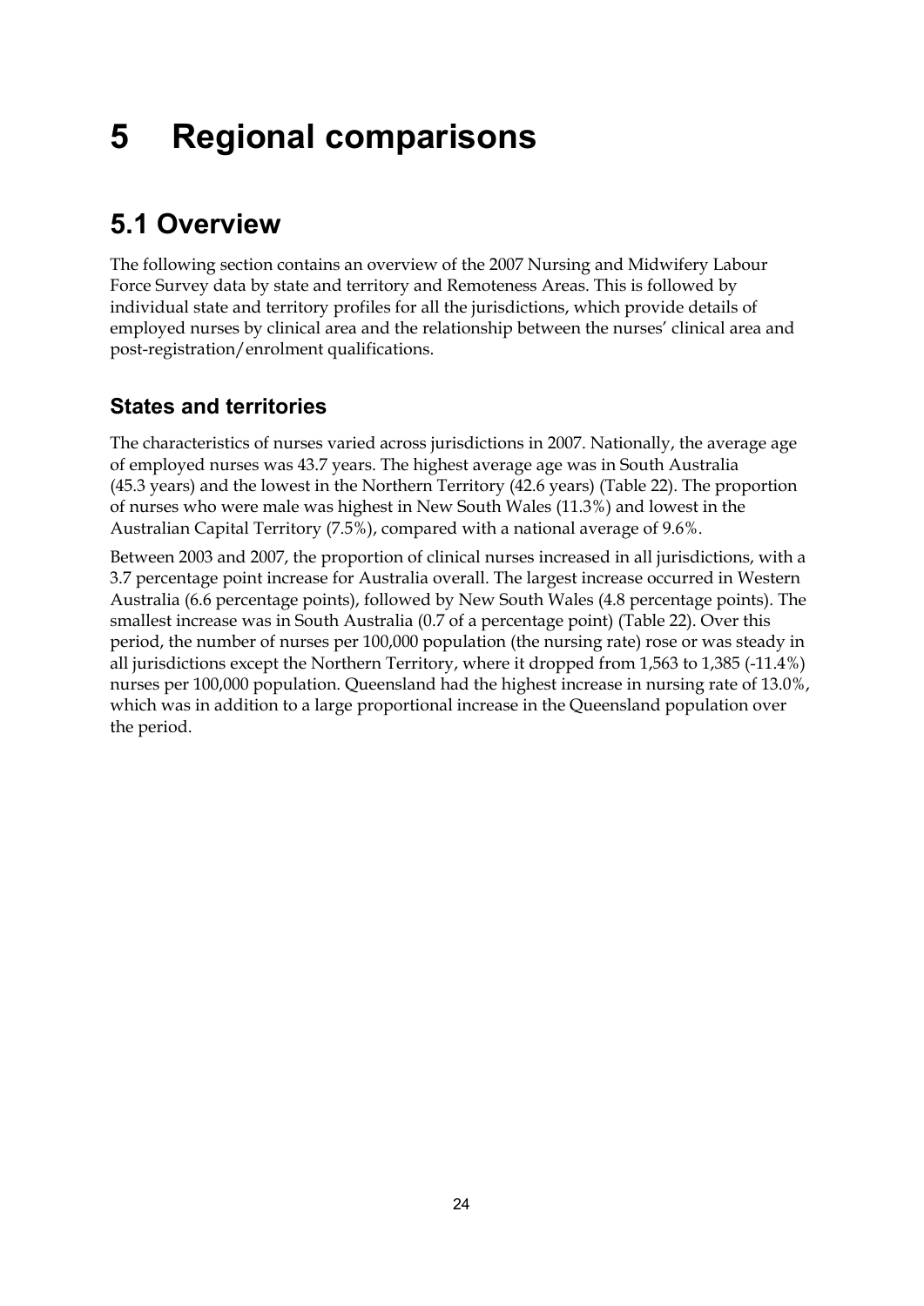# 5 Regional comparisons

## 5.1 Overview

The following section contains an overview of the 2007 Nursing and Midwifery Labour Force Survey data by state and territory and Remoteness Areas. This is followed by individual state and territory profiles for all the jurisdictions, which provide details of employed nurses by clinical area and the relationship between the nurses' clinical area and post-registration/enrolment qualifications.

### States and territories

The characteristics of nurses varied across jurisdictions in 2007. Nationally, the average age of employed nurses was 43.7 years. The highest average age was in South Australia (45.3 years) and the lowest in the Northern Territory (42.6 years) (Table 22). The proportion of nurses who were male was highest in New South Wales (11.3%) and lowest in the Australian Capital Territory (7.5%), compared with a national average of 9.6%.

Between 2003 and 2007, the proportion of clinical nurses increased in all jurisdictions, with a 3.7 percentage point increase for Australia overall. The largest increase occurred in Western Australia (6.6 percentage points), followed by New South Wales (4.8 percentage points). The smallest increase was in South Australia (0.7 of a percentage point) (Table 22). Over this period, the number of nurses per 100,000 population (the nursing rate) rose or was steady in all jurisdictions except the Northern Territory, where it dropped from 1,563 to 1,385 (-11.4%) nurses per 100,000 population. Queensland had the highest increase in nursing rate of 13.0%, which was in addition to a large proportional increase in the Queensland population over the period.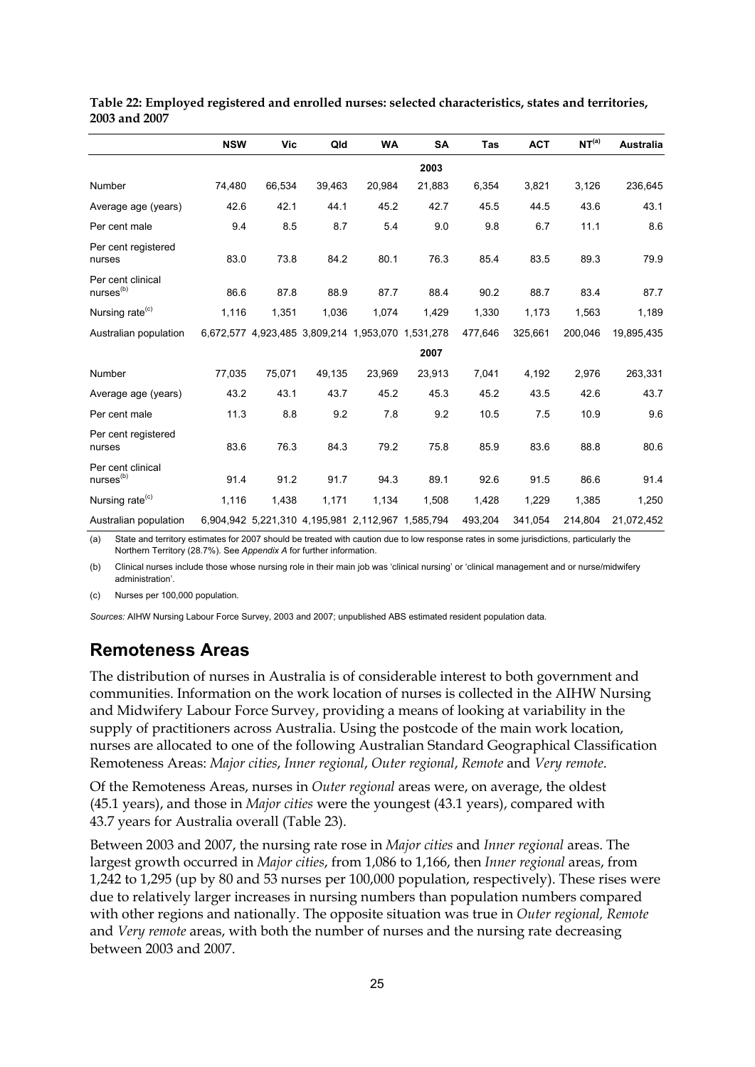**Table 22: Employed registered and enrolled nurses: selected characteristics, states and territories, 2003 and 2007**

| | NSW | Vic | Qld | WA | SA | Tas | ACT | NT[(a)] | Australia |
|---|---|---|---|---|---|---|---|---|---|
| | | | | | **2003** | | | | |
| Number | 74,480 | 66,534 | 39,463 | 20,984 | 21,883 | 6,354 | 3,821 | 3,126 | 236,645 |
| Average age (years) | 42.6 | 42.1 | 44.1 | 45.2 | 42.7 | 45.5 | 44.5 | 43.6 | 43.1 |
| Per cent male | 9.4 | 8.5 | 8.7 | 5.4 | 9.0 | 9.8 | 6.7 | 11.1 | 8.6 |
| Per cent registered nurses | 83.0 | 73.8 | 84.2 | 80.1 | 76.3 | 85.4 | 83.5 | 89.3 | 79.9 |
| Per cent clinical nurses[(b)] | 86.6 | 87.8 | 88.9 | 87.7 | 88.4 | 90.2 | 88.7 | 83.4 | 87.7 |
| Nursing rate[(c)] | 1,116 | 1,351 | 1,036 | 1,074 | 1,429 | 1,330 | 1,173 | 1,563 | 1,189 |
| Australian population | 6,672,577 | 4,923,485 | 3,809,214 | 1,953,070 | 1,531,278 | 477,646 | 325,661 | 200,046 | 19,895,435 |
| | | | | | **2007** | | | | |
| Number | 77,035 | 75,071 | 49,135 | 23,969 | 23,913 | 7,041 | 4,192 | 2,976 | 263,331 |
| Average age (years) | 43.2 | 43.1 | 43.7 | 45.2 | 45.3 | 45.2 | 43.5 | 42.6 | 43.7 |
| Per cent male | 11.3 | 8.8 | 9.2 | 7.8 | 9.2 | 10.5 | 7.5 | 10.9 | 9.6 |
| Per cent registered nurses | 83.6 | 76.3 | 84.3 | 79.2 | 75.8 | 85.9 | 83.6 | 88.8 | 80.6 |
| Per cent clinical nurses[(b)] | 91.4 | 91.2 | 91.7 | 94.3 | 89.1 | 92.6 | 91.5 | 86.6 | 91.4 |
| Nursing rate[(c)] | 1,116 | 1,438 | 1,171 | 1,134 | 1,508 | 1,428 | 1,229 | 1,385 | 1,250 |
| Australian population | 6,904,942 | 5,221,310 | 4,195,981 | 2,112,967 | 1,585,794 | 493,204 | 341,054 | 214,804 | 21,072,452 |

(a) State and territory estimates for 2007 should be treated with caution due to low response rates in some jurisdictions, particularly the Northern Territory (28.7%). See *Appendix A* for further information.

(b) Clinical nurses include those whose nursing role in their main job was 'clinical nursing' or 'clinical management and or nurse/midwifery administration'.

(c) Nurses per 100,000 population.

*Sources:* AIHW Nursing Labour Force Survey, 2003 and 2007; unpublished ABS estimated resident population data.

## Remoteness Areas

The distribution of nurses in Australia is of considerable interest to both government and communities. Information on the work location of nurses is collected in the AIHW Nursing and Midwifery Labour Force Survey, providing a means of looking at variability in the supply of practitioners across Australia. Using the postcode of the main work location, nurses are allocated to one of the following Australian Standard Geographical Classification Remoteness Areas: *Major cities*, *Inner regional*, *Outer regional*, *Remote* and *Very remote*.

Of the Remoteness Areas, nurses in *Outer regional* areas were, on average, the oldest (45.1 years), and those in *Major cities* were the youngest (43.1 years), compared with 43.7 years for Australia overall (Table 23).

Between 2003 and 2007, the nursing rate rose in *Major cities* and *Inner regional* areas. The largest growth occurred in *Major cities*, from 1,086 to 1,166, then *Inner regional* areas, from 1,242 to 1,295 (up by 80 and 53 nurses per 100,000 population, respectively). These rises were due to relatively larger increases in nursing numbers than population numbers compared with other regions and nationally. The opposite situation was true in *Outer regional, Remote* and *Very remote* areas, with both the number of nurses and the nursing rate decreasing between 2003 and 2007.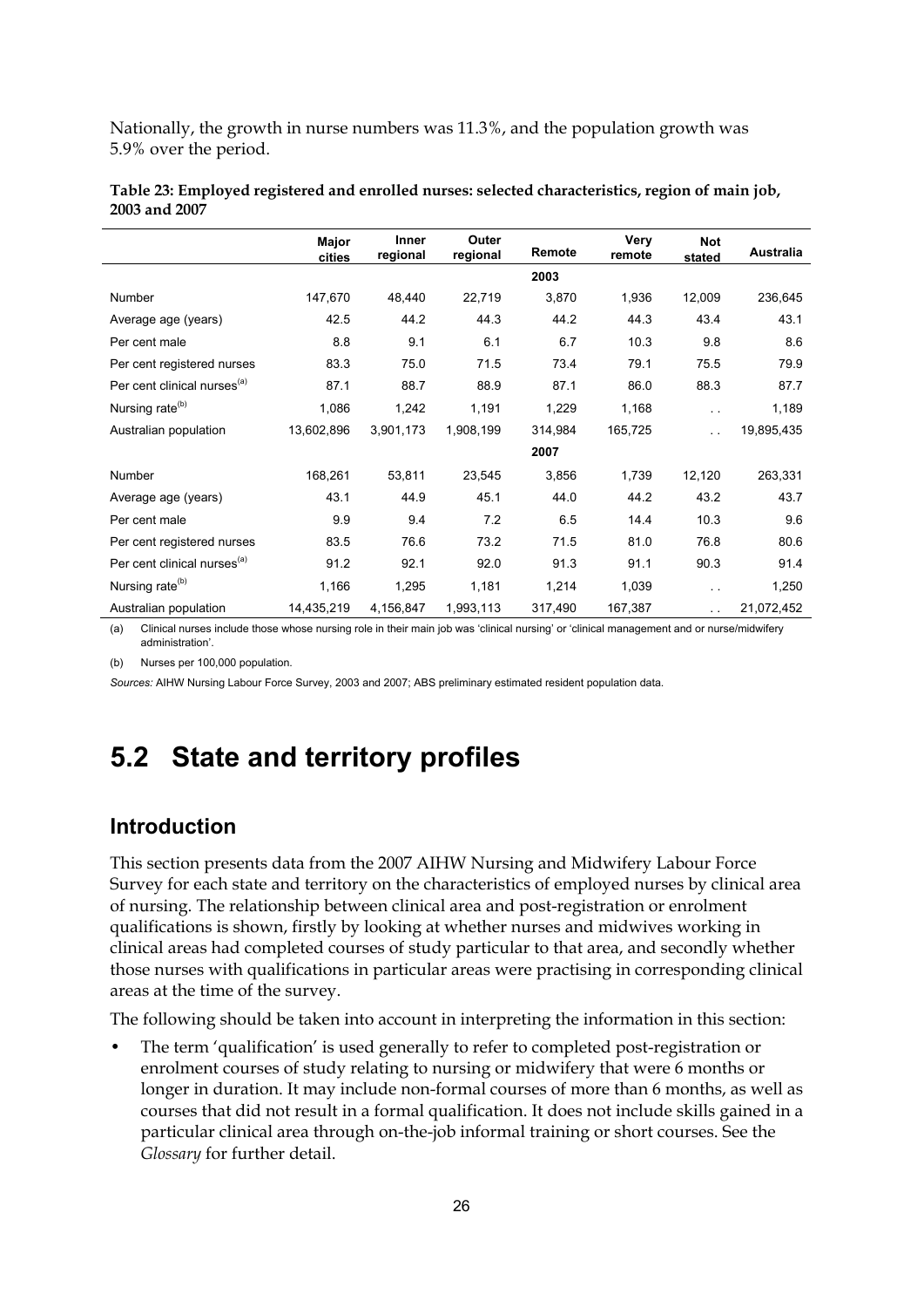Nationally, the growth in nurse numbers was 11.3%, and the population growth was 5.9% over the period.

**Table 23: Employed registered and enrolled nurses: selected characteristics, region of main job, 2003 and 2007**

| | Major cities | Inner regional | Outer regional | Remote | Very remote | Not stated | Australia |
|---|---|---|---|---|---|---|---|
| | | | | **2003** | | | |
| Number | 147,670 | 48,440 | 22,719 | 3,870 | 1,936 | 12,009 | 236,645 |
| Average age (years) | 42.5 | 44.2 | 44.3 | 44.2 | 44.3 | 43.4 | 43.1 |
| Per cent male | 8.8 | 9.1 | 6.1 | 6.7 | 10.3 | 9.8 | 8.6 |
| Per cent registered nurses | 83.3 | 75.0 | 71.5 | 73.4 | 79.1 | 75.5 | 79.9 |
| Per cent clinical nurses[(a)] | 87.1 | 88.7 | 88.9 | 87.1 | 86.0 | 88.3 | 87.7 |
| Nursing rate[(b)] | 1,086 | 1,242 | 1,191 | 1,229 | 1,168 | . . | 1,189 |
| Australian population | 13,602,896 | 3,901,173 | 1,908,199 | 314,984 | 165,725 | . . | 19,895,435 |
| | | | | **2007** | | | |
| Number | 168,261 | 53,811 | 23,545 | 3,856 | 1,739 | 12,120 | 263,331 |
| Average age (years) | 43.1 | 44.9 | 45.1 | 44.0 | 44.2 | 43.2 | 43.7 |
| Per cent male | 9.9 | 9.4 | 7.2 | 6.5 | 14.4 | 10.3 | 9.6 |
| Per cent registered nurses | 83.5 | 76.6 | 73.2 | 71.5 | 81.0 | 76.8 | 80.6 |
| Per cent clinical nurses[(a)] | 91.2 | 92.1 | 92.0 | 91.3 | 91.1 | 90.3 | 91.4 |
| Nursing rate[(b)] | 1,166 | 1,295 | 1,181 | 1,214 | 1,039 | . . | 1,250 |
| Australian population | 14,435,219 | 4,156,847 | 1,993,113 | 317,490 | 167,387 | . . | 21,072,452 |

(a) Clinical nurses include those whose nursing role in their main job was 'clinical nursing' or 'clinical management and or nurse/midwifery administration'.

(b) Nurses per 100,000 population.

*Sources:* AIHW Nursing Labour Force Survey, 2003 and 2007; ABS preliminary estimated resident population data.

# 5.2 State and territory profiles

## Introduction

This section presents data from the 2007 AIHW Nursing and Midwifery Labour Force Survey for each state and territory on the characteristics of employed nurses by clinical area of nursing. The relationship between clinical area and post-registration or enrolment qualifications is shown, firstly by looking at whether nurses and midwives working in clinical areas had completed courses of study particular to that area, and secondly whether those nurses with qualifications in particular areas were practising in corresponding clinical areas at the time of the survey.

The following should be taken into account in interpreting the information in this section:

- The term 'qualification' is used generally to refer to completed post-registration or enrolment courses of study relating to nursing or midwifery that were 6 months or longer in duration. It may include non-formal courses of more than 6 months, as well as courses that did not result in a formal qualification. It does not include skills gained in a particular clinical area through on-the-job informal training or short courses. See the *Glossary* for further detail.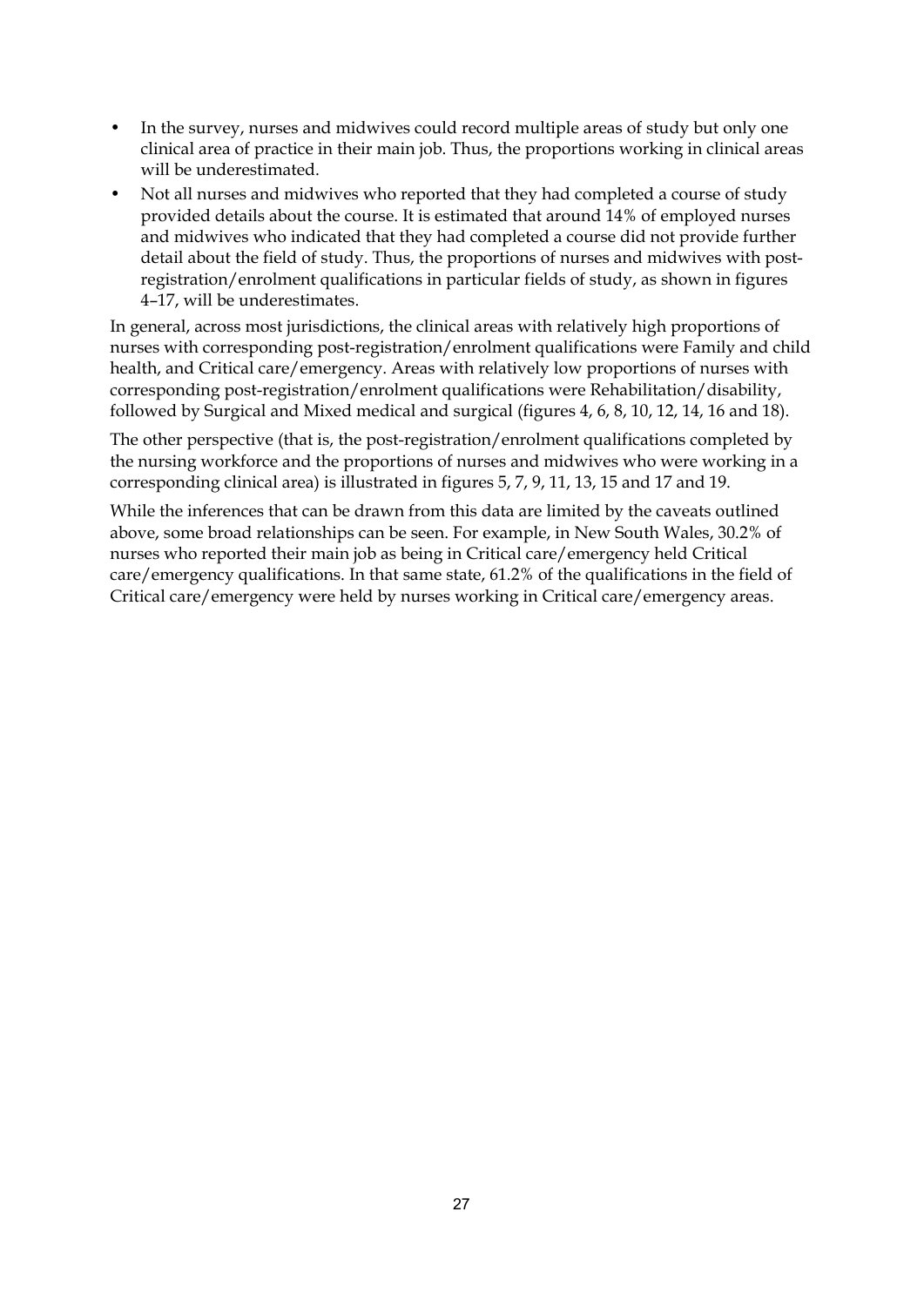- In the survey, nurses and midwives could record multiple areas of study but only one clinical area of practice in their main job. Thus, the proportions working in clinical areas will be underestimated.
- Not all nurses and midwives who reported that they had completed a course of study provided details about the course. It is estimated that around 14% of employed nurses and midwives who indicated that they had completed a course did not provide further detail about the field of study. Thus, the proportions of nurses and midwives with post-registration/enrolment qualifications in particular fields of study, as shown in figures 4–17, will be underestimates.

In general, across most jurisdictions, the clinical areas with relatively high proportions of nurses with corresponding post-registration/enrolment qualifications were Family and child health, and Critical care/emergency. Areas with relatively low proportions of nurses with corresponding post-registration/enrolment qualifications were Rehabilitation/disability, followed by Surgical and Mixed medical and surgical (figures 4, 6, 8, 10, 12, 14, 16 and 18).

The other perspective (that is, the post-registration/enrolment qualifications completed by the nursing workforce and the proportions of nurses and midwives who were working in a corresponding clinical area) is illustrated in figures 5, 7, 9, 11, 13, 15 and 17 and 19.

While the inferences that can be drawn from this data are limited by the caveats outlined above, some broad relationships can be seen. For example, in New South Wales, 30.2% of nurses who reported their main job as being in Critical care/emergency held Critical care/emergency qualifications. In that same state, 61.2% of the qualifications in the field of Critical care/emergency were held by nurses working in Critical care/emergency areas.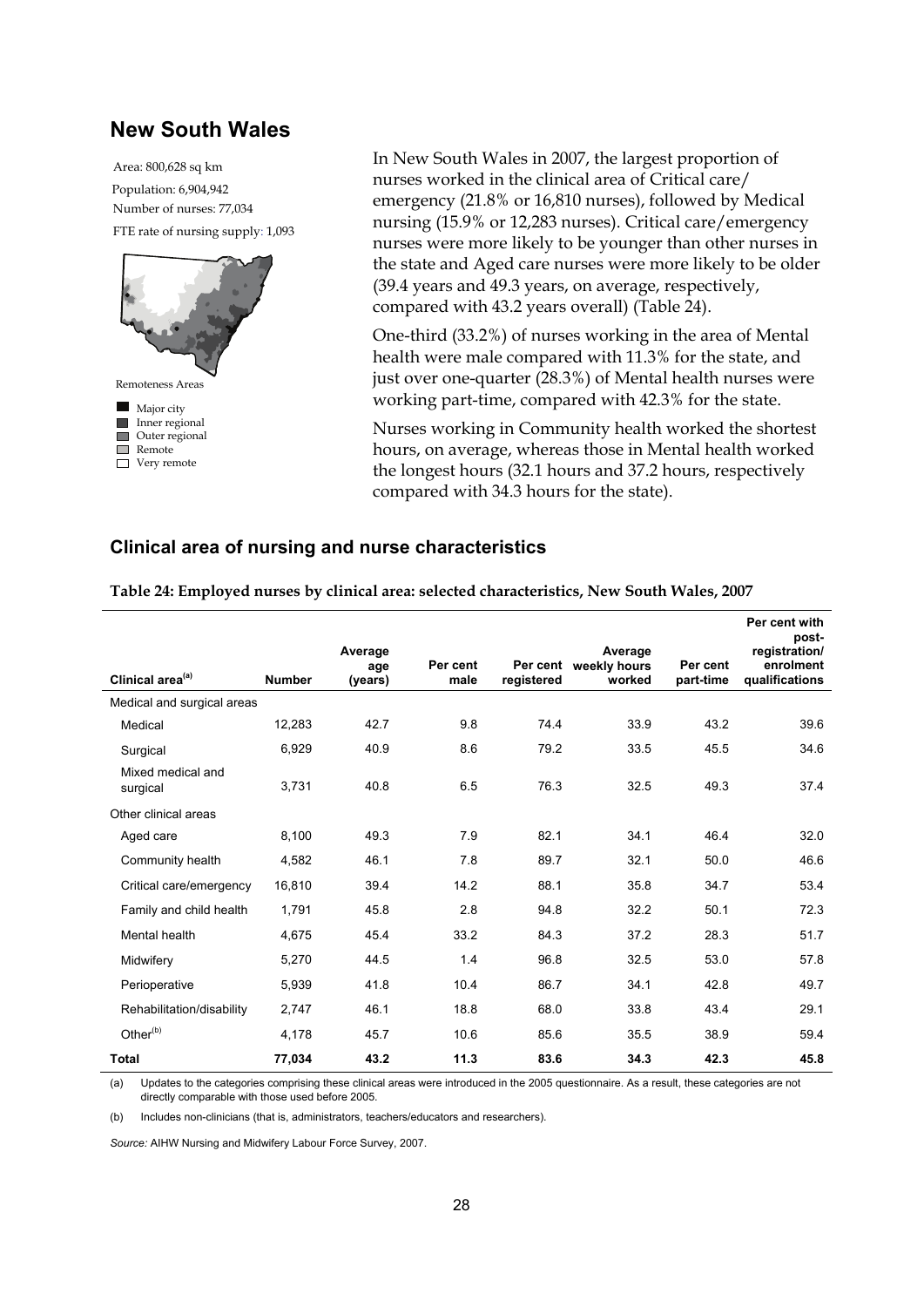## New South Wales

Area: 800,628 sq km

Population: 6,904,942

Number of nurses: 77,034

FTE rate of nursing supply: 1,093

Remoteness Areas

- Major city
- Inner regional
- Outer regional
- Remote
- Very remote

In New South Wales in 2007, the largest proportion of nurses worked in the clinical area of Critical care/emergency (21.8% or 16,810 nurses), followed by Medical nursing (15.9% or 12,283 nurses). Critical care/emergency nurses were more likely to be younger than other nurses in the state and Aged care nurses were more likely to be older (39.4 years and 49.3 years, on average, respectively, compared with 43.2 years overall) (Table 24).

One-third (33.2%) of nurses working in the area of Mental health were male compared with 11.3% for the state, and just over one-quarter (28.3%) of Mental health nurses were working part-time, compared with 42.3% for the state.

Nurses working in Community health worked the shortest hours, on average, whereas those in Mental health worked the longest hours (32.1 hours and 37.2 hours, respectively compared with 34.3 hours for the state).

### Clinical area of nursing and nurse characteristics

**Table 24: Employed nurses by clinical area: selected characteristics, New South Wales, 2007**

| Clinical area[(a)] | Number | Average age (years) | Per cent male | Per cent registered | Average weekly hours worked | Per cent part-time | Per cent with post-registration/ enrolment qualifications |
|---|---|---|---|---|---|---|---|
| Medical and surgical areas | | | | | | | |
| Medical | 12,283 | 42.7 | 9.8 | 74.4 | 33.9 | 43.2 | 39.6 |
| Surgical | 6,929 | 40.9 | 8.6 | 79.2 | 33.5 | 45.5 | 34.6 |
| Mixed medical and surgical | 3,731 | 40.8 | 6.5 | 76.3 | 32.5 | 49.3 | 37.4 |
| Other clinical areas | | | | | | | |
| Aged care | 8,100 | 49.3 | 7.9 | 82.1 | 34.1 | 46.4 | 32.0 |
| Community health | 4,582 | 46.1 | 7.8 | 89.7 | 32.1 | 50.0 | 46.6 |
| Critical care/emergency | 16,810 | 39.4 | 14.2 | 88.1 | 35.8 | 34.7 | 53.4 |
| Family and child health | 1,791 | 45.8 | 2.8 | 94.8 | 32.2 | 50.1 | 72.3 |
| Mental health | 4,675 | 45.4 | 33.2 | 84.3 | 37.2 | 28.3 | 51.7 |
| Midwifery | 5,270 | 44.5 | 1.4 | 96.8 | 32.5 | 53.0 | 57.8 |
| Perioperative | 5,939 | 41.8 | 10.4 | 86.7 | 34.1 | 42.8 | 49.7 |
| Rehabilitation/disability | 2,747 | 46.1 | 18.8 | 68.0 | 33.8 | 43.4 | 29.1 |
| Other[(b)] | 4,178 | 45.7 | 10.6 | 85.6 | 35.5 | 38.9 | 59.4 |
| **Total** | **77,034** | **43.2** | **11.3** | **83.6** | **34.3** | **42.3** | **45.8** |

(a) Updates to the categories comprising these clinical areas were introduced in the 2005 questionnaire. As a result, these categories are not directly comparable with those used before 2005.

(b) Includes non-clinicians (that is, administrators, teachers/educators and researchers).

*Source:* AIHW Nursing and Midwifery Labour Force Survey, 2007.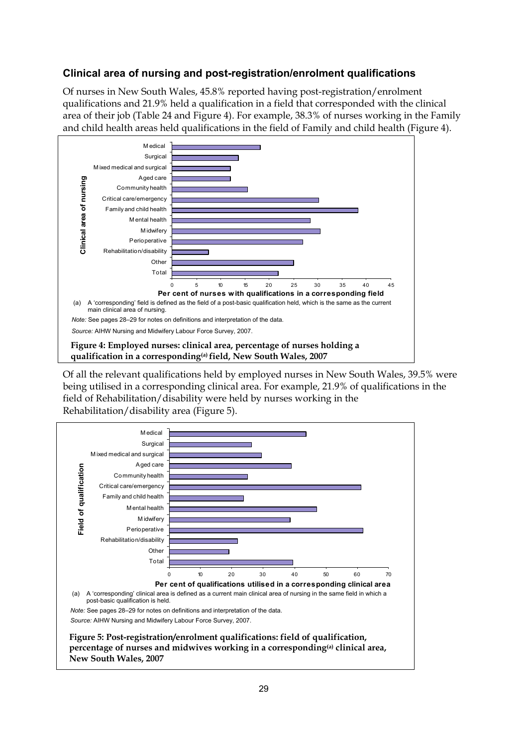## Clinical area of nursing and post-registration/enrolment qualifications

Of nurses in New South Wales, 45.8% reported having post-registration/enrolment qualifications and 21.9% held a qualification in a field that corresponded with the clinical area of their job (Table 24 and Figure 4). For example, 38.3% of nurses working in the Family and child health areas held qualifications in the field of Family and child health (Figure 4).

(a) A 'corresponding' field is defined as the field of a post-basic qualification held, which is the same as the current main clinical area of nursing.

*Note:* See pages 28–29 for notes on definitions and interpretation of the data.

*Source:* AIHW Nursing and Midwifery Labour Force Survey, 2007.

**Figure 4: Employed nurses: clinical area, percentage of nurses holding a qualification in a corresponding[(a)] field, New South Wales, 2007**

Of all the relevant qualifications held by employed nurses in New South Wales, 39.5% were being utilised in a corresponding clinical area. For example, 21.9% of qualifications in the field of Rehabilitation/disability were held by nurses working in the Rehabilitation/disability area (Figure 5).

(a) A 'corresponding' clinical area is defined as a current main clinical area of nursing in the same field in which a post-basic qualification is held.

*Note:* See pages 28–29 for notes on definitions and interpretation of the data.

*Source:* AIHW Nursing and Midwifery Labour Force Survey, 2007.

**Figure 5: Post-registration/enrolment qualifications: field of qualification, percentage of nurses and midwives working in a corresponding[(a)] clinical area, New South Wales, 2007**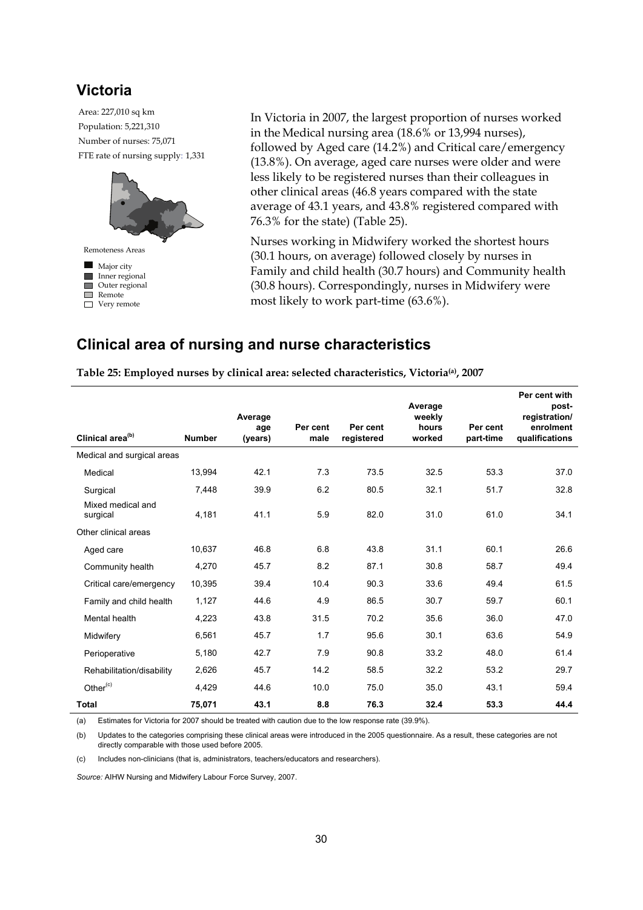## Victoria

Area: 227,010 sq km
Population: 5,221,310
Number of nurses: 75,071
FTE rate of nursing supply: 1,331

Remoteness Areas

- Major city
- Inner regional
- Outer regional
- Remote
- Very remote

In Victoria in 2007, the largest proportion of nurses worked in the Medical nursing area (18.6% or 13,994 nurses), followed by Aged care (14.2%) and Critical care/emergency (13.8%). On average, aged care nurses were older and were less likely to be registered nurses than their colleagues in other clinical areas (46.8 years compared with the state average of 43.1 years, and 43.8% registered compared with 76.3% for the state) (Table 25).

Nurses working in Midwifery worked the shortest hours (30.1 hours, on average) followed closely by nurses in Family and child health (30.7 hours) and Community health (30.8 hours). Correspondingly, nurses in Midwifery were most likely to work part-time (63.6%).

## Clinical area of nursing and nurse characteristics

**Table 25: Employed nurses by clinical area: selected characteristics, Victoria[(a)], 2007**

| Clinical area[(b)] | Number | Average age (years) | Per cent male | Per cent registered | Average weekly hours worked | Per cent part-time | Per cent with post-registration/ enrolment qualifications |
|---|---|---|---|---|---|---|---|
| Medical and surgical areas | | | | | | | |
| Medical | 13,994 | 42.1 | 7.3 | 73.5 | 32.5 | 53.3 | 37.0 |
| Surgical | 7,448 | 39.9 | 6.2 | 80.5 | 32.1 | 51.7 | 32.8 |
| Mixed medical and surgical | 4,181 | 41.1 | 5.9 | 82.0 | 31.0 | 61.0 | 34.1 |
| Other clinical areas | | | | | | | |
| Aged care | 10,637 | 46.8 | 6.8 | 43.8 | 31.1 | 60.1 | 26.6 |
| Community health | 4,270 | 45.7 | 8.2 | 87.1 | 30.8 | 58.7 | 49.4 |
| Critical care/emergency | 10,395 | 39.4 | 10.4 | 90.3 | 33.6 | 49.4 | 61.5 |
| Family and child health | 1,127 | 44.6 | 4.9 | 86.5 | 30.7 | 59.7 | 60.1 |
| Mental health | 4,223 | 43.8 | 31.5 | 70.2 | 35.6 | 36.0 | 47.0 |
| Midwifery | 6,561 | 45.7 | 1.7 | 95.6 | 30.1 | 63.6 | 54.9 |
| Perioperative | 5,180 | 42.7 | 7.9 | 90.8 | 33.2 | 48.0 | 61.4 |
| Rehabilitation/disability | 2,626 | 45.7 | 14.2 | 58.5 | 32.2 | 53.2 | 29.7 |
| Other[(c)] | 4,429 | 44.6 | 10.0 | 75.0 | 35.0 | 43.1 | 59.4 |
| **Total** | **75,071** | **43.1** | **8.8** | **76.3** | **32.4** | **53.3** | **44.4** |

(a) Estimates for Victoria for 2007 should be treated with caution due to the low response rate (39.9%).

(b) Updates to the categories comprising these clinical areas were introduced in the 2005 questionnaire. As a result, these categories are not directly comparable with those used before 2005.

(c) Includes non-clinicians (that is, administrators, teachers/educators and researchers).

*Source:* AIHW Nursing and Midwifery Labour Force Survey, 2007.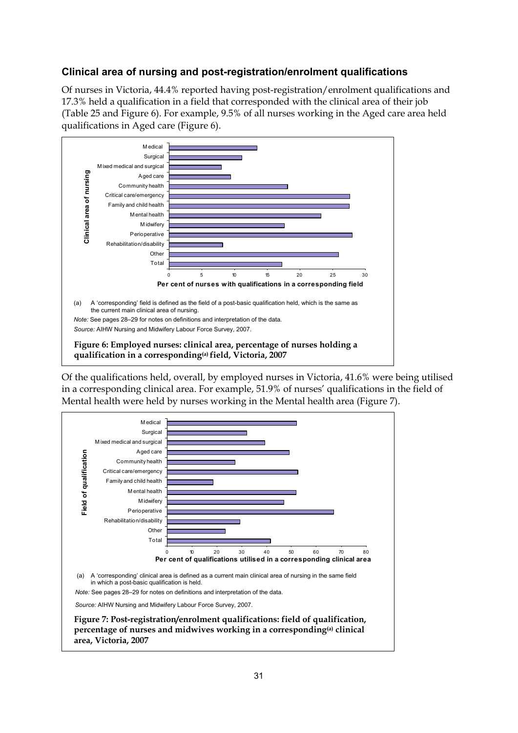## Clinical area of nursing and post-registration/enrolment qualifications

Of nurses in Victoria, 44.4% reported having post-registration/enrolment qualifications and 17.3% held a qualification in a field that corresponded with the clinical area of their job (Table 25 and Figure 6). For example, 9.5% of all nurses working in the Aged care area held qualifications in Aged care (Figure 6).

(a) A 'corresponding' field is defined as the field of a post-basic qualification held, which is the same as the current main clinical area of nursing.

*Note:* See pages 28–29 for notes on definitions and interpretation of the data.

*Source:* AIHW Nursing and Midwifery Labour Force Survey, 2007.

**Figure 6: Employed nurses: clinical area, percentage of nurses holding a qualification in a corresponding[(a)] field, Victoria, 2007**

Of the qualifications held, overall, by employed nurses in Victoria, 41.6% were being utilised in a corresponding clinical area. For example, 51.9% of nurses' qualifications in the field of Mental health were held by nurses working in the Mental health area (Figure 7).

(a) A 'corresponding' clinical area is defined as a current main clinical area of nursing in the same field in which a post-basic qualification is held.

*Note:* See pages 28–29 for notes on definitions and interpretation of the data.

*Source:* AIHW Nursing and Midwifery Labour Force Survey, 2007.

**Figure 7: Post-registration/enrolment qualifications: field of qualification, percentage of nurses and midwives working in a corresponding[(a)] clinical area, Victoria, 2007**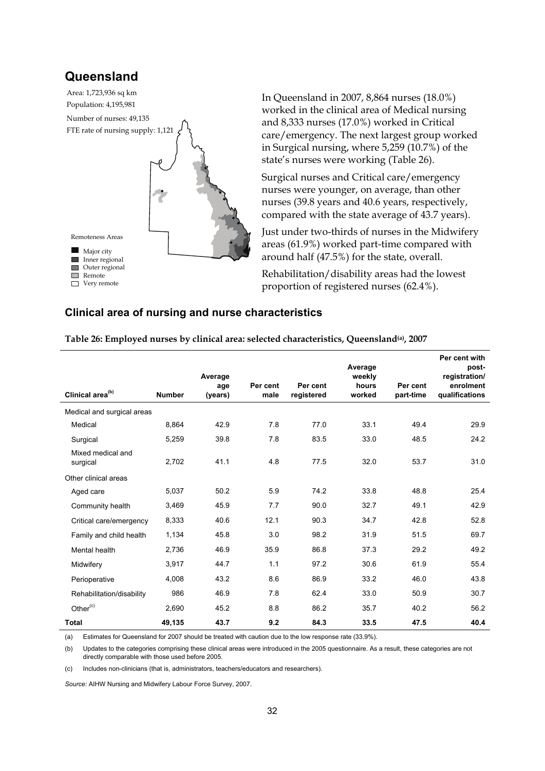# Queensland

Area: 1,723,936 sq km

Population: 4,195,981

Number of nurses: 49,135

FTE rate of nursing supply: 1,121

Remoteness Areas

- Major city
- Inner regional
- Outer regional
- Remote
- Very remote

In Queensland in 2007, 8,864 nurses (18.0%) worked in the clinical area of Medical nursing and 8,333 nurses (17.0%) worked in Critical care/emergency. The next largest group worked in Surgical nursing, where 5,259 (10.7%) of the state's nurses were working (Table 26).

Surgical nurses and Critical care/emergency nurses were younger, on average, than other nurses (39.8 years and 40.6 years, respectively, compared with the state average of 43.7 years).

Just under two-thirds of nurses in the Midwifery areas (61.9%) worked part-time compared with around half (47.5%) for the state, overall.

Rehabilitation/disability areas had the lowest proportion of registered nurses (62.4%).

## Clinical area of nursing and nurse characteristics

**Table 26: Employed nurses by clinical area: selected characteristics, Queensland(a), 2007**

| Clinical area(b) | Number | Average age (years) | Per cent male | Per cent registered | Average weekly hours worked | Per cent part-time | Per cent with post-registration/ enrolment qualifications |
|---|---|---|---|---|---|---|---|
| Medical and surgical areas | | | | | | | |
| Medical | 8,864 | 42.9 | 7.8 | 77.0 | 33.1 | 49.4 | 29.9 |
| Surgical | 5,259 | 39.8 | 7.8 | 83.5 | 33.0 | 48.5 | 24.2 |
| Mixed medical and surgical | 2,702 | 41.1 | 4.8 | 77.5 | 32.0 | 53.7 | 31.0 |
| Other clinical areas | | | | | | | |
| Aged care | 5,037 | 50.2 | 5.9 | 74.2 | 33.8 | 48.8 | 25.4 |
| Community health | 3,469 | 45.9 | 7.7 | 90.0 | 32.7 | 49.1 | 42.9 |
| Critical care/emergency | 8,333 | 40.6 | 12.1 | 90.3 | 34.7 | 42.8 | 52.8 |
| Family and child health | 1,134 | 45.8 | 3.0 | 98.2 | 31.9 | 51.5 | 69.7 |
| Mental health | 2,736 | 46.9 | 35.9 | 86.8 | 37.3 | 29.2 | 49.2 |
| Midwifery | 3,917 | 44.7 | 1.1 | 97.2 | 30.6 | 61.9 | 55.4 |
| Perioperative | 4,008 | 43.2 | 8.6 | 86.9 | 33.2 | 46.0 | 43.8 |
| Rehabilitation/disability | 986 | 46.9 | 7.8 | 62.4 | 33.0 | 50.9 | 30.7 |
| Other(c) | 2,690 | 45.2 | 8.8 | 86.2 | 35.7 | 40.2 | 56.2 |
| **Total** | **49,135** | **43.7** | **9.2** | **84.3** | **33.5** | **47.5** | **40.4** |

(a) Estimates for Queensland for 2007 should be treated with caution due to the low response rate (33.9%).

(b) Updates to the categories comprising these clinical areas were introduced in the 2005 questionnaire. As a result, these categories are not directly comparable with those used before 2005.

(c) Includes non-clinicians (that is, administrators, teachers/educators and researchers).

*Source:* AIHW Nursing and Midwifery Labour Force Survey, 2007.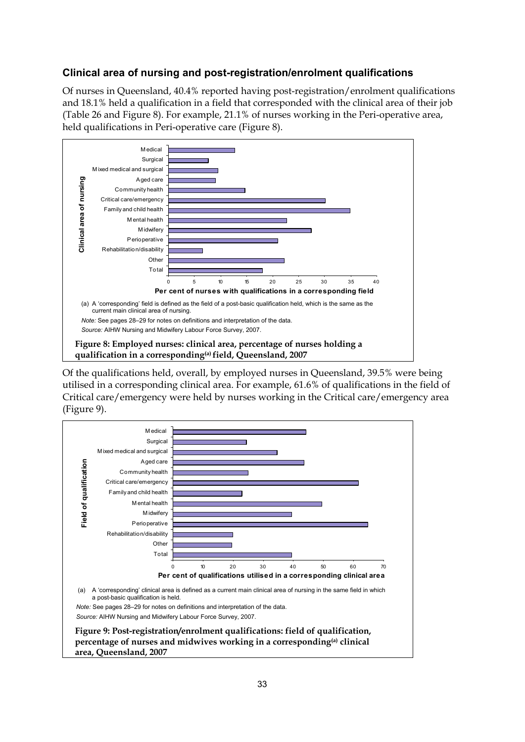## Clinical area of nursing and post-registration/enrolment qualifications

Of nurses in Queensland, 40.4% reported having post-registration/enrolment qualifications and 18.1% held a qualification in a field that corresponded with the clinical area of their job (Table 26 and Figure 8). For example, 21.1% of nurses working in the Peri-operative area, held qualifications in Peri-operative care (Figure 8).

(a) A 'corresponding' field is defined as the field of a post-basic qualification held, which is the same as the current main clinical area of nursing.

*Note:* See pages 28–29 for notes on definitions and interpretation of the data.

*Source:* AIHW Nursing and Midwifery Labour Force Survey, 2007.

**Figure 8: Employed nurses: clinical area, percentage of nurses holding a qualification in a corresponding[(a)] field, Queensland, 2007**

Of the qualifications held, overall, by employed nurses in Queensland, 39.5% were being utilised in a corresponding clinical area. For example, 61.6% of qualifications in the field of Critical care/emergency were held by nurses working in the Critical care/emergency area (Figure 9).

(a) A 'corresponding' clinical area is defined as a current main clinical area of nursing in the same field in which a post-basic qualification is held.

*Note:* See pages 28–29 for notes on definitions and interpretation of the data.

*Source:* AIHW Nursing and Midwifery Labour Force Survey, 2007.

**Figure 9: Post-registration/enrolment qualifications: field of qualification, percentage of nurses and midwives working in a corresponding[(a)] clinical area, Queensland, 2007**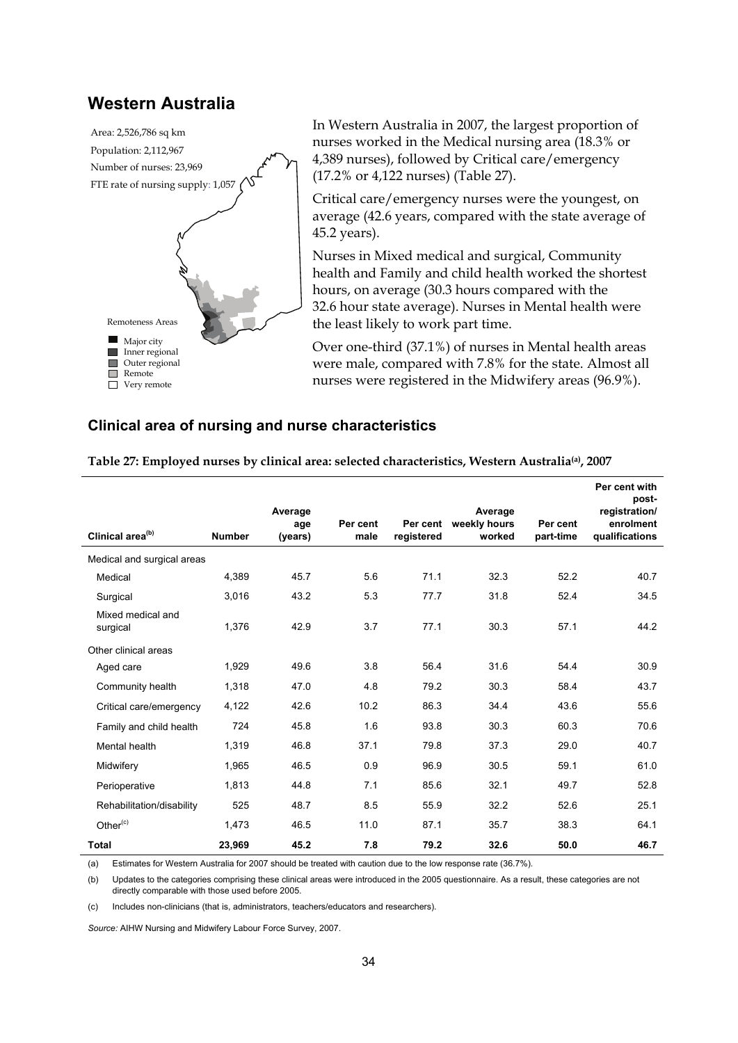# Western Australia

Area: 2,526,786 sq km

Population: 2,112,967

Number of nurses: 23,969

FTE rate of nursing supply: 1,057

Remoteness Areas

- Major city
- Inner regional
- Outer regional
- Remote
- Very remote

In Western Australia in 2007, the largest proportion of nurses worked in the Medical nursing area (18.3% or 4,389 nurses), followed by Critical care/emergency (17.2% or 4,122 nurses) (Table 27).

Critical care/emergency nurses were the youngest, on average (42.6 years, compared with the state average of 45.2 years).

Nurses in Mixed medical and surgical, Community health and Family and child health worked the shortest hours, on average (30.3 hours compared with the 32.6 hour state average). Nurses in Mental health were the least likely to work part time.

Over one-third (37.1%) of nurses in Mental health areas were male, compared with 7.8% for the state. Almost all nurses were registered in the Midwifery areas (96.9%).

## Clinical area of nursing and nurse characteristics

**Table 27: Employed nurses by clinical area: selected characteristics, Western Australia[(a)], 2007**

| Clinical area[(b)] | Number | Average age (years) | Per cent male | Per cent registered | Average weekly hours worked | Per cent part-time | Per cent with post-registration/ enrolment qualifications |
|---|---|---|---|---|---|---|---|
| Medical and surgical areas | | | | | | | |
| Medical | 4,389 | 45.7 | 5.6 | 71.1 | 32.3 | 52.2 | 40.7 |
| Surgical | 3,016 | 43.2 | 5.3 | 77.7 | 31.8 | 52.4 | 34.5 |
| Mixed medical and surgical | 1,376 | 42.9 | 3.7 | 77.1 | 30.3 | 57.1 | 44.2 |
| Other clinical areas | | | | | | | |
| Aged care | 1,929 | 49.6 | 3.8 | 56.4 | 31.6 | 54.4 | 30.9 |
| Community health | 1,318 | 47.0 | 4.8 | 79.2 | 30.3 | 58.4 | 43.7 |
| Critical care/emergency | 4,122 | 42.6 | 10.2 | 86.3 | 34.4 | 43.6 | 55.6 |
| Family and child health | 724 | 45.8 | 1.6 | 93.8 | 30.3 | 60.3 | 70.6 |
| Mental health | 1,319 | 46.8 | 37.1 | 79.8 | 37.3 | 29.0 | 40.7 |
| Midwifery | 1,965 | 46.5 | 0.9 | 96.9 | 30.5 | 59.1 | 61.0 |
| Perioperative | 1,813 | 44.8 | 7.1 | 85.6 | 32.1 | 49.7 | 52.8 |
| Rehabilitation/disability | 525 | 48.7 | 8.5 | 55.9 | 32.2 | 52.6 | 25.1 |
| Other[(c)] | 1,473 | 46.5 | 11.0 | 87.1 | 35.7 | 38.3 | 64.1 |
| **Total** | **23,969** | **45.2** | **7.8** | **79.2** | **32.6** | **50.0** | **46.7** |

(a) Estimates for Western Australia for 2007 should be treated with caution due to the low response rate (36.7%).

(b) Updates to the categories comprising these clinical areas were introduced in the 2005 questionnaire. As a result, these categories are not directly comparable with those used before 2005.

(c) Includes non-clinicians (that is, administrators, teachers/educators and researchers).

*Source:* AIHW Nursing and Midwifery Labour Force Survey, 2007.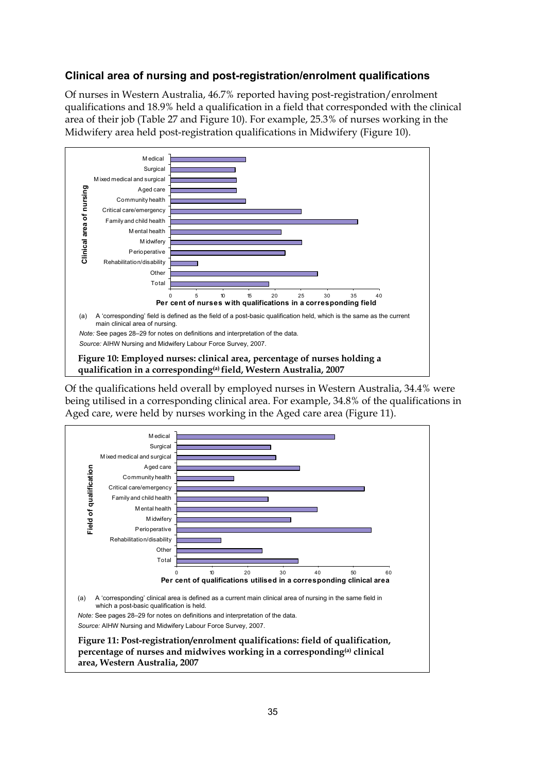## Clinical area of nursing and post-registration/enrolment qualifications

Of nurses in Western Australia, 46.7% reported having post-registration/enrolment qualifications and 18.9% held a qualification in a field that corresponded with the clinical area of their job (Table 27 and Figure 10). For example, 25.3% of nurses working in the Midwifery area held post-registration qualifications in Midwifery (Figure 10).

(a) A 'corresponding' field is defined as the field of a post-basic qualification held, which is the same as the current main clinical area of nursing.

*Note:* See pages 28–29 for notes on definitions and interpretation of the data.

*Source:* AIHW Nursing and Midwifery Labour Force Survey, 2007.

**Figure 10: Employed nurses: clinical area, percentage of nurses holding a qualification in a corresponding[(a)] field, Western Australia, 2007**

Of the qualifications held overall by employed nurses in Western Australia, 34.4% were being utilised in a corresponding clinical area. For example, 34.8% of the qualifications in Aged care, were held by nurses working in the Aged care area (Figure 11).

(a) A 'corresponding' clinical area is defined as a current main clinical area of nursing in the same field in which a post-basic qualification is held.

*Note:* See pages 28–29 for notes on definitions and interpretation of the data.

*Source:* AIHW Nursing and Midwifery Labour Force Survey, 2007.

**Figure 11: Post-registration/enrolment qualifications: field of qualification, percentage of nurses and midwives working in a corresponding[(a)] clinical area, Western Australia, 2007**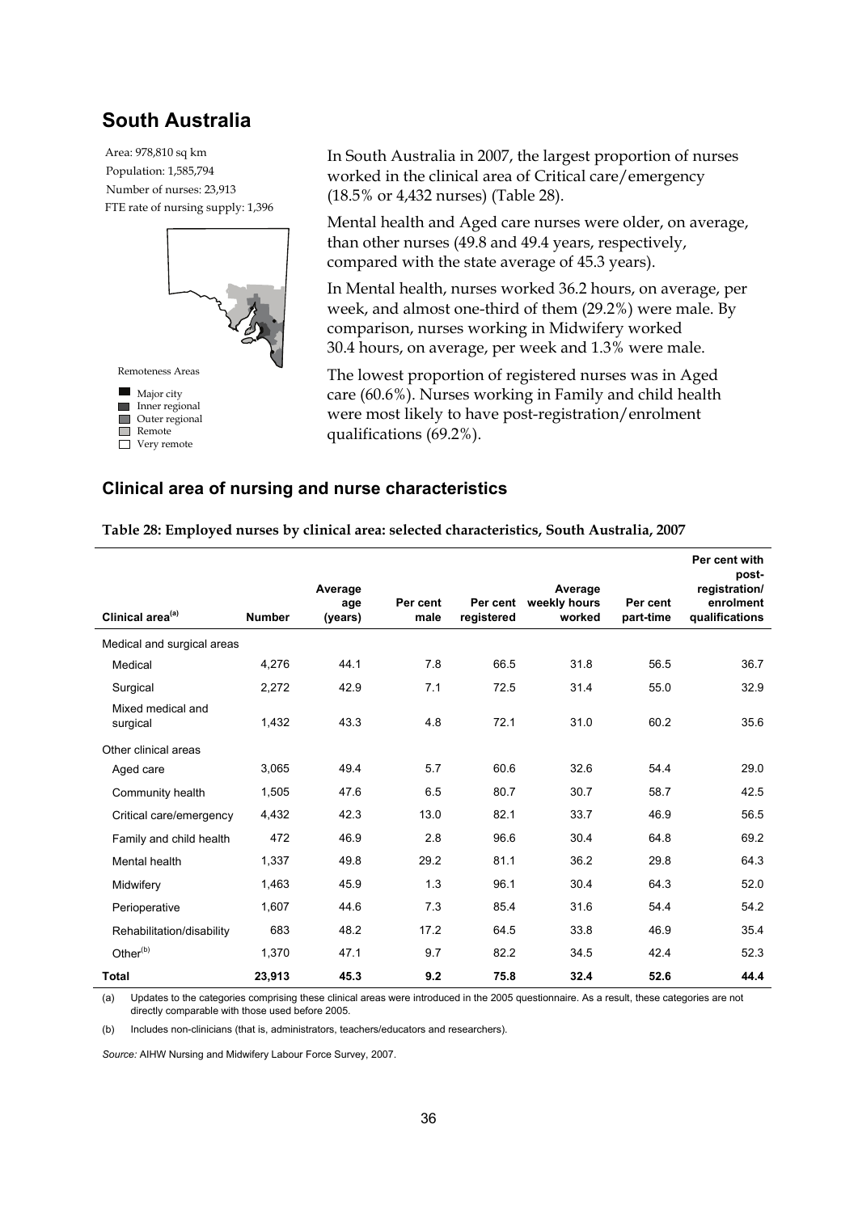## South Australia

Area: 978,810 sq km
Population: 1,585,794
Number of nurses: 23,913
FTE rate of nursing supply: 1,396

Remoteness Areas

- Major city
- Inner regional
- Outer regional
- Remote
- Very remote

In South Australia in 2007, the largest proportion of nurses worked in the clinical area of Critical care/emergency (18.5% or 4,432 nurses) (Table 28).

Mental health and Aged care nurses were older, on average, than other nurses (49.8 and 49.4 years, respectively, compared with the state average of 45.3 years).

In Mental health, nurses worked 36.2 hours, on average, per week, and almost one-third of them (29.2%) were male. By comparison, nurses working in Midwifery worked 30.4 hours, on average, per week and 1.3% were male.

The lowest proportion of registered nurses was in Aged care (60.6%). Nurses working in Family and child health were most likely to have post-registration/enrolment qualifications (69.2%).

### Clinical area of nursing and nurse characteristics

**Table 28: Employed nurses by clinical area: selected characteristics, South Australia, 2007**

| Clinical area[(a)] | Number | Average age (years) | Per cent male | Per cent registered | Average weekly hours worked | Per cent part-time | Per cent with post-registration/ enrolment qualifications |
|---|---|---|---|---|---|---|---|
| Medical and surgical areas | | | | | | | |
| Medical | 4,276 | 44.1 | 7.8 | 66.5 | 31.8 | 56.5 | 36.7 |
| Surgical | 2,272 | 42.9 | 7.1 | 72.5 | 31.4 | 55.0 | 32.9 |
| Mixed medical and surgical | 1,432 | 43.3 | 4.8 | 72.1 | 31.0 | 60.2 | 35.6 |
| Other clinical areas | | | | | | | |
| Aged care | 3,065 | 49.4 | 5.7 | 60.6 | 32.6 | 54.4 | 29.0 |
| Community health | 1,505 | 47.6 | 6.5 | 80.7 | 30.7 | 58.7 | 42.5 |
| Critical care/emergency | 4,432 | 42.3 | 13.0 | 82.1 | 33.7 | 46.9 | 56.5 |
| Family and child health | 472 | 46.9 | 2.8 | 96.6 | 30.4 | 64.8 | 69.2 |
| Mental health | 1,337 | 49.8 | 29.2 | 81.1 | 36.2 | 29.8 | 64.3 |
| Midwifery | 1,463 | 45.9 | 1.3 | 96.1 | 30.4 | 64.3 | 52.0 |
| Perioperative | 1,607 | 44.6 | 7.3 | 85.4 | 31.6 | 54.4 | 54.2 |
| Rehabilitation/disability | 683 | 48.2 | 17.2 | 64.5 | 33.8 | 46.9 | 35.4 |
| Other[(b)] | 1,370 | 47.1 | 9.7 | 82.2 | 34.5 | 42.4 | 52.3 |
| **Total** | **23,913** | **45.3** | **9.2** | **75.8** | **32.4** | **52.6** | **44.4** |

(a) Updates to the categories comprising these clinical areas were introduced in the 2005 questionnaire. As a result, these categories are not directly comparable with those used before 2005.

(b) Includes non-clinicians (that is, administrators, teachers/educators and researchers).

*Source:* AIHW Nursing and Midwifery Labour Force Survey, 2007.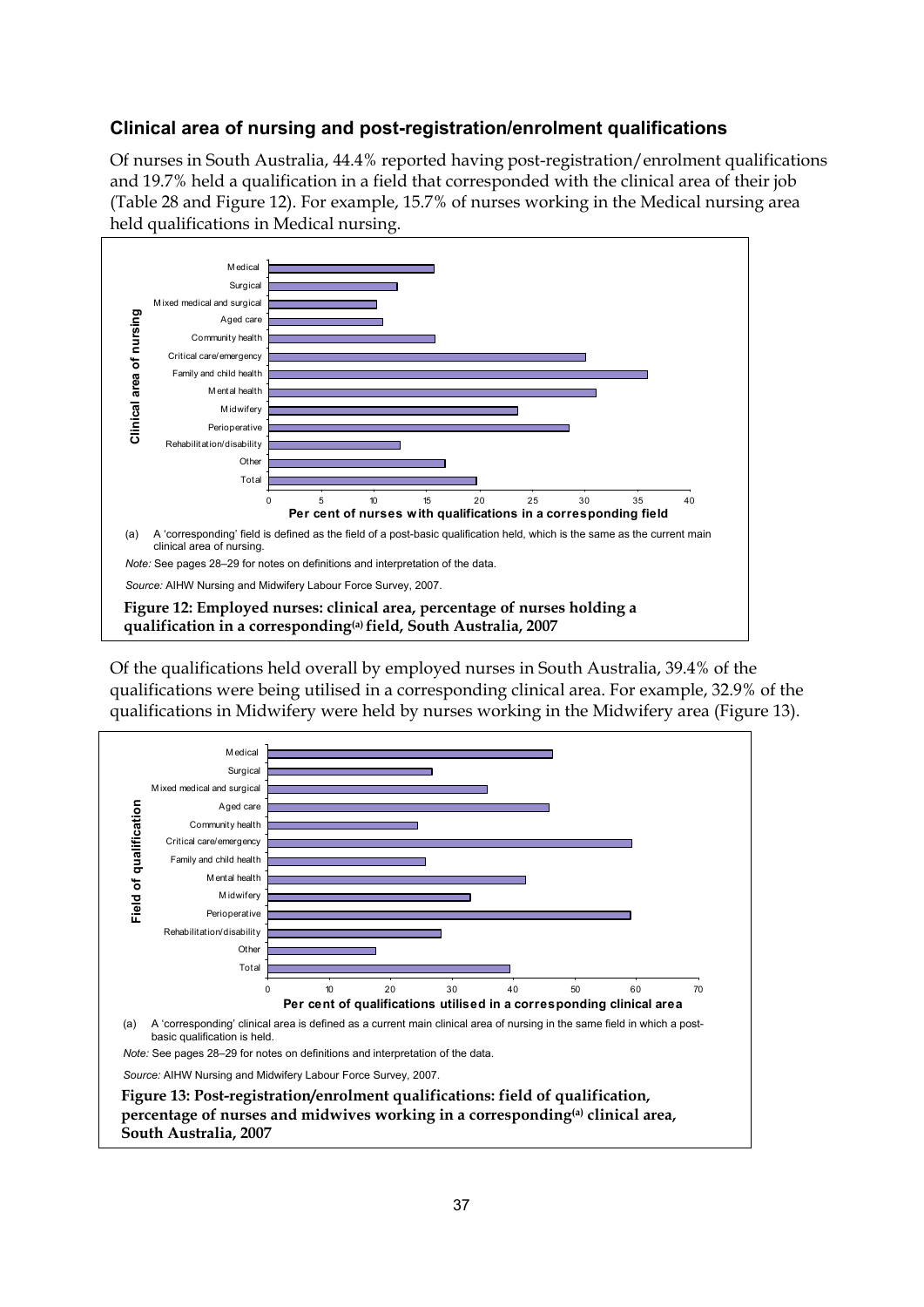## Clinical area of nursing and post-registration/enrolment qualifications

Of nurses in South Australia, 44.4% reported having post-registration/enrolment qualifications and 19.7% held a qualification in a field that corresponded with the clinical area of their job (Table 28 and Figure 12). For example, 15.7% of nurses working in the Medical nursing area held qualifications in Medical nursing.

(a) A 'corresponding' field is defined as the field of a post-basic qualification held, which is the same as the current main clinical area of nursing.

*Note:* See pages 28–29 for notes on definitions and interpretation of the data.

*Source:* AIHW Nursing and Midwifery Labour Force Survey, 2007.

**Figure 12: Employed nurses: clinical area, percentage of nurses holding a qualification in a corresponding[(a)] field, South Australia, 2007**

Of the qualifications held overall by employed nurses in South Australia, 39.4% of the qualifications were being utilised in a corresponding clinical area. For example, 32.9% of the qualifications in Midwifery were held by nurses working in the Midwifery area (Figure 13).

(a) A 'corresponding' clinical area is defined as a current main clinical area of nursing in the same field in which a post-basic qualification is held.

*Note:* See pages 28–29 for notes on definitions and interpretation of the data.

*Source:* AIHW Nursing and Midwifery Labour Force Survey, 2007.

**Figure 13: Post-registration/enrolment qualifications: field of qualification, percentage of nurses and midwives working in a corresponding[(a)] clinical area, South Australia, 2007**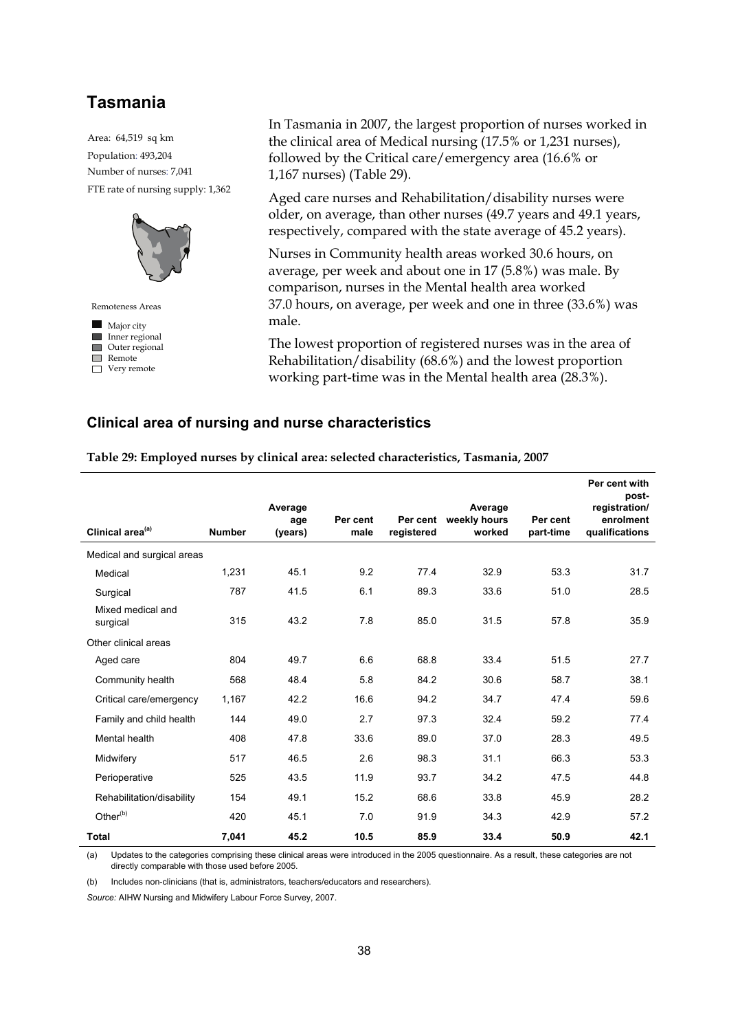# Tasmania

Area: 64,519 sq km

Population: 493,204

Number of nurses: 7,041

FTE rate of nursing supply: 1,362

Remoteness Areas

- Major city
- Inner regional
- Outer regional
- Remote
- Very remote

In Tasmania in 2007, the largest proportion of nurses worked in the clinical area of Medical nursing (17.5% or 1,231 nurses), followed by the Critical care/emergency area (16.6% or 1,167 nurses) (Table 29).

Aged care nurses and Rehabilitation/disability nurses were older, on average, than other nurses (49.7 years and 49.1 years, respectively, compared with the state average of 45.2 years).

Nurses in Community health areas worked 30.6 hours, on average, per week and about one in 17 (5.8%) was male. By comparison, nurses in the Mental health area worked 37.0 hours, on average, per week and one in three (33.6%) was male.

The lowest proportion of registered nurses was in the area of Rehabilitation/disability (68.6%) and the lowest proportion working part-time was in the Mental health area (28.3%).

## Clinical area of nursing and nurse characteristics

**Table 29: Employed nurses by clinical area: selected characteristics, Tasmania, 2007**

| Clinical area[(a)] | Number | Average age (years) | Per cent male | Per cent registered | Average weekly hours worked | Per cent part-time | Per cent with post-registration/enrolment qualifications |
|---|---|---|---|---|---|---|---|
| Medical and surgical areas | | | | | | | |
| Medical | 1,231 | 45.1 | 9.2 | 77.4 | 32.9 | 53.3 | 31.7 |
| Surgical | 787 | 41.5 | 6.1 | 89.3 | 33.6 | 51.0 | 28.5 |
| Mixed medical and surgical | 315 | 43.2 | 7.8 | 85.0 | 31.5 | 57.8 | 35.9 |
| Other clinical areas | | | | | | | |
| Aged care | 804 | 49.7 | 6.6 | 68.8 | 33.4 | 51.5 | 27.7 |
| Community health | 568 | 48.4 | 5.8 | 84.2 | 30.6 | 58.7 | 38.1 |
| Critical care/emergency | 1,167 | 42.2 | 16.6 | 94.2 | 34.7 | 47.4 | 59.6 |
| Family and child health | 144 | 49.0 | 2.7 | 97.3 | 32.4 | 59.2 | 77.4 |
| Mental health | 408 | 47.8 | 33.6 | 89.0 | 37.0 | 28.3 | 49.5 |
| Midwifery | 517 | 46.5 | 2.6 | 98.3 | 31.1 | 66.3 | 53.3 |
| Perioperative | 525 | 43.5 | 11.9 | 93.7 | 34.2 | 47.5 | 44.8 |
| Rehabilitation/disability | 154 | 49.1 | 15.2 | 68.6 | 33.8 | 45.9 | 28.2 |
| Other[(b)] | 420 | 45.1 | 7.0 | 91.9 | 34.3 | 42.9 | 57.2 |
| **Total** | **7,041** | **45.2** | **10.5** | **85.9** | **33.4** | **50.9** | **42.1** |

(a) Updates to the categories comprising these clinical areas were introduced in the 2005 questionnaire. As a result, these categories are not directly comparable with those used before 2005.

(b) Includes non-clinicians (that is, administrators, teachers/educators and researchers).

*Source:* AIHW Nursing and Midwifery Labour Force Survey, 2007.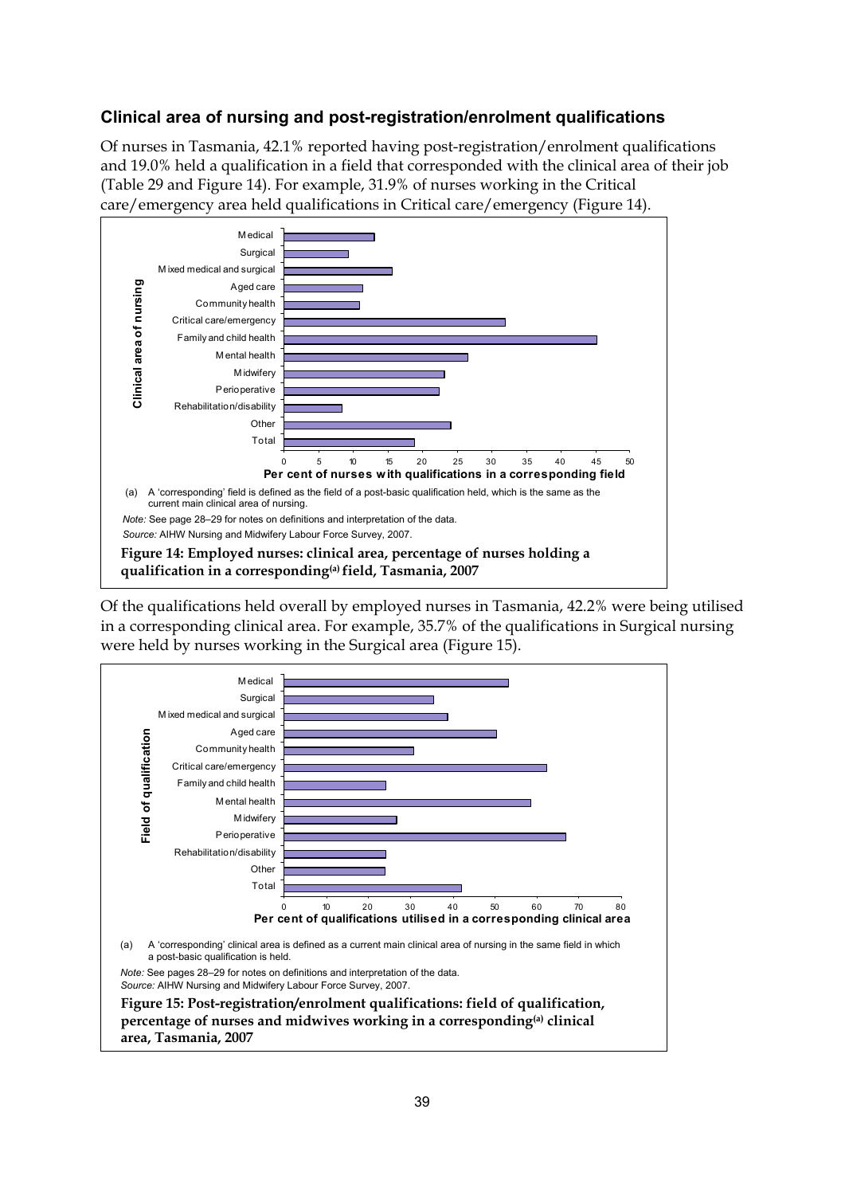### Clinical area of nursing and post-registration/enrolment qualifications

Of nurses in Tasmania, 42.1% reported having post-registration/enrolment qualifications and 19.0% held a qualification in a field that corresponded with the clinical area of their job (Table 29 and Figure 14). For example, 31.9% of nurses working in the Critical care/emergency area held qualifications in Critical care/emergency (Figure 14).

(a) A 'corresponding' field is defined as the field of a post-basic qualification held, which is the same as the current main clinical area of nursing.

*Note:* See page 28–29 for notes on definitions and interpretation of the data.

*Source:* AIHW Nursing and Midwifery Labour Force Survey, 2007.

**Figure 14: Employed nurses: clinical area, percentage of nurses holding a qualification in a corresponding[(a)] field, Tasmania, 2007**

Of the qualifications held overall by employed nurses in Tasmania, 42.2% were being utilised in a corresponding clinical area. For example, 35.7% of the qualifications in Surgical nursing were held by nurses working in the Surgical area (Figure 15).

(a) A 'corresponding' clinical area is defined as a current main clinical area of nursing in the same field in which a post-basic qualification is held.

*Note:* See pages 28–29 for notes on definitions and interpretation of the data.

*Source:* AIHW Nursing and Midwifery Labour Force Survey, 2007.

**Figure 15: Post-registration/enrolment qualifications: field of qualification, percentage of nurses and midwives working in a corresponding[(a)] clinical area, Tasmania, 2007**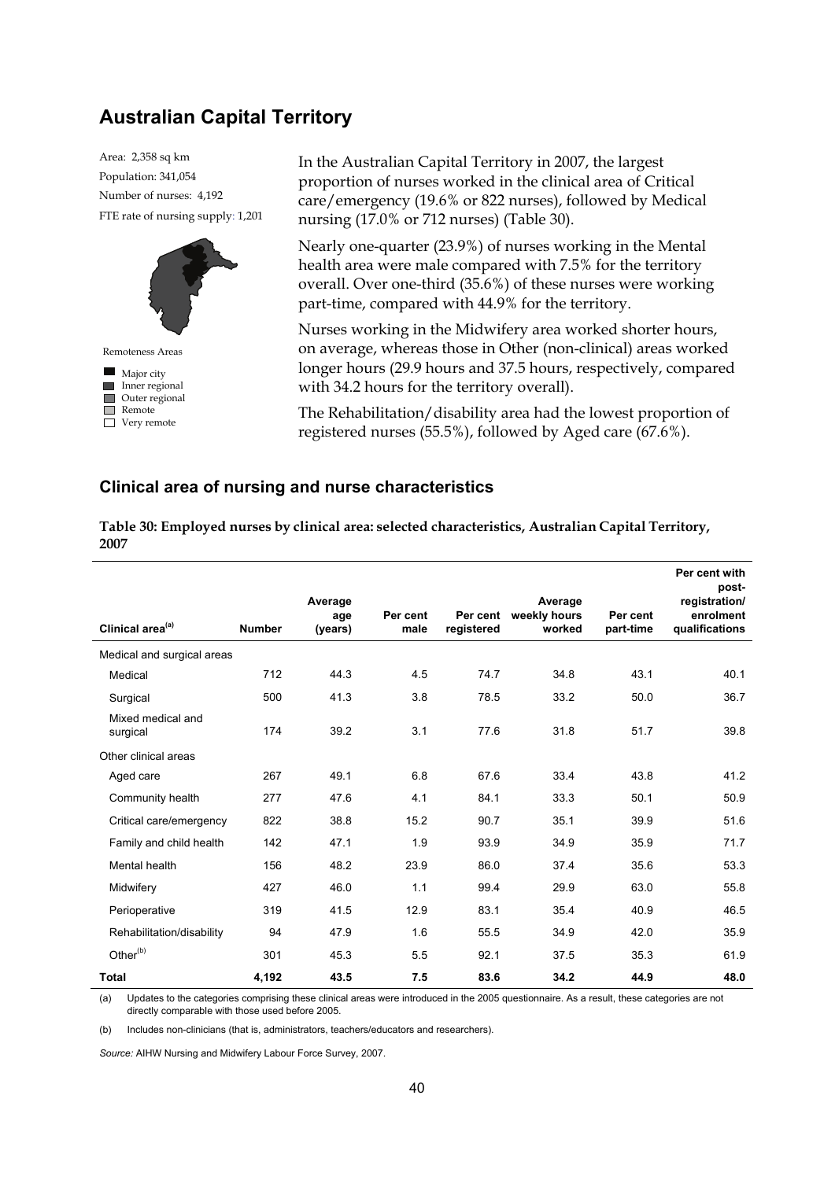# Australian Capital Territory

Area: 2,358 sq km

Population: 341,054

Number of nurses: 4,192

FTE rate of nursing supply: 1,201

Remoteness Areas

- Major city
- Inner regional
- Outer regional
- Remote
- Very remote

In the Australian Capital Territory in 2007, the largest proportion of nurses worked in the clinical area of Critical care/emergency (19.6% or 822 nurses), followed by Medical nursing (17.0% or 712 nurses) (Table 30).

Nearly one-quarter (23.9%) of nurses working in the Mental health area were male compared with 7.5% for the territory overall. Over one-third (35.6%) of these nurses were working part-time, compared with 44.9% for the territory.

Nurses working in the Midwifery area worked shorter hours, on average, whereas those in Other (non-clinical) areas worked longer hours (29.9 hours and 37.5 hours, respectively, compared with 34.2 hours for the territory overall).

The Rehabilitation/disability area had the lowest proportion of registered nurses (55.5%), followed by Aged care (67.6%).

## Clinical area of nursing and nurse characteristics

**Table 30: Employed nurses by clinical area: selected characteristics, Australian Capital Territory, 2007**

| Clinical area[(a)] | Number | Average age (years) | Per cent male | Per cent registered | Average weekly hours worked | Per cent part-time | Per cent with post-registration/ enrolment qualifications |
|---|---|---|---|---|---|---|---|
| Medical and surgical areas | | | | | | | |
| Medical | 712 | 44.3 | 4.5 | 74.7 | 34.8 | 43.1 | 40.1 |
| Surgical | 500 | 41.3 | 3.8 | 78.5 | 33.2 | 50.0 | 36.7 |
| Mixed medical and surgical | 174 | 39.2 | 3.1 | 77.6 | 31.8 | 51.7 | 39.8 |
| Other clinical areas | | | | | | | |
| Aged care | 267 | 49.1 | 6.8 | 67.6 | 33.4 | 43.8 | 41.2 |
| Community health | 277 | 47.6 | 4.1 | 84.1 | 33.3 | 50.1 | 50.9 |
| Critical care/emergency | 822 | 38.8 | 15.2 | 90.7 | 35.1 | 39.9 | 51.6 |
| Family and child health | 142 | 47.1 | 1.9 | 93.9 | 34.9 | 35.9 | 71.7 |
| Mental health | 156 | 48.2 | 23.9 | 86.0 | 37.4 | 35.6 | 53.3 |
| Midwifery | 427 | 46.0 | 1.1 | 99.4 | 29.9 | 63.0 | 55.8 |
| Perioperative | 319 | 41.5 | 12.9 | 83.1 | 35.4 | 40.9 | 46.5 |
| Rehabilitation/disability | 94 | 47.9 | 1.6 | 55.5 | 34.9 | 42.0 | 35.9 |
| Other[(b)] | 301 | 45.3 | 5.5 | 92.1 | 37.5 | 35.3 | 61.9 |
| **Total** | **4,192** | **43.5** | **7.5** | **83.6** | **34.2** | **44.9** | **48.0** |

(a) Updates to the categories comprising these clinical areas were introduced in the 2005 questionnaire. As a result, these categories are not directly comparable with those used before 2005.

(b) Includes non-clinicians (that is, administrators, teachers/educators and researchers).

*Source:* AIHW Nursing and Midwifery Labour Force Survey, 2007.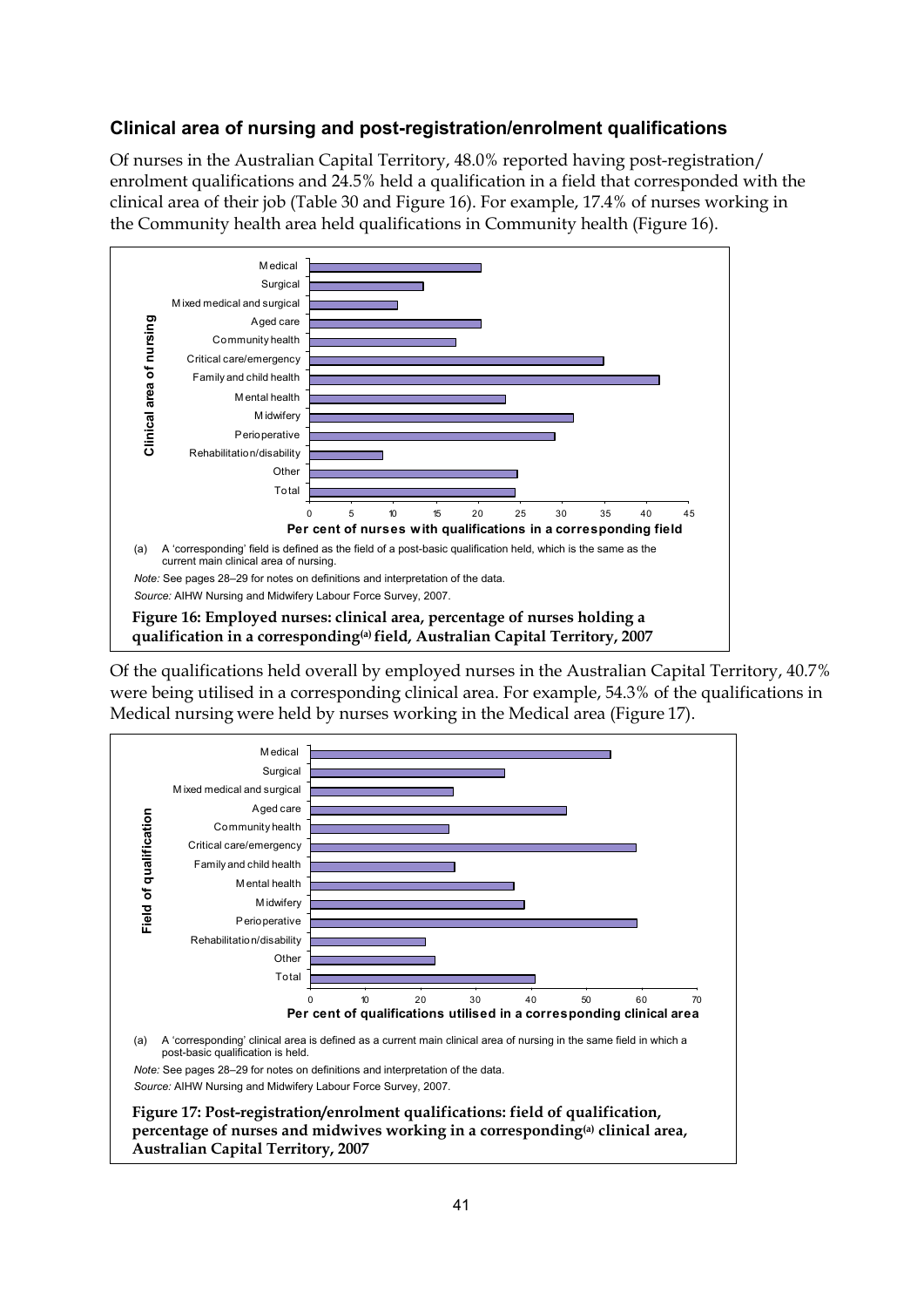### Clinical area of nursing and post-registration/enrolment qualifications

Of nurses in the Australian Capital Territory, 48.0% reported having post-registration/ enrolment qualifications and 24.5% held a qualification in a field that corresponded with the clinical area of their job (Table 30 and Figure 16). For example, 17.4% of nurses working in the Community health area held qualifications in Community health (Figure 16).

(a) A 'corresponding' field is defined as the field of a post-basic qualification held, which is the same as the current main clinical area of nursing.

*Note:* See pages 28–29 for notes on definitions and interpretation of the data.

*Source:* AIHW Nursing and Midwifery Labour Force Survey, 2007.

**Figure 16: Employed nurses: clinical area, percentage of nurses holding a qualification in a corresponding(a) field, Australian Capital Territory, 2007**

Of the qualifications held overall by employed nurses in the Australian Capital Territory, 40.7% were being utilised in a corresponding clinical area. For example, 54.3% of the qualifications in Medical nursing were held by nurses working in the Medical area (Figure 17).

(a) A 'corresponding' clinical area is defined as a current main clinical area of nursing in the same field in which a post-basic qualification is held.

*Note:* See pages 28–29 for notes on definitions and interpretation of the data.

*Source:* AIHW Nursing and Midwifery Labour Force Survey, 2007.

**Figure 17: Post-registration/enrolment qualifications: field of qualification, percentage of nurses and midwives working in a corresponding(a) clinical area, Australian Capital Territory, 2007**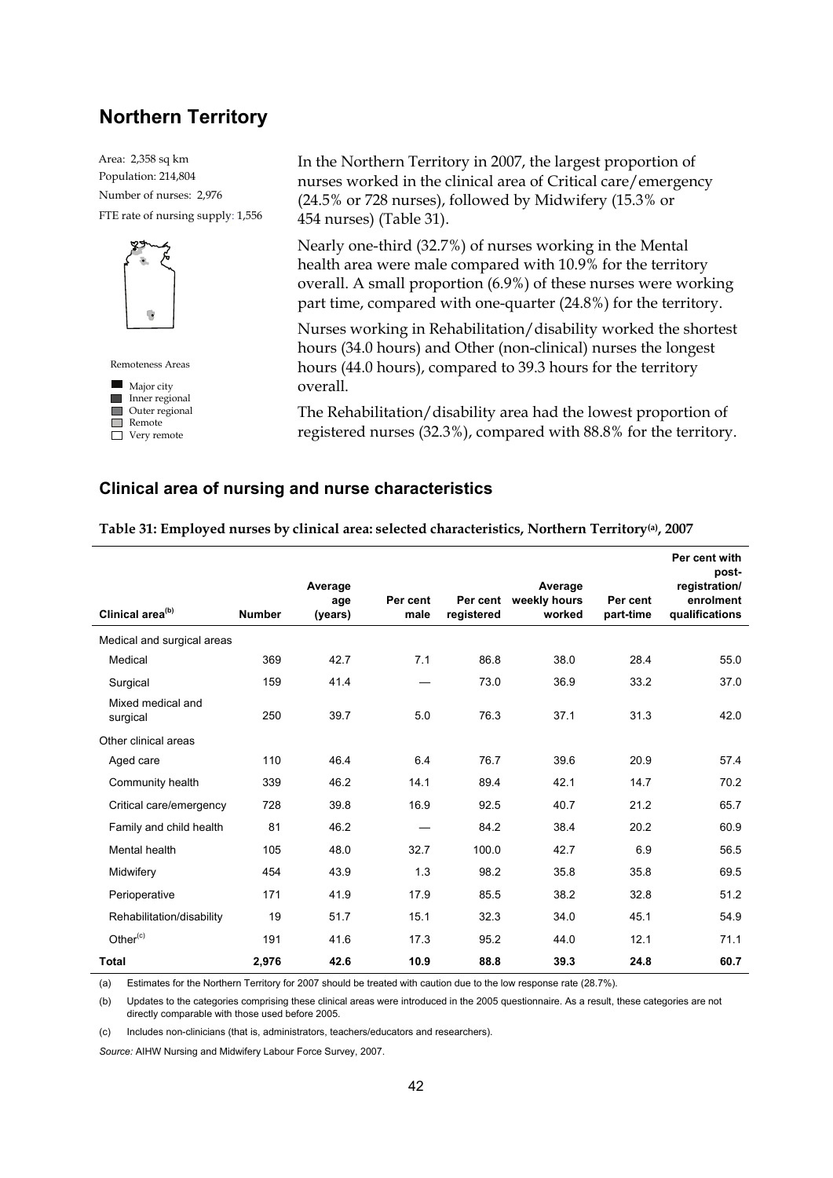## Northern Territory

Area: 2,358 sq km
Population: 214,804
Number of nurses: 2,976
FTE rate of nursing supply: 1,556

Remoteness Areas

- Major city
- Inner regional
- Outer regional
- Remote
- Very remote

In the Northern Territory in 2007, the largest proportion of nurses worked in the clinical area of Critical care/emergency (24.5% or 728 nurses), followed by Midwifery (15.3% or 454 nurses) (Table 31).

Nearly one-third (32.7%) of nurses working in the Mental health area were male compared with 10.9% for the territory overall. A small proportion (6.9%) of these nurses were working part time, compared with one-quarter (24.8%) for the territory.

Nurses working in Rehabilitation/disability worked the shortest hours (34.0 hours) and Other (non-clinical) nurses the longest hours (44.0 hours), compared to 39.3 hours for the territory overall.

The Rehabilitation/disability area had the lowest proportion of registered nurses (32.3%), compared with 88.8% for the territory.

### Clinical area of nursing and nurse characteristics

**Table 31: Employed nurses by clinical area: selected characteristics, Northern Territory[(a)], 2007**

| Clinical area[(b)] | Number | Average age (years) | Per cent male | Per cent registered | Average weekly hours worked | Per cent part-time | Per cent with post-registration/ enrolment qualifications |
|---|---|---|---|---|---|---|---|
| Medical and surgical areas | | | | | | | |
| Medical | 369 | 42.7 | 7.1 | 86.8 | 38.0 | 28.4 | 55.0 |
| Surgical | 159 | 41.4 | — | 73.0 | 36.9 | 33.2 | 37.0 |
| Mixed medical and surgical | 250 | 39.7 | 5.0 | 76.3 | 37.1 | 31.3 | 42.0 |
| Other clinical areas | | | | | | | |
| Aged care | 110 | 46.4 | 6.4 | 76.7 | 39.6 | 20.9 | 57.4 |
| Community health | 339 | 46.2 | 14.1 | 89.4 | 42.1 | 14.7 | 70.2 |
| Critical care/emergency | 728 | 39.8 | 16.9 | 92.5 | 40.7 | 21.2 | 65.7 |
| Family and child health | 81 | 46.2 | — | 84.2 | 38.4 | 20.2 | 60.9 |
| Mental health | 105 | 48.0 | 32.7 | 100.0 | 42.7 | 6.9 | 56.5 |
| Midwifery | 454 | 43.9 | 1.3 | 98.2 | 35.8 | 35.8 | 69.5 |
| Perioperative | 171 | 41.9 | 17.9 | 85.5 | 38.2 | 32.8 | 51.2 |
| Rehabilitation/disability | 19 | 51.7 | 15.1 | 32.3 | 34.0 | 45.1 | 54.9 |
| Other[(c)] | 191 | 41.6 | 17.3 | 95.2 | 44.0 | 12.1 | 71.1 |
| **Total** | **2,976** | **42.6** | **10.9** | **88.8** | **39.3** | **24.8** | **60.7** |

(a) Estimates for the Northern Territory for 2007 should be treated with caution due to the low response rate (28.7%).

(b) Updates to the categories comprising these clinical areas were introduced in the 2005 questionnaire. As a result, these categories are not directly comparable with those used before 2005.

(c) Includes non-clinicians (that is, administrators, teachers/educators and researchers).

*Source:* AIHW Nursing and Midwifery Labour Force Survey, 2007.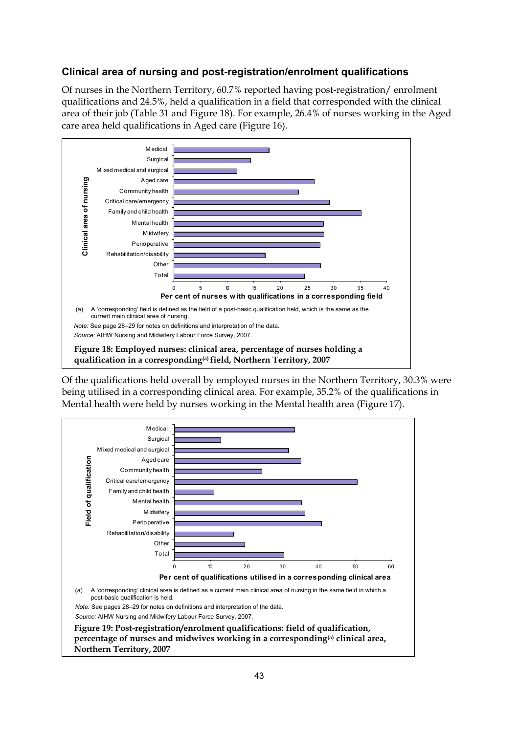## Clinical area of nursing and post-registration/enrolment qualifications

Of nurses in the Northern Territory, 60.7% reported having post-registration/ enrolment qualifications and 24.5%, held a qualification in a field that corresponded with the clinical area of their job (Table 31 and Figure 18). For example, 26.4% of nurses working in the Aged care area held qualifications in Aged care (Figure 16).

(a) A 'corresponding' field is defined as the field of a post-basic qualification held, which is the same as the current main clinical area of nursing.

*Note:* See page 28–29 for notes on definitions and interpretation of the data.

*Source:* AIHW Nursing and Midwifery Labour Force Survey, 2007.

**Figure 18: Employed nurses: clinical area, percentage of nurses holding a qualification in a corresponding[(a)] field, Northern Territory, 2007**

Of the qualifications held overall by employed nurses in the Northern Territory, 30.3% were being utilised in a corresponding clinical area. For example, 35.2% of the qualifications in Mental health were held by nurses working in the Mental health area (Figure 17).

(a) A 'corresponding' clinical area is defined as a current main clinical area of nursing in the same field in which a post-basic qualification is held.

*Note:* See pages 28–29 for notes on definitions and interpretation of the data.

*Source:* AIHW Nursing and Midwifery Labour Force Survey, 2007.

**Figure 19: Post-registration/enrolment qualifications: field of qualification, percentage of nurses and midwives working in a corresponding[(a)] clinical area, Northern Territory, 2007**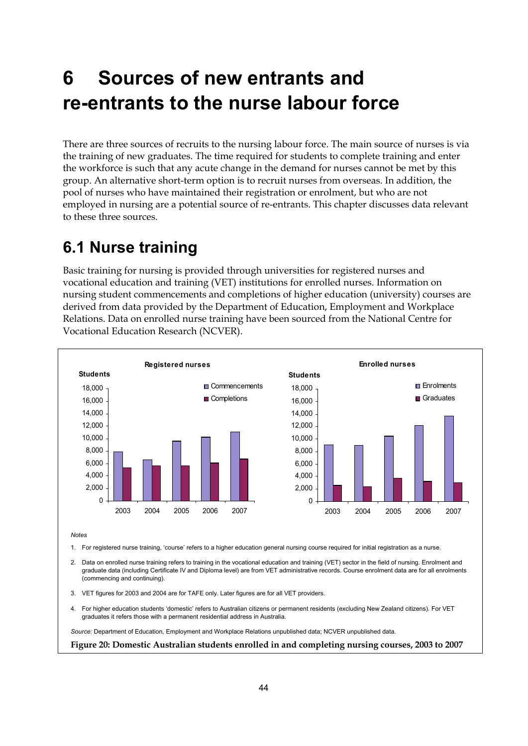# 6 Sources of new entrants and re-entrants to the nurse labour force

There are three sources of recruits to the nursing labour force. The main source of nurses is via the training of new graduates. The time required for students to complete training and enter the workforce is such that any acute change in the demand for nurses cannot be met by this group. An alternative short-term option is to recruit nurses from overseas. In addition, the pool of nurses who have maintained their registration or enrolment, but who are not employed in nursing are a potential source of re-entrants. This chapter discusses data relevant to these three sources.

## 6.1 Nurse training

Basic training for nursing is provided through universities for registered nurses and vocational education and training (VET) institutions for enrolled nurses. Information on nursing student commencements and completions of higher education (university) courses are derived from data provided by the Department of Education, Employment and Workplace Relations. Data on enrolled nurse training have been sourced from the National Centre for Vocational Education Research (NCVER).

*Notes*

1. For registered nurse training, 'course' refers to a higher education general nursing course required for initial registration as a nurse.
2. Data on enrolled nurse training refers to training in the vocational education and training (VET) sector in the field of nursing. Enrolment and graduate data (including Certificate IV and Diploma level) are from VET administrative records. Course enrolment data are for all enrolments (commencing and continuing).
3. VET figures for 2003 and 2004 are for TAFE only. Later figures are for all VET providers.
4. For higher education students 'domestic' refers to Australian citizens or permanent residents (excluding New Zealand citizens). For VET graduates it refers those with a permanent residential address in Australia.

*Source:* Department of Education, Employment and Workplace Relations unpublished data; NCVER unpublished data.

**Figure 20: Domestic Australian students enrolled in and completing nursing courses, 2003 to 2007**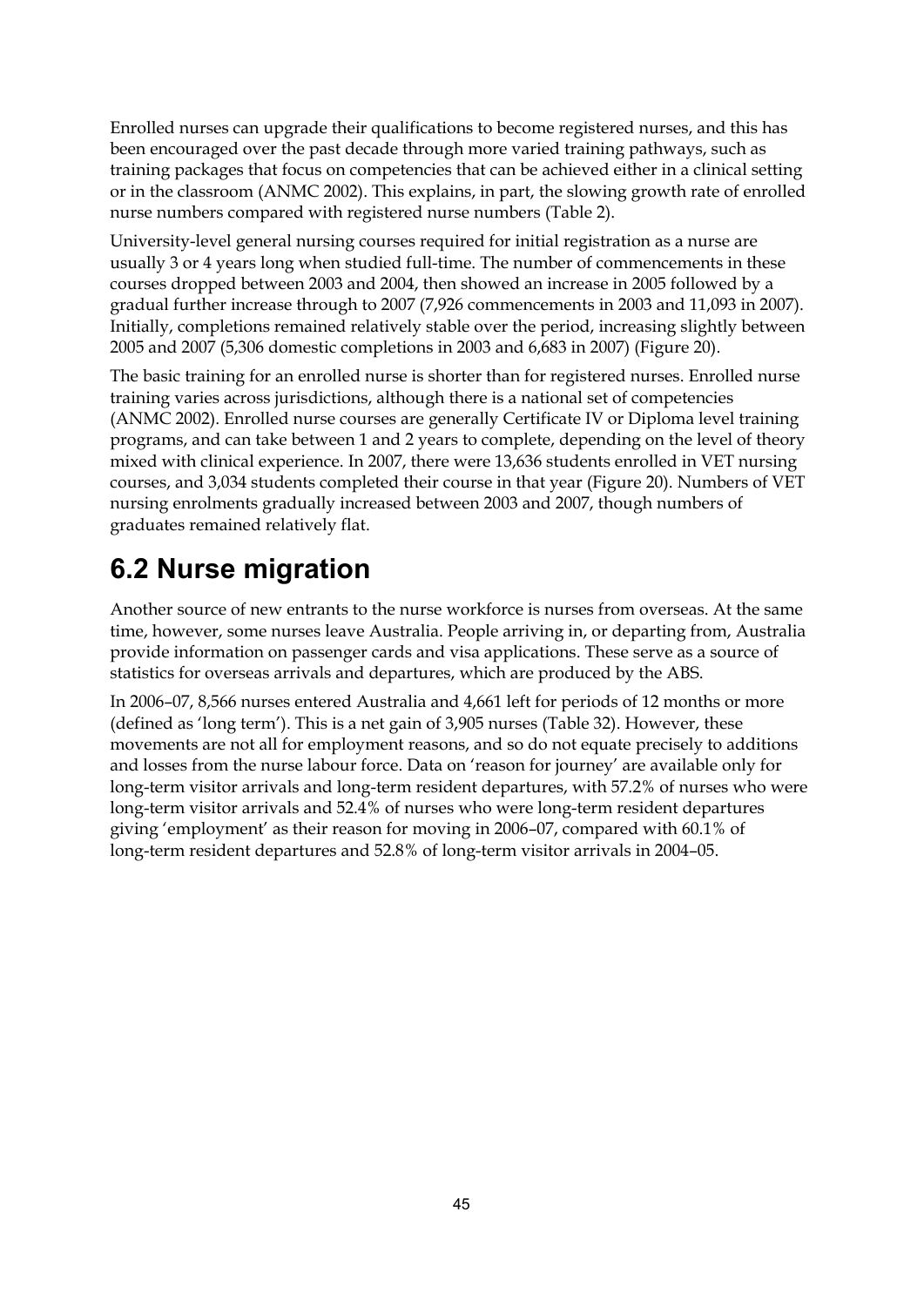Enrolled nurses can upgrade their qualifications to become registered nurses, and this has been encouraged over the past decade through more varied training pathways, such as training packages that focus on competencies that can be achieved either in a clinical setting or in the classroom (ANMC 2002). This explains, in part, the slowing growth rate of enrolled nurse numbers compared with registered nurse numbers (Table 2).

University-level general nursing courses required for initial registration as a nurse are usually 3 or 4 years long when studied full-time. The number of commencements in these courses dropped between 2003 and 2004, then showed an increase in 2005 followed by a gradual further increase through to 2007 (7,926 commencements in 2003 and 11,093 in 2007). Initially, completions remained relatively stable over the period, increasing slightly between 2005 and 2007 (5,306 domestic completions in 2003 and 6,683 in 2007) (Figure 20).

The basic training for an enrolled nurse is shorter than for registered nurses. Enrolled nurse training varies across jurisdictions, although there is a national set of competencies (ANMC 2002). Enrolled nurse courses are generally Certificate IV or Diploma level training programs, and can take between 1 and 2 years to complete, depending on the level of theory mixed with clinical experience. In 2007, there were 13,636 students enrolled in VET nursing courses, and 3,034 students completed their course in that year (Figure 20). Numbers of VET nursing enrolments gradually increased between 2003 and 2007, though numbers of graduates remained relatively flat.

## 6.2 Nurse migration

Another source of new entrants to the nurse workforce is nurses from overseas. At the same time, however, some nurses leave Australia. People arriving in, or departing from, Australia provide information on passenger cards and visa applications. These serve as a source of statistics for overseas arrivals and departures, which are produced by the ABS.

In 2006–07, 8,566 nurses entered Australia and 4,661 left for periods of 12 months or more (defined as 'long term'). This is a net gain of 3,905 nurses (Table 32). However, these movements are not all for employment reasons, and so do not equate precisely to additions and losses from the nurse labour force. Data on 'reason for journey' are available only for long-term visitor arrivals and long-term resident departures, with 57.2% of nurses who were long-term visitor arrivals and 52.4% of nurses who were long-term resident departures giving 'employment' as their reason for moving in 2006–07, compared with 60.1% of long-term resident departures and 52.8% of long-term visitor arrivals in 2004–05.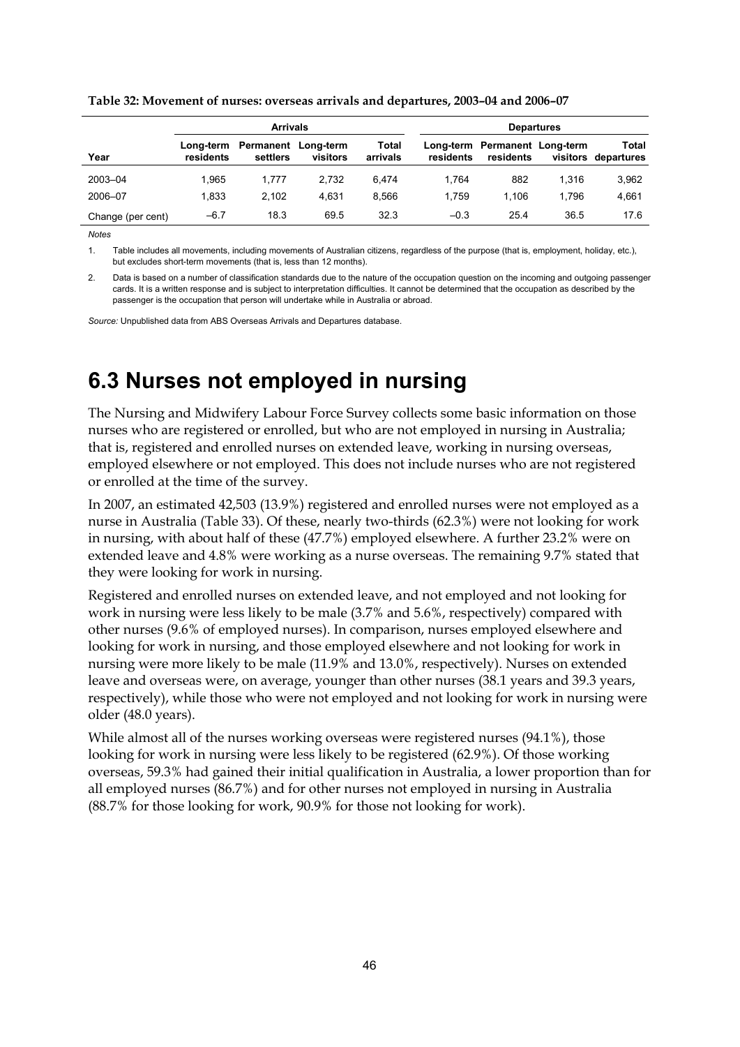**Table 32: Movement of nurses: overseas arrivals and departures, 2003–04 and 2006–07**

| | Arrivals | | | | Departures | | | |
|---|---|---|---|---|---|---|---|---|
| Year | Long-term residents | Permanent settlers | Long-term visitors | Total arrivals | Long-term residents | Permanent residents | Long-term visitors | Total departures |
| 2003–04 | 1,965 | 1,777 | 2,732 | 6,474 | 1,764 | 882 | 1,316 | 3,962 |
| 2006–07 | 1,833 | 2,102 | 4,631 | 8,566 | 1,759 | 1,106 | 1,796 | 4,661 |
| Change (per cent) | –6.7 | 18.3 | 69.5 | 32.3 | –0.3 | 25.4 | 36.5 | 17.6 |

*Notes*

1. Table includes all movements, including movements of Australian citizens, regardless of the purpose (that is, employment, holiday, etc.), but excludes short-term movements (that is, less than 12 months).

2. Data is based on a number of classification standards due to the nature of the occupation question on the incoming and outgoing passenger cards. It is a written response and is subject to interpretation difficulties. It cannot be determined that the occupation as described by the passenger is the occupation that person will undertake while in Australia or abroad.

*Source:* Unpublished data from ABS Overseas Arrivals and Departures database.

# 6.3 Nurses not employed in nursing

The Nursing and Midwifery Labour Force Survey collects some basic information on those nurses who are registered or enrolled, but who are not employed in nursing in Australia; that is, registered and enrolled nurses on extended leave, working in nursing overseas, employed elsewhere or not employed. This does not include nurses who are not registered or enrolled at the time of the survey.

In 2007, an estimated 42,503 (13.9%) registered and enrolled nurses were not employed as a nurse in Australia (Table 33). Of these, nearly two-thirds (62.3%) were not looking for work in nursing, with about half of these (47.7%) employed elsewhere. A further 23.2% were on extended leave and 4.8% were working as a nurse overseas. The remaining 9.7% stated that they were looking for work in nursing.

Registered and enrolled nurses on extended leave, and not employed and not looking for work in nursing were less likely to be male (3.7% and 5.6%, respectively) compared with other nurses (9.6% of employed nurses). In comparison, nurses employed elsewhere and looking for work in nursing, and those employed elsewhere and not looking for work in nursing were more likely to be male (11.9% and 13.0%, respectively). Nurses on extended leave and overseas were, on average, younger than other nurses (38.1 years and 39.3 years, respectively), while those who were not employed and not looking for work in nursing were older (48.0 years).

While almost all of the nurses working overseas were registered nurses (94.1%), those looking for work in nursing were less likely to be registered (62.9%). Of those working overseas, 59.3% had gained their initial qualification in Australia, a lower proportion than for all employed nurses (86.7%) and for other nurses not employed in nursing in Australia (88.7% for those looking for work, 90.9% for those not looking for work).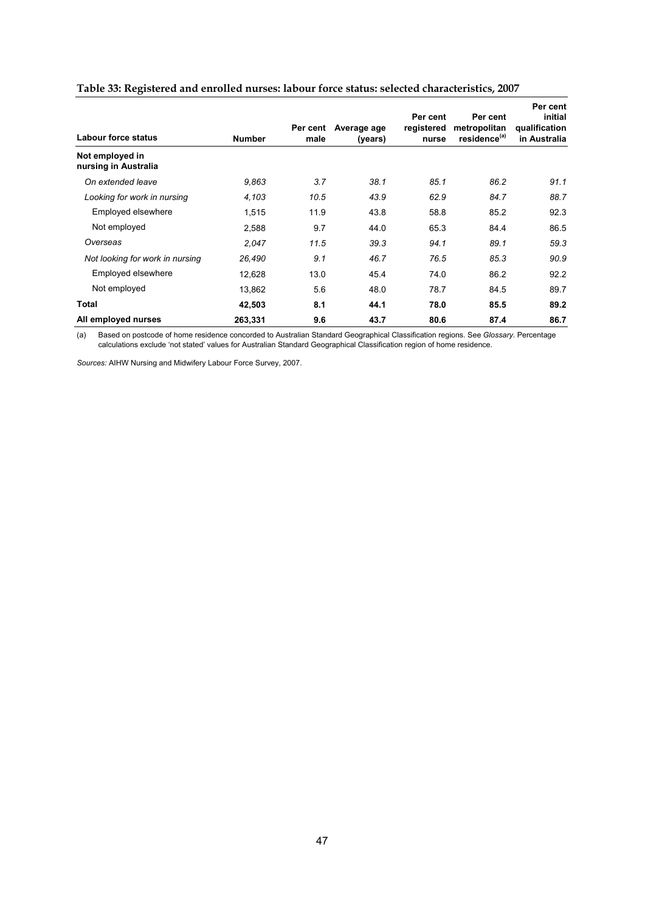**Table 33: Registered and enrolled nurses: labour force status: selected characteristics, 2007**

| Labour force status | Number | Per cent male | Average age (years) | Per cent registered nurse | Per cent metropolitan residence[(a)] | Per cent initial qualification in Australia |
|---|---|---|---|---|---|---|
| **Not employed in nursing in Australia** | | | | | | |
| *On extended leave* | *9,863* | *3.7* | *38.1* | *85.1* | *86.2* | *91.1* |
| *Looking for work in nursing* | *4,103* | *10.5* | *43.9* | *62.9* | *84.7* | *88.7* |
| Employed elsewhere | 1,515 | 11.9 | 43.8 | 58.8 | 85.2 | 92.3 |
| Not employed | 2,588 | 9.7 | 44.0 | 65.3 | 84.4 | 86.5 |
| *Overseas* | *2,047* | *11.5* | *39.3* | *94.1* | *89.1* | *59.3* |
| *Not looking for work in nursing* | *26,490* | *9.1* | *46.7* | *76.5* | *85.3* | *90.9* |
| Employed elsewhere | 12,628 | 13.0 | 45.4 | 74.0 | 86.2 | 92.2 |
| Not employed | 13,862 | 5.6 | 48.0 | 78.7 | 84.5 | 89.7 |
| **Total** | **42,503** | **8.1** | **44.1** | **78.0** | **85.5** | **89.2** |
| **All employed nurses** | **263,331** | **9.6** | **43.7** | **80.6** | **87.4** | **86.7** |

(a) Based on postcode of home residence concorded to Australian Standard Geographical Classification regions. See *Glossary*. Percentage calculations exclude 'not stated' values for Australian Standard Geographical Classification region of home residence.

*Sources:* AIHW Nursing and Midwifery Labour Force Survey, 2007.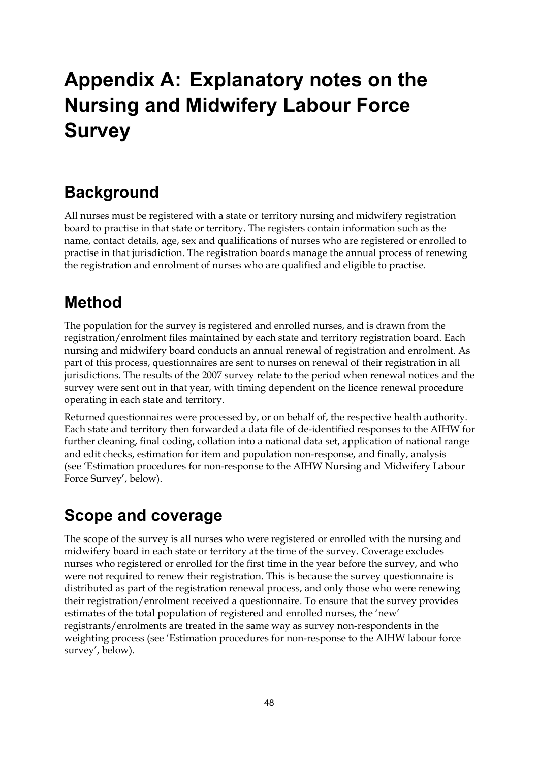# Appendix A: Explanatory notes on the Nursing and Midwifery Labour Force Survey

## Background

All nurses must be registered with a state or territory nursing and midwifery registration board to practise in that state or territory. The registers contain information such as the name, contact details, age, sex and qualifications of nurses who are registered or enrolled to practise in that jurisdiction. The registration boards manage the annual process of renewing the registration and enrolment of nurses who are qualified and eligible to practise.

## Method

The population for the survey is registered and enrolled nurses, and is drawn from the registration/enrolment files maintained by each state and territory registration board. Each nursing and midwifery board conducts an annual renewal of registration and enrolment. As part of this process, questionnaires are sent to nurses on renewal of their registration in all jurisdictions. The results of the 2007 survey relate to the period when renewal notices and the survey were sent out in that year, with timing dependent on the licence renewal procedure operating in each state and territory.

Returned questionnaires were processed by, or on behalf of, the respective health authority. Each state and territory then forwarded a data file of de-identified responses to the AIHW for further cleaning, final coding, collation into a national data set, application of national range and edit checks, estimation for item and population non-response, and finally, analysis (see 'Estimation procedures for non-response to the AIHW Nursing and Midwifery Labour Force Survey', below).

## Scope and coverage

The scope of the survey is all nurses who were registered or enrolled with the nursing and midwifery board in each state or territory at the time of the survey. Coverage excludes nurses who registered or enrolled for the first time in the year before the survey, and who were not required to renew their registration. This is because the survey questionnaire is distributed as part of the registration renewal process, and only those who were renewing their registration/enrolment received a questionnaire. To ensure that the survey provides estimates of the total population of registered and enrolled nurses, the 'new' registrants/enrolments are treated in the same way as survey non-respondents in the weighting process (see 'Estimation procedures for non-response to the AIHW labour force survey', below).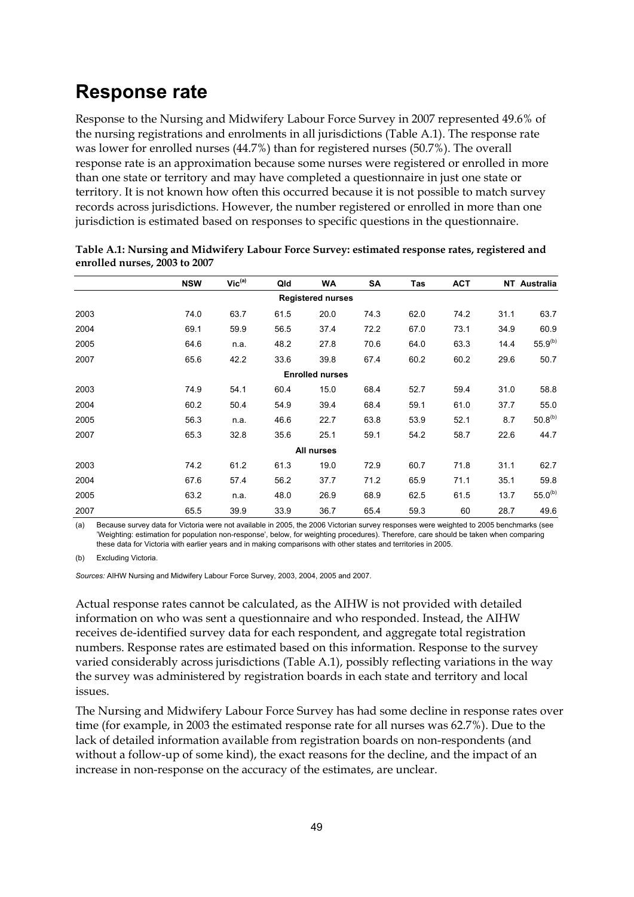## Response rate

Response to the Nursing and Midwifery Labour Force Survey in 2007 represented 49.6% of the nursing registrations and enrolments in all jurisdictions (Table A.1). The response rate was lower for enrolled nurses (44.7%) than for registered nurses (50.7%). The overall response rate is an approximation because some nurses were registered or enrolled in more than one state or territory and may have completed a questionnaire in just one state or territory. It is not known how often this occurred because it is not possible to match survey records across jurisdictions. However, the number registered or enrolled in more than one jurisdiction is estimated based on responses to specific questions in the questionnaire.

**Table A.1: Nursing and Midwifery Labour Force Survey: estimated response rates, registered and enrolled nurses, 2003 to 2007**

| | NSW | Vic[(a)] | Qld | WA | SA | Tas | ACT | NT | Australia |
|---|---|---|---|---|---|---|---|---|---|
| | | | | **Registered nurses** | | | | | |
| 2003 | 74.0 | 63.7 | 61.5 | 20.0 | 74.3 | 62.0 | 74.2 | 31.1 | 63.7 |
| 2004 | 69.1 | 59.9 | 56.5 | 37.4 | 72.2 | 67.0 | 73.1 | 34.9 | 60.9 |
| 2005 | 64.6 | n.a. | 48.2 | 27.8 | 70.6 | 64.0 | 63.3 | 14.4 | 55.9[(b)] |
| 2007 | 65.6 | 42.2 | 33.6 | 39.8 | 67.4 | 60.2 | 60.2 | 29.6 | 50.7 |
| | | | | **Enrolled nurses** | | | | | |
| 2003 | 74.9 | 54.1 | 60.4 | 15.0 | 68.4 | 52.7 | 59.4 | 31.0 | 58.8 |
| 2004 | 60.2 | 50.4 | 54.9 | 39.4 | 68.4 | 59.1 | 61.0 | 37.7 | 55.0 |
| 2005 | 56.3 | n.a. | 46.6 | 22.7 | 63.8 | 53.9 | 52.1 | 8.7 | 50.8[(b)] |
| 2007 | 65.3 | 32.8 | 35.6 | 25.1 | 59.1 | 54.2 | 58.7 | 22.6 | 44.7 |
| | | | | **All nurses** | | | | | |
| 2003 | 74.2 | 61.2 | 61.3 | 19.0 | 72.9 | 60.7 | 71.8 | 31.1 | 62.7 |
| 2004 | 67.6 | 57.4 | 56.2 | 37.7 | 71.2 | 65.9 | 71.1 | 35.1 | 59.8 |
| 2005 | 63.2 | n.a. | 48.0 | 26.9 | 68.9 | 62.5 | 61.5 | 13.7 | 55.0[(b)] |
| 2007 | 65.5 | 39.9 | 33.9 | 36.7 | 65.4 | 59.3 | 60 | 28.7 | 49.6 |

(a) Because survey data for Victoria were not available in 2005, the 2006 Victorian survey responses were weighted to 2005 benchmarks (see 'Weighting: estimation for population non-response', below, for weighting procedures). Therefore, care should be taken when comparing these data for Victoria with earlier years and in making comparisons with other states and territories in 2005.

(b) Excluding Victoria.

*Sources:* AIHW Nursing and Midwifery Labour Force Survey, 2003, 2004, 2005 and 2007.

Actual response rates cannot be calculated, as the AIHW is not provided with detailed information on who was sent a questionnaire and who responded. Instead, the AIHW receives de-identified survey data for each respondent, and aggregate total registration numbers. Response rates are estimated based on this information. Response to the survey varied considerably across jurisdictions (Table A.1), possibly reflecting variations in the way the survey was administered by registration boards in each state and territory and local issues.

The Nursing and Midwifery Labour Force Survey has had some decline in response rates over time (for example, in 2003 the estimated response rate for all nurses was 62.7%). Due to the lack of detailed information available from registration boards on non-respondents (and without a follow-up of some kind), the exact reasons for the decline, and the impact of an increase in non-response on the accuracy of the estimates, are unclear.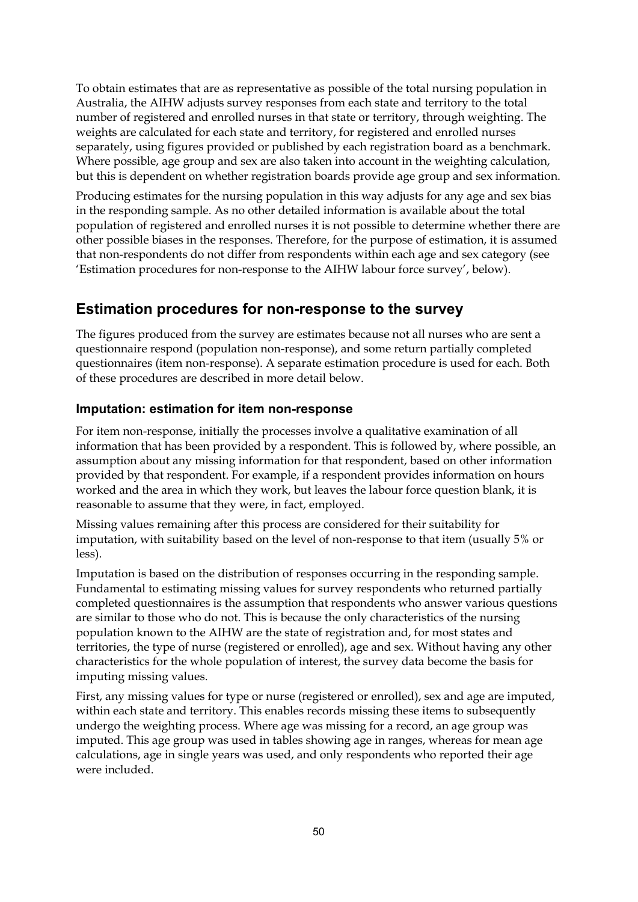To obtain estimates that are as representative as possible of the total nursing population in Australia, the AIHW adjusts survey responses from each state and territory to the total number of registered and enrolled nurses in that state or territory, through weighting. The weights are calculated for each state and territory, for registered and enrolled nurses separately, using figures provided or published by each registration board as a benchmark. Where possible, age group and sex are also taken into account in the weighting calculation, but this is dependent on whether registration boards provide age group and sex information.

Producing estimates for the nursing population in this way adjusts for any age and sex bias in the responding sample. As no other detailed information is available about the total population of registered and enrolled nurses it is not possible to determine whether there are other possible biases in the responses. Therefore, for the purpose of estimation, it is assumed that non-respondents do not differ from respondents within each age and sex category (see 'Estimation procedures for non-response to the AIHW labour force survey', below).

## Estimation procedures for non-response to the survey

The figures produced from the survey are estimates because not all nurses who are sent a questionnaire respond (population non-response), and some return partially completed questionnaires (item non-response). A separate estimation procedure is used for each. Both of these procedures are described in more detail below.

### Imputation: estimation for item non-response

For item non-response, initially the processes involve a qualitative examination of all information that has been provided by a respondent. This is followed by, where possible, an assumption about any missing information for that respondent, based on other information provided by that respondent. For example, if a respondent provides information on hours worked and the area in which they work, but leaves the labour force question blank, it is reasonable to assume that they were, in fact, employed.

Missing values remaining after this process are considered for their suitability for imputation, with suitability based on the level of non-response to that item (usually 5% or less).

Imputation is based on the distribution of responses occurring in the responding sample. Fundamental to estimating missing values for survey respondents who returned partially completed questionnaires is the assumption that respondents who answer various questions are similar to those who do not. This is because the only characteristics of the nursing population known to the AIHW are the state of registration and, for most states and territories, the type of nurse (registered or enrolled), age and sex. Without having any other characteristics for the whole population of interest, the survey data become the basis for imputing missing values.

First, any missing values for type or nurse (registered or enrolled), sex and age are imputed, within each state and territory. This enables records missing these items to subsequently undergo the weighting process. Where age was missing for a record, an age group was imputed. This age group was used in tables showing age in ranges, whereas for mean age calculations, age in single years was used, and only respondents who reported their age were included.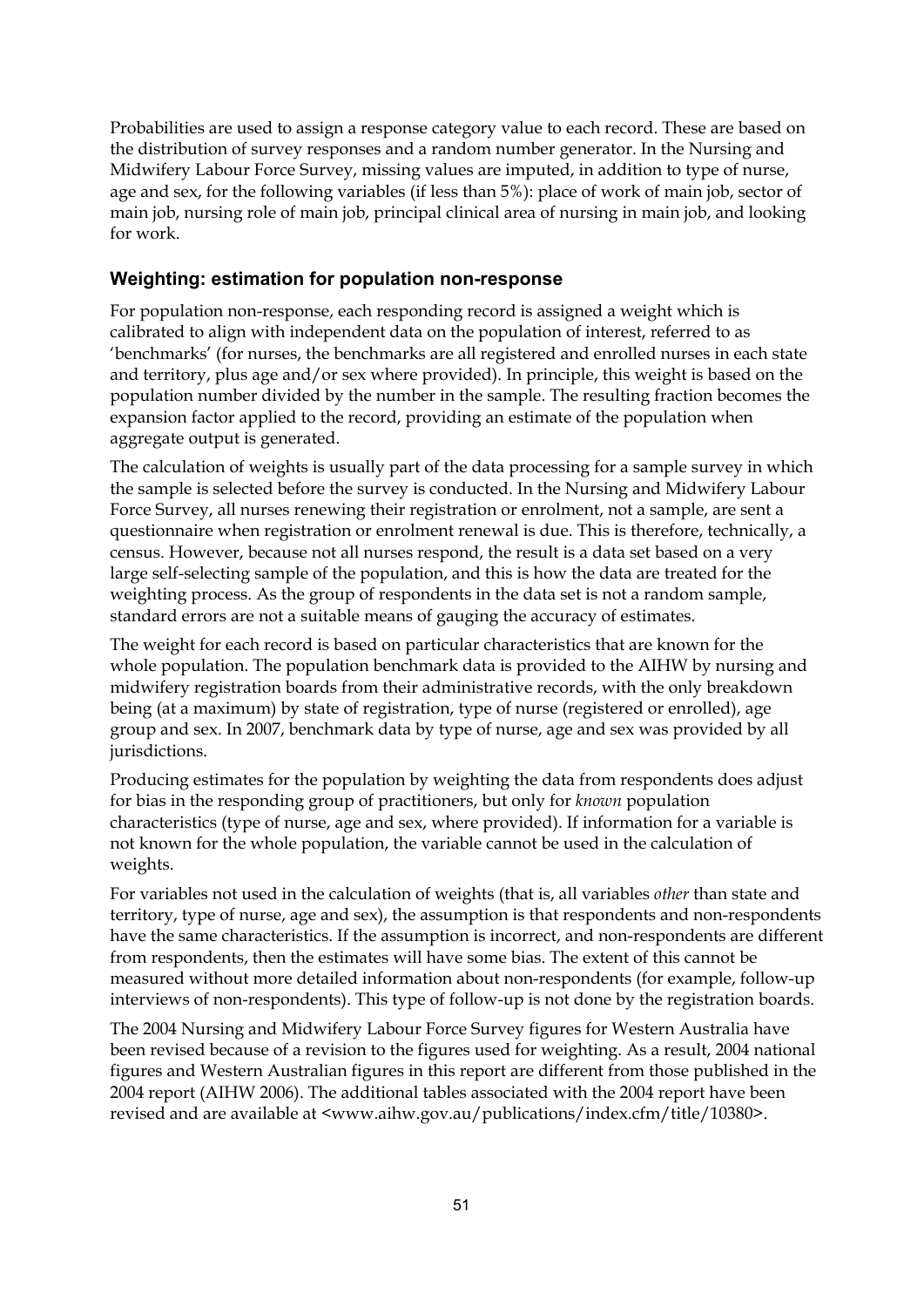Probabilities are used to assign a response category value to each record. These are based on the distribution of survey responses and a random number generator. In the Nursing and Midwifery Labour Force Survey, missing values are imputed, in addition to type of nurse, age and sex, for the following variables (if less than 5%): place of work of main job, sector of main job, nursing role of main job, principal clinical area of nursing in main job, and looking for work.

### Weighting: estimation for population non-response

For population non-response, each responding record is assigned a weight which is calibrated to align with independent data on the population of interest, referred to as 'benchmarks' (for nurses, the benchmarks are all registered and enrolled nurses in each state and territory, plus age and/or sex where provided). In principle, this weight is based on the population number divided by the number in the sample. The resulting fraction becomes the expansion factor applied to the record, providing an estimate of the population when aggregate output is generated.

The calculation of weights is usually part of the data processing for a sample survey in which the sample is selected before the survey is conducted. In the Nursing and Midwifery Labour Force Survey, all nurses renewing their registration or enrolment, not a sample, are sent a questionnaire when registration or enrolment renewal is due. This is therefore, technically, a census. However, because not all nurses respond, the result is a data set based on a very large self-selecting sample of the population, and this is how the data are treated for the weighting process. As the group of respondents in the data set is not a random sample, standard errors are not a suitable means of gauging the accuracy of estimates.

The weight for each record is based on particular characteristics that are known for the whole population. The population benchmark data is provided to the AIHW by nursing and midwifery registration boards from their administrative records, with the only breakdown being (at a maximum) by state of registration, type of nurse (registered or enrolled), age group and sex. In 2007, benchmark data by type of nurse, age and sex was provided by all jurisdictions.

Producing estimates for the population by weighting the data from respondents does adjust for bias in the responding group of practitioners, but only for *known* population characteristics (type of nurse, age and sex, where provided). If information for a variable is not known for the whole population, the variable cannot be used in the calculation of weights.

For variables not used in the calculation of weights (that is, all variables *other* than state and territory, type of nurse, age and sex), the assumption is that respondents and non-respondents have the same characteristics. If the assumption is incorrect, and non-respondents are different from respondents, then the estimates will have some bias. The extent of this cannot be measured without more detailed information about non-respondents (for example, follow-up interviews of non-respondents). This type of follow-up is not done by the registration boards.

The 2004 Nursing and Midwifery Labour Force Survey figures for Western Australia have been revised because of a revision to the figures used for weighting. As a result, 2004 national figures and Western Australian figures in this report are different from those published in the 2004 report (AIHW 2006). The additional tables associated with the 2004 report have been revised and are available at <www.aihw.gov.au/publications/index.cfm/title/10380>.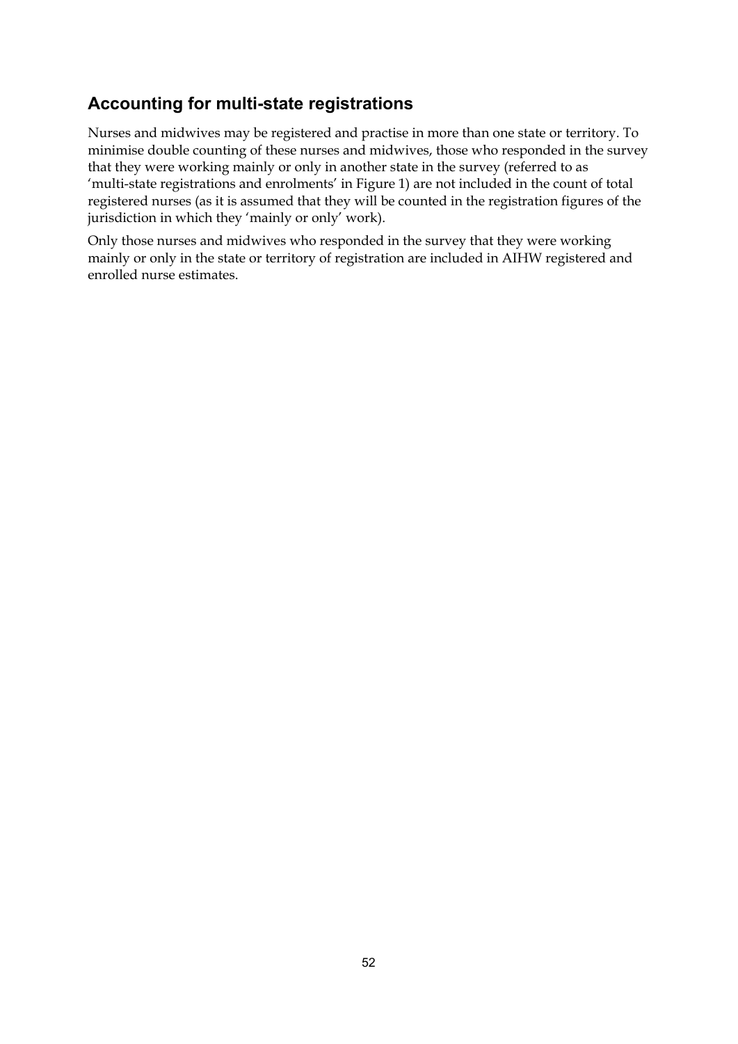## Accounting for multi-state registrations

Nurses and midwives may be registered and practise in more than one state or territory. To minimise double counting of these nurses and midwives, those who responded in the survey that they were working mainly or only in another state in the survey (referred to as 'multi-state registrations and enrolments' in Figure 1) are not included in the count of total registered nurses (as it is assumed that they will be counted in the registration figures of the jurisdiction in which they 'mainly or only' work).

Only those nurses and midwives who responded in the survey that they were working mainly or only in the state or territory of registration are included in AIHW registered and enrolled nurse estimates.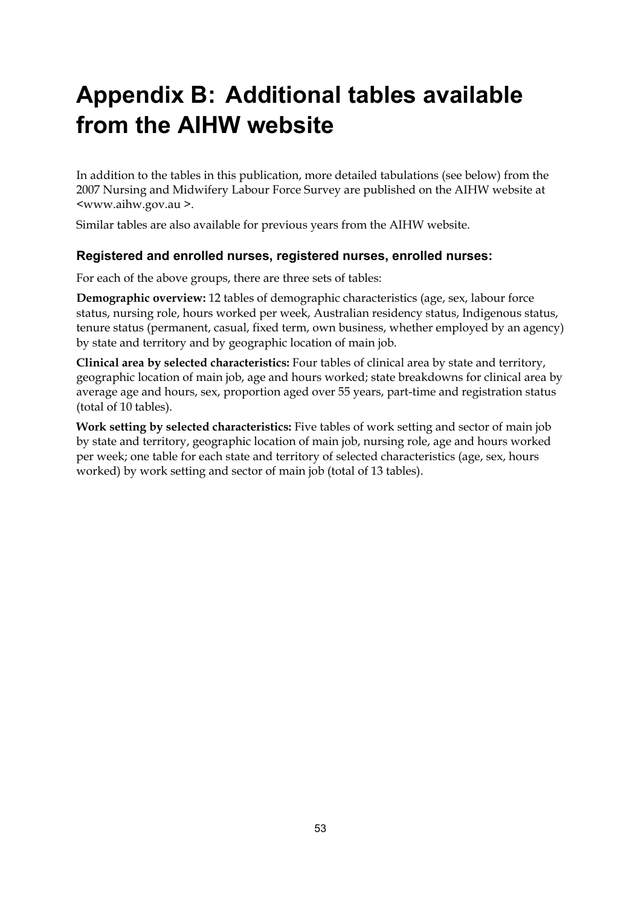# Appendix B: Additional tables available from the AIHW website

In addition to the tables in this publication, more detailed tabulations (see below) from the 2007 Nursing and Midwifery Labour Force Survey are published on the AIHW website at <www.aihw.gov.au >.

Similar tables are also available for previous years from the AIHW website.

### Registered and enrolled nurses, registered nurses, enrolled nurses:

For each of the above groups, there are three sets of tables:

**Demographic overview:** 12 tables of demographic characteristics (age, sex, labour force status, nursing role, hours worked per week, Australian residency status, Indigenous status, tenure status (permanent, casual, fixed term, own business, whether employed by an agency) by state and territory and by geographic location of main job.

**Clinical area by selected characteristics:** Four tables of clinical area by state and territory, geographic location of main job, age and hours worked; state breakdowns for clinical area by average age and hours, sex, proportion aged over 55 years, part-time and registration status (total of 10 tables).

**Work setting by selected characteristics:** Five tables of work setting and sector of main job by state and territory, geographic location of main job, nursing role, age and hours worked per week; one table for each state and territory of selected characteristics (age, sex, hours worked) by work setting and sector of main job (total of 13 tables).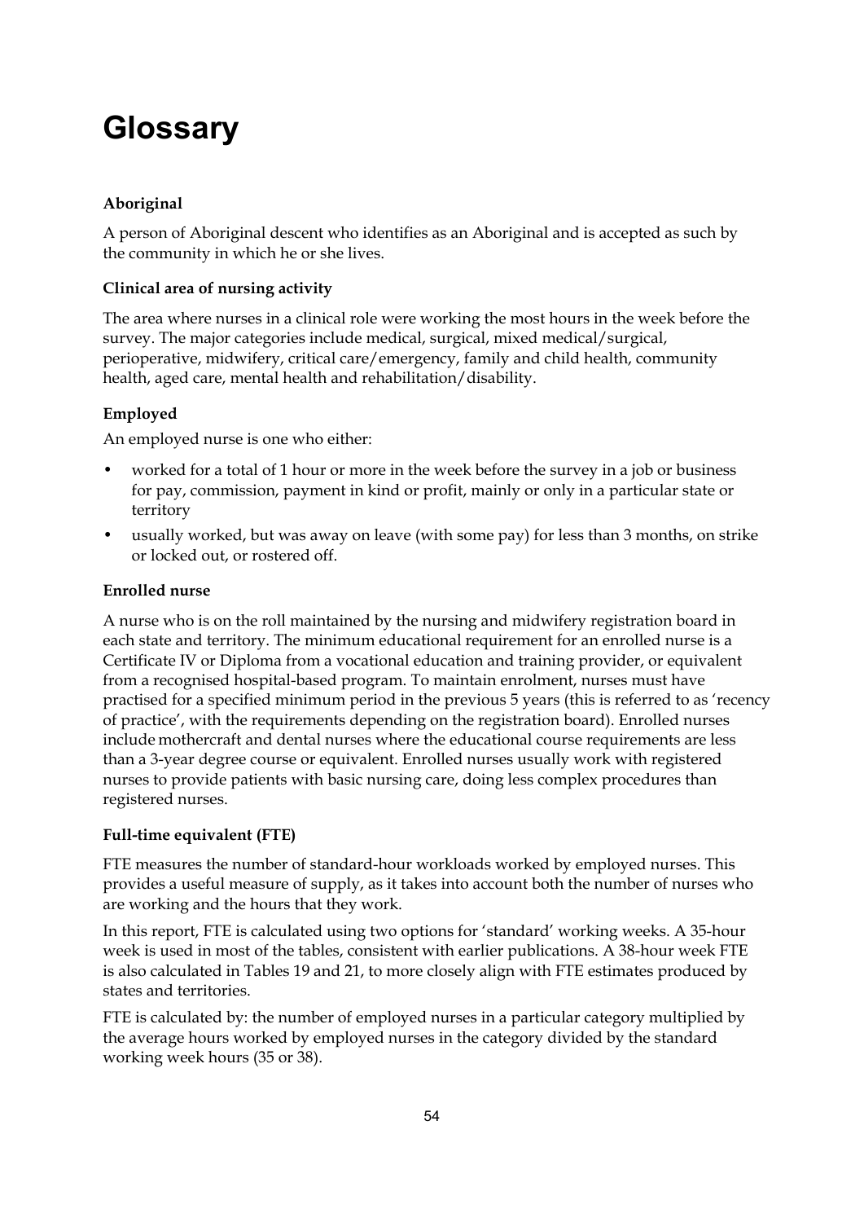# Glossary

### Aboriginal

A person of Aboriginal descent who identifies as an Aboriginal and is accepted as such by the community in which he or she lives.

### Clinical area of nursing activity

The area where nurses in a clinical role were working the most hours in the week before the survey. The major categories include medical, surgical, mixed medical/surgical, perioperative, midwifery, critical care/emergency, family and child health, community health, aged care, mental health and rehabilitation/disability.

### Employed

An employed nurse is one who either:

- worked for a total of 1 hour or more in the week before the survey in a job or business for pay, commission, payment in kind or profit, mainly or only in a particular state or territory
- usually worked, but was away on leave (with some pay) for less than 3 months, on strike or locked out, or rostered off.

### Enrolled nurse

A nurse who is on the roll maintained by the nursing and midwifery registration board in each state and territory. The minimum educational requirement for an enrolled nurse is a Certificate IV or Diploma from a vocational education and training provider, or equivalent from a recognised hospital-based program. To maintain enrolment, nurses must have practised for a specified minimum period in the previous 5 years (this is referred to as 'recency of practice', with the requirements depending on the registration board). Enrolled nurses include mothercraft and dental nurses where the educational course requirements are less than a 3-year degree course or equivalent. Enrolled nurses usually work with registered nurses to provide patients with basic nursing care, doing less complex procedures than registered nurses.

### Full-time equivalent (FTE)

FTE measures the number of standard-hour workloads worked by employed nurses. This provides a useful measure of supply, as it takes into account both the number of nurses who are working and the hours that they work.

In this report, FTE is calculated using two options for 'standard' working weeks. A 35-hour week is used in most of the tables, consistent with earlier publications. A 38-hour week FTE is also calculated in Tables 19 and 21, to more closely align with FTE estimates produced by states and territories.

FTE is calculated by: the number of employed nurses in a particular category multiplied by the average hours worked by employed nurses in the category divided by the standard working week hours (35 or 38).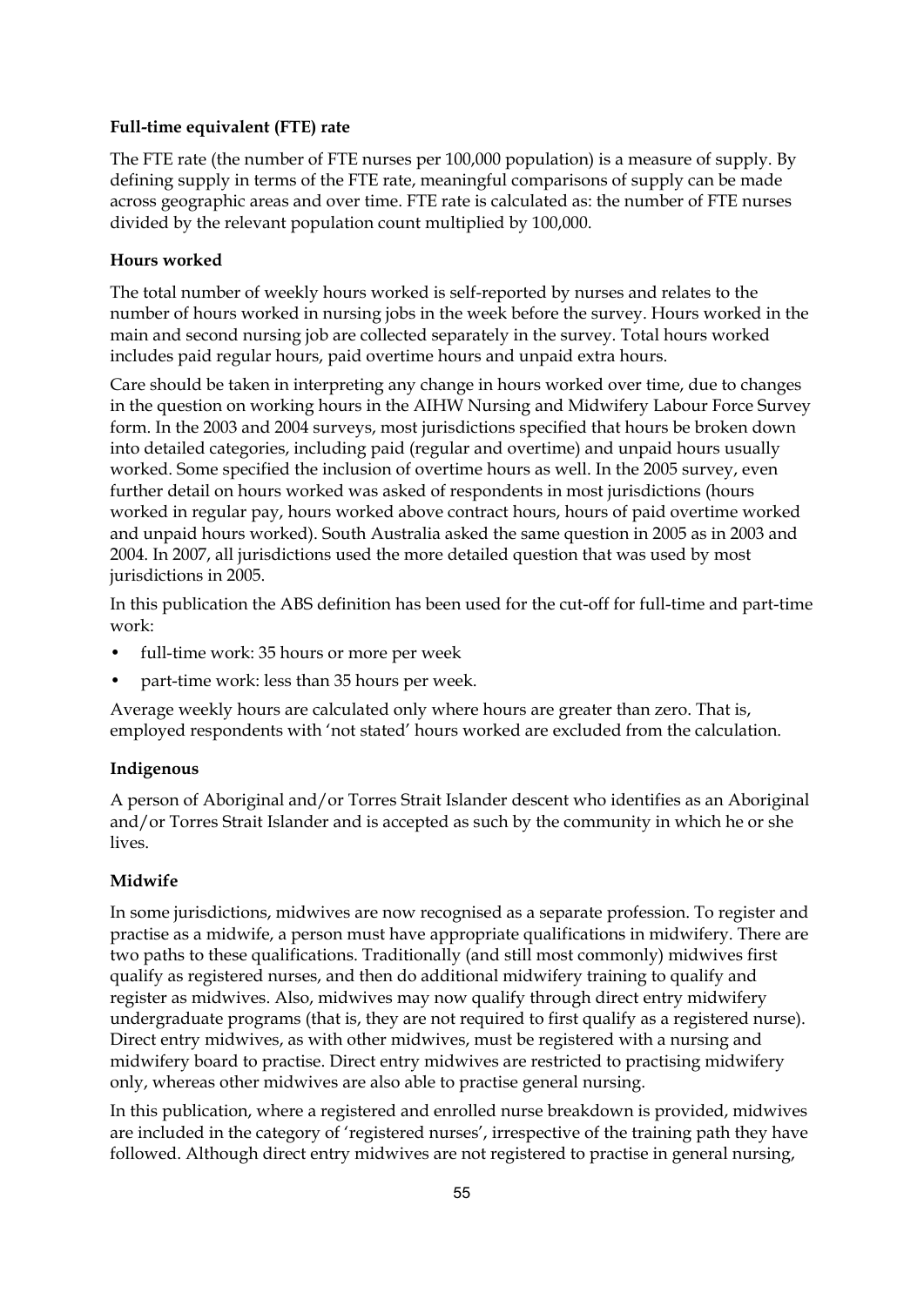**Full-time equivalent (FTE) rate**

The FTE rate (the number of FTE nurses per 100,000 population) is a measure of supply. By defining supply in terms of the FTE rate, meaningful comparisons of supply can be made across geographic areas and over time. FTE rate is calculated as: the number of FTE nurses divided by the relevant population count multiplied by 100,000.

**Hours worked**

The total number of weekly hours worked is self-reported by nurses and relates to the number of hours worked in nursing jobs in the week before the survey. Hours worked in the main and second nursing job are collected separately in the survey. Total hours worked includes paid regular hours, paid overtime hours and unpaid extra hours.

Care should be taken in interpreting any change in hours worked over time, due to changes in the question on working hours in the AIHW Nursing and Midwifery Labour Force Survey form. In the 2003 and 2004 surveys, most jurisdictions specified that hours be broken down into detailed categories, including paid (regular and overtime) and unpaid hours usually worked. Some specified the inclusion of overtime hours as well. In the 2005 survey, even further detail on hours worked was asked of respondents in most jurisdictions (hours worked in regular pay, hours worked above contract hours, hours of paid overtime worked and unpaid hours worked). South Australia asked the same question in 2005 as in 2003 and 2004. In 2007, all jurisdictions used the more detailed question that was used by most jurisdictions in 2005.

In this publication the ABS definition has been used for the cut-off for full-time and part-time work:

- full-time work: 35 hours or more per week
- part-time work: less than 35 hours per week.

Average weekly hours are calculated only where hours are greater than zero. That is, employed respondents with 'not stated' hours worked are excluded from the calculation.

**Indigenous**

A person of Aboriginal and/or Torres Strait Islander descent who identifies as an Aboriginal and/or Torres Strait Islander and is accepted as such by the community in which he or she lives.

**Midwife**

In some jurisdictions, midwives are now recognised as a separate profession. To register and practise as a midwife, a person must have appropriate qualifications in midwifery. There are two paths to these qualifications. Traditionally (and still most commonly) midwives first qualify as registered nurses, and then do additional midwifery training to qualify and register as midwives. Also, midwives may now qualify through direct entry midwifery undergraduate programs (that is, they are not required to first qualify as a registered nurse). Direct entry midwives, as with other midwives, must be registered with a nursing and midwifery board to practise. Direct entry midwives are restricted to practising midwifery only, whereas other midwives are also able to practise general nursing.

In this publication, where a registered and enrolled nurse breakdown is provided, midwives are included in the category of 'registered nurses', irrespective of the training path they have followed. Although direct entry midwives are not registered to practise in general nursing,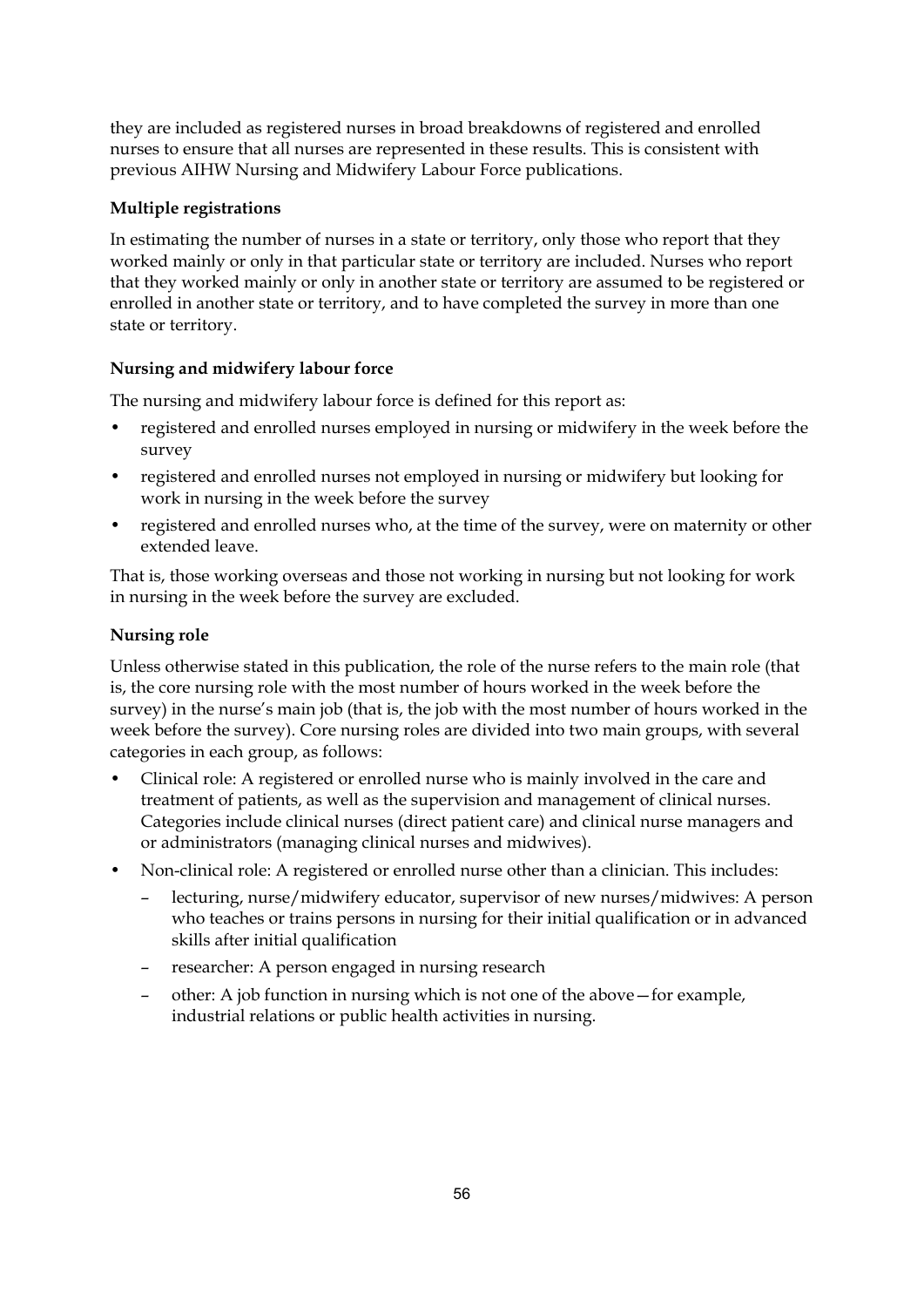they are included as registered nurses in broad breakdowns of registered and enrolled nurses to ensure that all nurses are represented in these results. This is consistent with previous AIHW Nursing and Midwifery Labour Force publications.

**Multiple registrations**

In estimating the number of nurses in a state or territory, only those who report that they worked mainly or only in that particular state or territory are included. Nurses who report that they worked mainly or only in another state or territory are assumed to be registered or enrolled in another state or territory, and to have completed the survey in more than one state or territory.

**Nursing and midwifery labour force**

The nursing and midwifery labour force is defined for this report as:

- registered and enrolled nurses employed in nursing or midwifery in the week before the survey
- registered and enrolled nurses not employed in nursing or midwifery but looking for work in nursing in the week before the survey
- registered and enrolled nurses who, at the time of the survey, were on maternity or other extended leave.

That is, those working overseas and those not working in nursing but not looking for work in nursing in the week before the survey are excluded.

**Nursing role**

Unless otherwise stated in this publication, the role of the nurse refers to the main role (that is, the core nursing role with the most number of hours worked in the week before the survey) in the nurse's main job (that is, the job with the most number of hours worked in the week before the survey). Core nursing roles are divided into two main groups, with several categories in each group, as follows:

- Clinical role: A registered or enrolled nurse who is mainly involved in the care and treatment of patients, as well as the supervision and management of clinical nurses. Categories include clinical nurses (direct patient care) and clinical nurse managers and or administrators (managing clinical nurses and midwives).
- Non-clinical role: A registered or enrolled nurse other than a clinician. This includes:
  - lecturing, nurse/midwifery educator, supervisor of new nurses/midwives: A person who teaches or trains persons in nursing for their initial qualification or in advanced skills after initial qualification
  - researcher: A person engaged in nursing research
  - other: A job function in nursing which is not one of the above—for example, industrial relations or public health activities in nursing.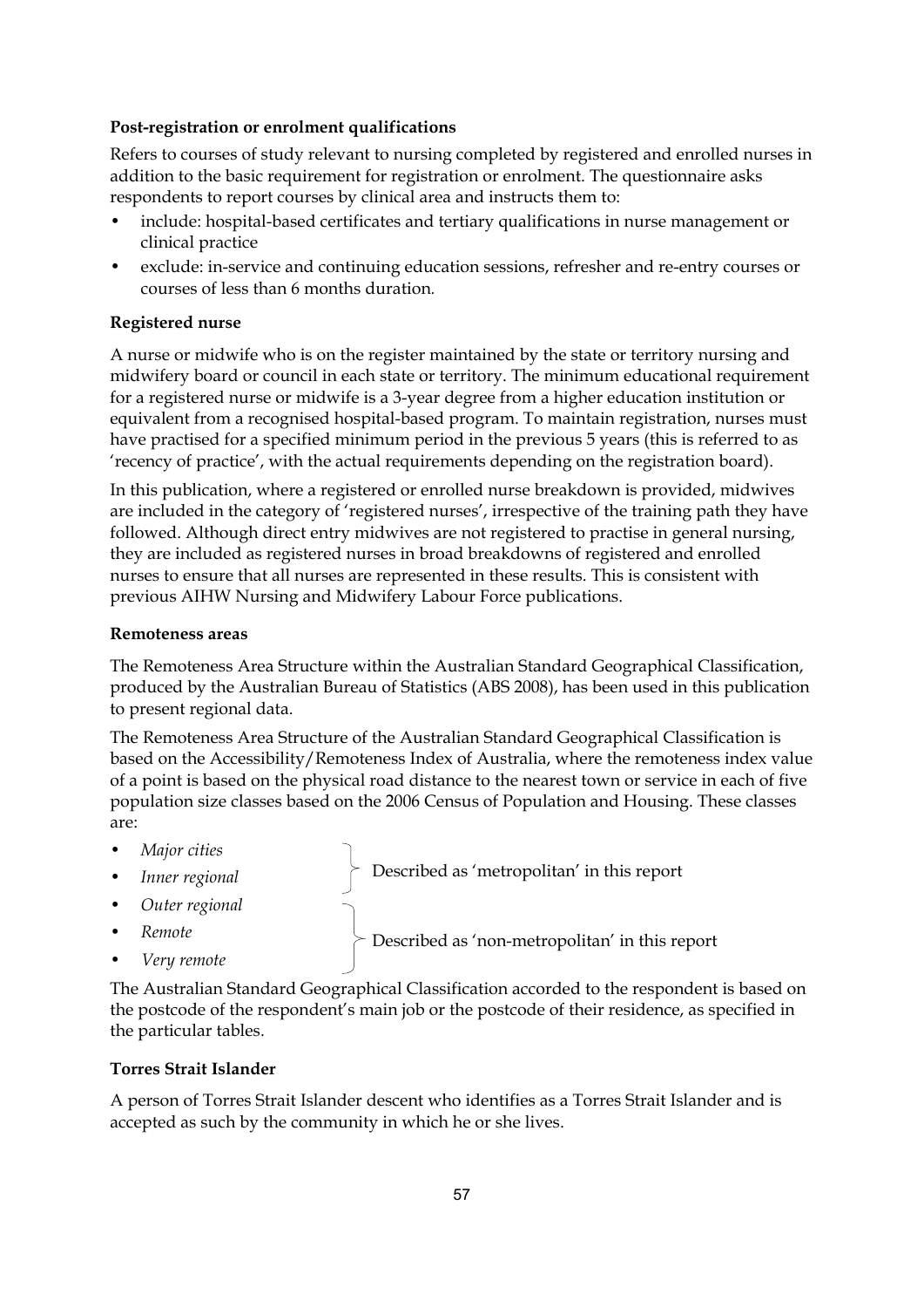**Post-registration or enrolment qualifications**

Refers to courses of study relevant to nursing completed by registered and enrolled nurses in addition to the basic requirement for registration or enrolment. The questionnaire asks respondents to report courses by clinical area and instructs them to:

- include: hospital-based certificates and tertiary qualifications in nurse management or clinical practice
- exclude: in-service and continuing education sessions, refresher and re-entry courses or courses of less than 6 months duration.

**Registered nurse**

A nurse or midwife who is on the register maintained by the state or territory nursing and midwifery board or council in each state or territory. The minimum educational requirement for a registered nurse or midwife is a 3-year degree from a higher education institution or equivalent from a recognised hospital-based program. To maintain registration, nurses must have practised for a specified minimum period in the previous 5 years (this is referred to as 'recency of practice', with the actual requirements depending on the registration board).

In this publication, where a registered or enrolled nurse breakdown is provided, midwives are included in the category of 'registered nurses', irrespective of the training path they have followed. Although direct entry midwives are not registered to practise in general nursing, they are included as registered nurses in broad breakdowns of registered and enrolled nurses to ensure that all nurses are represented in these results. This is consistent with previous AIHW Nursing and Midwifery Labour Force publications.

**Remoteness areas**

The Remoteness Area Structure within the Australian Standard Geographical Classification, produced by the Australian Bureau of Statistics (ABS 2008), has been used in this publication to present regional data.

The Remoteness Area Structure of the Australian Standard Geographical Classification is based on the Accessibility/Remoteness Index of Australia, where the remoteness index value of a point is based on the physical road distance to the nearest town or service in each of five population size classes based on the 2006 Census of Population and Housing. These classes are:

- *Major cities*
- *Inner regional*

  } Described as 'metropolitan' in this report

- *Outer regional*
- *Remote*
- *Very remote*

  } Described as 'non-metropolitan' in this report

The Australian Standard Geographical Classification accorded to the respondent is based on the postcode of the respondent's main job or the postcode of their residence, as specified in the particular tables.

**Torres Strait Islander**

A person of Torres Strait Islander descent who identifies as a Torres Strait Islander and is accepted as such by the community in which he or she lives.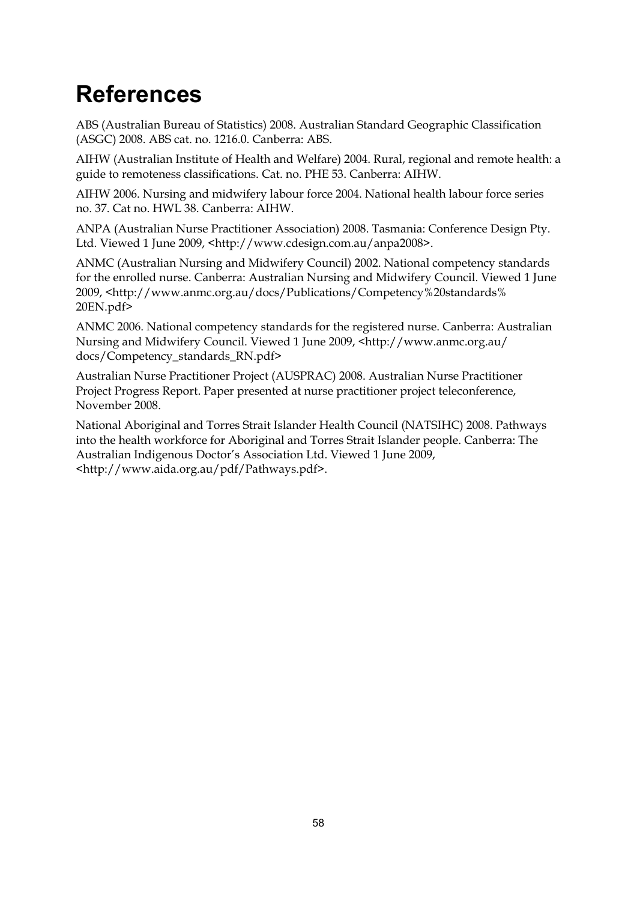# References

ABS (Australian Bureau of Statistics) 2008. Australian Standard Geographic Classification (ASGC) 2008. ABS cat. no. 1216.0. Canberra: ABS.

AIHW (Australian Institute of Health and Welfare) 2004. Rural, regional and remote health: a guide to remoteness classifications. Cat. no. PHE 53. Canberra: AIHW.

AIHW 2006. Nursing and midwifery labour force 2004. National health labour force series no. 37. Cat no. HWL 38. Canberra: AIHW.

ANPA (Australian Nurse Practitioner Association) 2008. Tasmania: Conference Design Pty. Ltd. Viewed 1 June 2009, <http://www.cdesign.com.au/anpa2008>.

ANMC (Australian Nursing and Midwifery Council) 2002. National competency standards for the enrolled nurse. Canberra: Australian Nursing and Midwifery Council. Viewed 1 June 2009, <http://www.anmc.org.au/docs/Publications/Competency%20standards%20EN.pdf>

ANMC 2006. National competency standards for the registered nurse. Canberra: Australian Nursing and Midwifery Council. Viewed 1 June 2009, <http://www.anmc.org.au/docs/Competency_standards_RN.pdf>

Australian Nurse Practitioner Project (AUSPRAC) 2008. Australian Nurse Practitioner Project Progress Report. Paper presented at nurse practitioner project teleconference, November 2008.

National Aboriginal and Torres Strait Islander Health Council (NATSIHC) 2008. Pathways into the health workforce for Aboriginal and Torres Strait Islander people. Canberra: The Australian Indigenous Doctor's Association Ltd. Viewed 1 June 2009, <http://www.aida.org.au/pdf/Pathways.pdf>.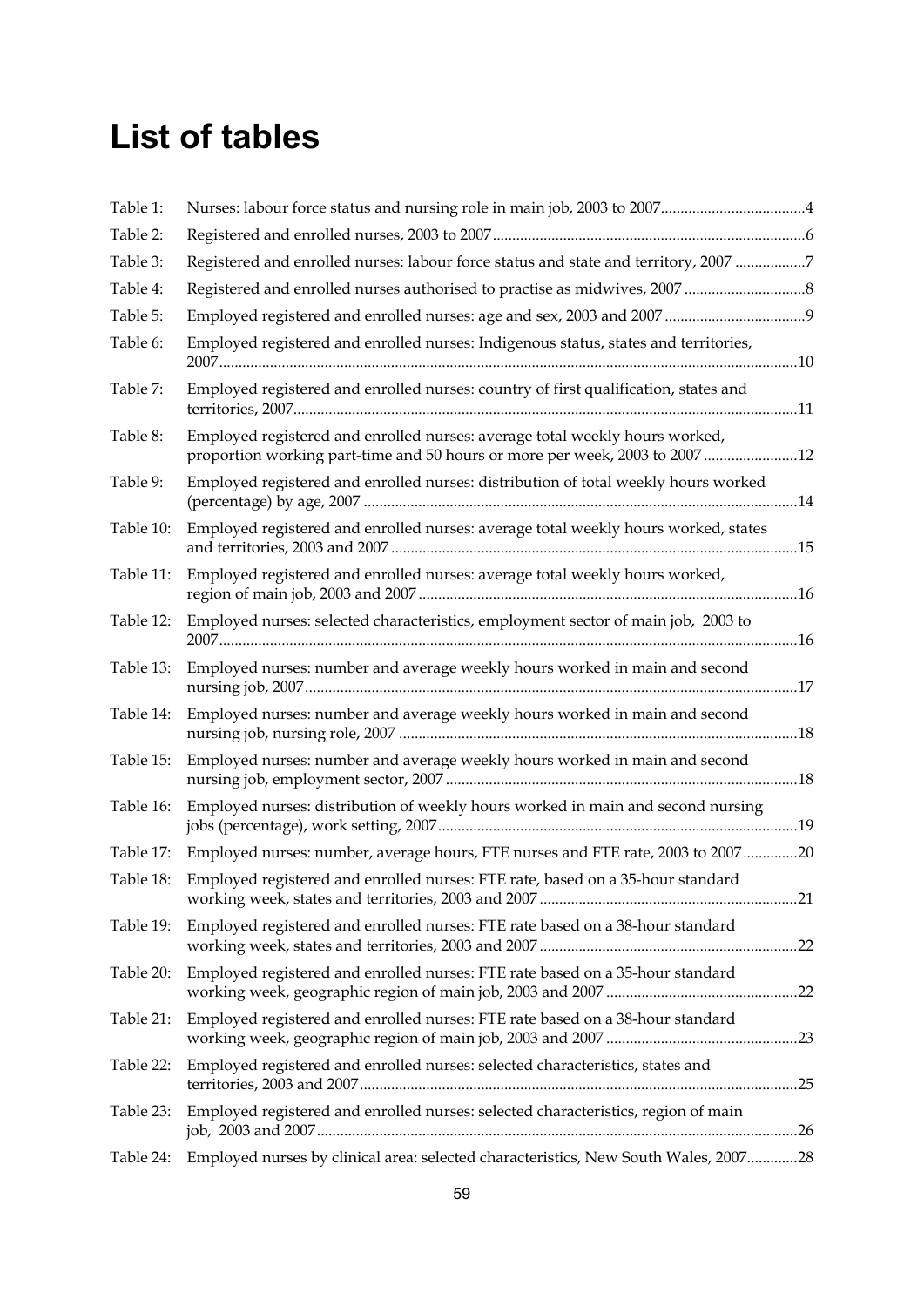# List of tables

| | | |
|---|---|---|
| Table 1: | Nurses: labour force status and nursing role in main job, 2003 to 2007 | 4 |
| Table 2: | Registered and enrolled nurses, 2003 to 2007 | 6 |
| Table 3: | Registered and enrolled nurses: labour force status and state and territory, 2007 | 7 |
| Table 4: | Registered and enrolled nurses authorised to practise as midwives, 2007 | 8 |
| Table 5: | Employed registered and enrolled nurses: age and sex, 2003 and 2007 | 9 |
| Table 6: | Employed registered and enrolled nurses: Indigenous status, states and territories, 2007 | 10 |
| Table 7: | Employed registered and enrolled nurses: country of first qualification, states and territories, 2007 | 11 |
| Table 8: | Employed registered and enrolled nurses: average total weekly hours worked, proportion working part-time and 50 hours or more per week, 2003 to 2007 | 12 |
| Table 9: | Employed registered and enrolled nurses: distribution of total weekly hours worked (percentage) by age, 2007 | 14 |
| Table 10: | Employed registered and enrolled nurses: average total weekly hours worked, states and territories, 2003 and 2007 | 15 |
| Table 11: | Employed registered and enrolled nurses: average total weekly hours worked, region of main job, 2003 and 2007 | 16 |
| Table 12: | Employed nurses: selected characteristics, employment sector of main job, 2003 to 2007 | 16 |
| Table 13: | Employed nurses: number and average weekly hours worked in main and second nursing job, 2007 | 17 |
| Table 14: | Employed nurses: number and average weekly hours worked in main and second nursing job, nursing role, 2007 | 18 |
| Table 15: | Employed nurses: number and average weekly hours worked in main and second nursing job, employment sector, 2007 | 18 |
| Table 16: | Employed nurses: distribution of weekly hours worked in main and second nursing jobs (percentage), work setting, 2007 | 19 |
| Table 17: | Employed nurses: number, average hours, FTE nurses and FTE rate, 2003 to 2007 | 20 |
| Table 18: | Employed registered and enrolled nurses: FTE rate, based on a 35-hour standard working week, states and territories, 2003 and 2007 | 21 |
| Table 19: | Employed registered and enrolled nurses: FTE rate based on a 38-hour standard working week, states and territories, 2003 and 2007 | 22 |
| Table 20: | Employed registered and enrolled nurses: FTE rate based on a 35-hour standard working week, geographic region of main job, 2003 and 2007 | 22 |
| Table 21: | Employed registered and enrolled nurses: FTE rate based on a 38-hour standard working week, geographic region of main job, 2003 and 2007 | 23 |
| Table 22: | Employed registered and enrolled nurses: selected characteristics, states and territories, 2003 and 2007 | 25 |
| Table 23: | Employed registered and enrolled nurses: selected characteristics, region of main job, 2003 and 2007 | 26 |
| Table 24: | Employed nurses by clinical area: selected characteristics, New South Wales, 2007 | 28 |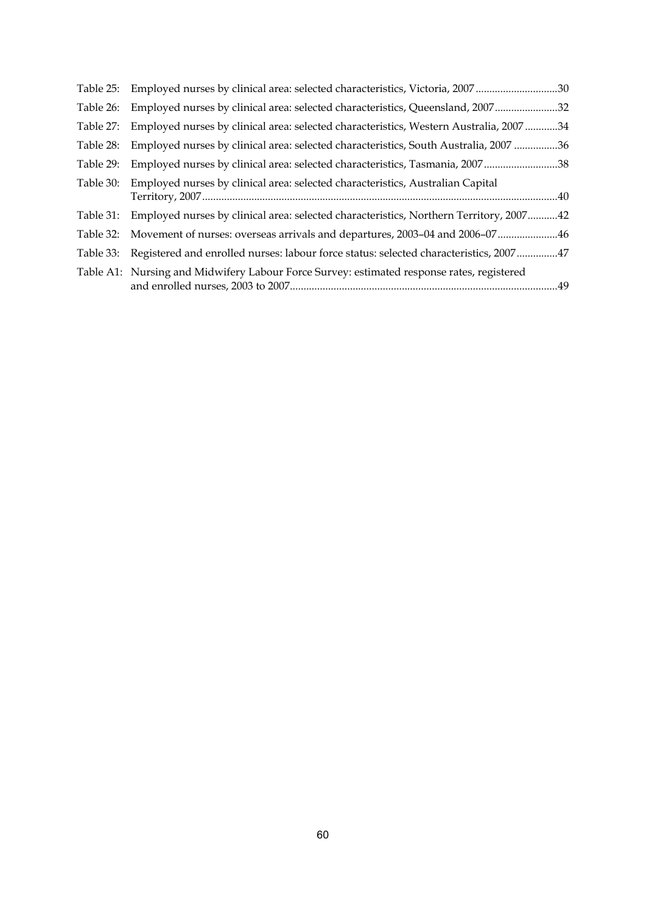Table 25: Employed nurses by clinical area: selected characteristics, Victoria, 2007 .............................30

Table 26: Employed nurses by clinical area: selected characteristics, Queensland, 2007.......................32

Table 27: Employed nurses by clinical area: selected characteristics, Western Australia, 2007 ............34

Table 28: Employed nurses by clinical area: selected characteristics, South Australia, 2007 ................36

Table 29: Employed nurses by clinical area: selected characteristics, Tasmania, 2007 ...........................38

Table 30: Employed nurses by clinical area: selected characteristics, Australian Capital Territory, 2007 .................................................................................................................................40

Table 31: Employed nurses by clinical area: selected characteristics, Northern Territory, 2007...........42

Table 32: Movement of nurses: overseas arrivals and departures, 2003–04 and 2006–07......................46

Table 33: Registered and enrolled nurses: labour force status: selected characteristics, 2007 ...............47

Table A1: Nursing and Midwifery Labour Force Survey: estimated response rates, registered and enrolled nurses, 2003 to 2007.................................................................................................49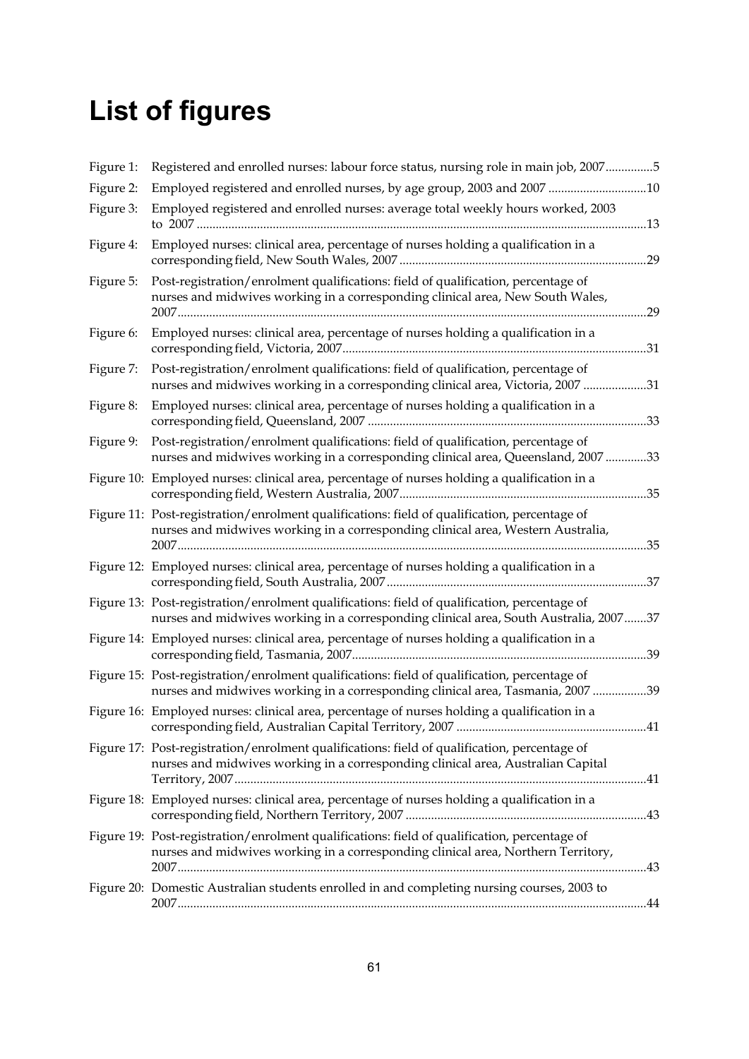# List of figures

Figure 1: Registered and enrolled nurses: labour force status, nursing role in main job, 2007...............5

Figure 2: Employed registered and enrolled nurses, by age group, 2003 and 2007 ..............................10

Figure 3: Employed registered and enrolled nurses: average total weekly hours worked, 2003 to 2007 ..........................................................................................................................................13

Figure 4: Employed nurses: clinical area, percentage of nurses holding a qualification in a corresponding field, New South Wales, 2007 .............................................................................29

Figure 5: Post-registration/enrolment qualifications: field of qualification, percentage of nurses and midwives working in a corresponding clinical area, New South Wales, 2007..................................................................................................................................................29

Figure 6: Employed nurses: clinical area, percentage of nurses holding a qualification in a corresponding field, Victoria, 2007...............................................................................................31

Figure 7: Post-registration/enrolment qualifications: field of qualification, percentage of nurses and midwives working in a corresponding clinical area, Victoria, 2007 ....................31

Figure 8: Employed nurses: clinical area, percentage of nurses holding a qualification in a corresponding field, Queensland, 2007 .......................................................................................33

Figure 9: Post-registration/enrolment qualifications: field of qualification, percentage of nurses and midwives working in a corresponding clinical area, Queensland, 2007 .............33

Figure 10: Employed nurses: clinical area, percentage of nurses holding a qualification in a corresponding field, Western Australia, 2007.............................................................................35

Figure 11: Post-registration/enrolment qualifications: field of qualification, percentage of nurses and midwives working in a corresponding clinical area, Western Australia, 2007..................................................................................................................................................35

Figure 12: Employed nurses: clinical area, percentage of nurses holding a qualification in a corresponding field, South Australia, 2007.................................................................................37

Figure 13: Post-registration/enrolment qualifications: field of qualification, percentage of nurses and midwives working in a corresponding clinical area, South Australia, 2007.......37

Figure 14: Employed nurses: clinical area, percentage of nurses holding a qualification in a corresponding field, Tasmania, 2007............................................................................................39

Figure 15: Post-registration/enrolment qualifications: field of qualification, percentage of nurses and midwives working in a corresponding clinical area, Tasmania, 2007 .................39

Figure 16: Employed nurses: clinical area, percentage of nurses holding a qualification in a corresponding field, Australian Capital Territory, 2007 ...........................................................41

Figure 17: Post-registration/enrolment qualifications: field of qualification, percentage of nurses and midwives working in a corresponding clinical area, Australian Capital Territory, 2007................................................................................................................................41

Figure 18: Employed nurses: clinical area, percentage of nurses holding a qualification in a corresponding field, Northern Territory, 2007 ...........................................................................43

Figure 19: Post-registration/enrolment qualifications: field of qualification, percentage of nurses and midwives working in a corresponding clinical area, Northern Territory, 2007..................................................................................................................................................43

Figure 20: Domestic Australian students enrolled in and completing nursing courses, 2003 to 2007..................................................................................................................................................44